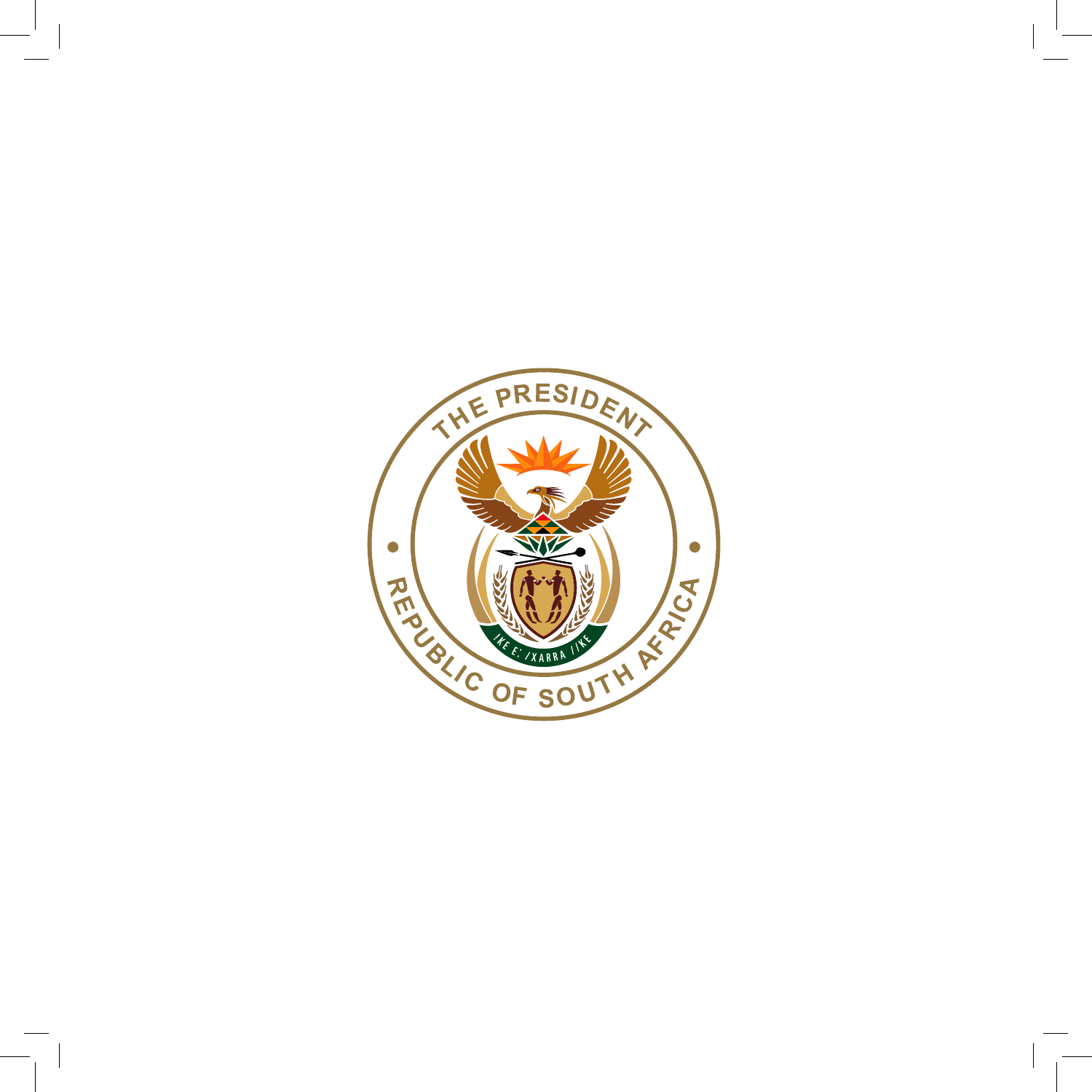THE PRESIDENT

REPUBLIC OF SOUTH AFRICA

!KE E: /XARRA //KE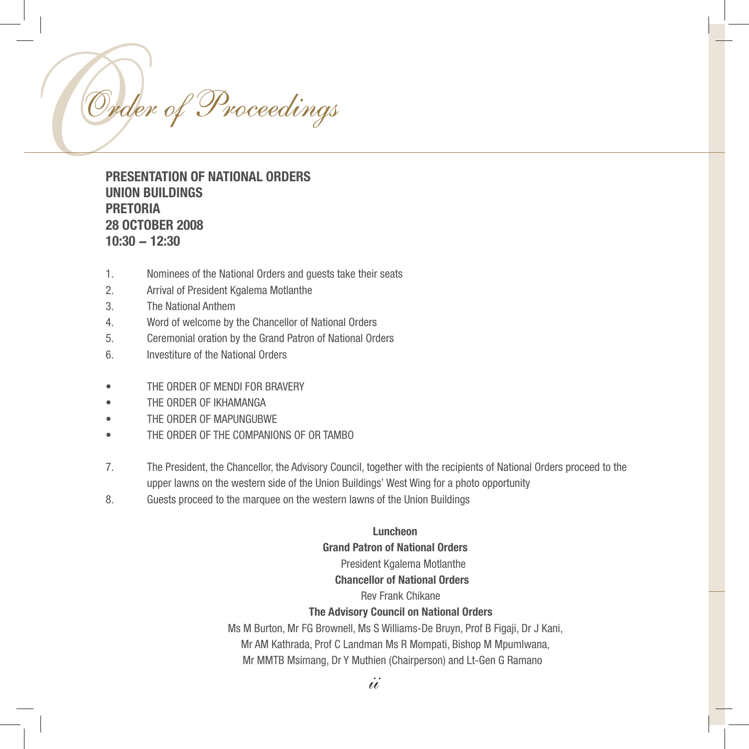# Order of Proceedings

**PRESENTATION OF NATIONAL ORDERS**
**UNION BUILDINGS**
**PRETORIA**
**28 OCTOBER 2008**
**10:30 – 12:30**

1. Nominees of the National Orders and guests take their seats
2. Arrival of President Kgalema Motlanthe
3. The National Anthem
4. Word of welcome by the Chancellor of National Orders
5. Ceremonial oration by the Grand Patron of National Orders
6. Investiture of the National Orders

- THE ORDER OF MENDI FOR BRAVERY
- THE ORDER OF IKHAMANGA
- THE ORDER OF MAPUNGUBWE
- THE ORDER OF THE COMPANIONS OF OR TAMBO

7. The President, the Chancellor, the Advisory Council, together with the recipients of National Orders proceed to the upper lawns on the western side of the Union Buildings' West Wing for a photo opportunity
8. Guests proceed to the marquee on the western lawns of the Union Buildings

**Luncheon**

**Grand Patron of National Orders**

President Kgalema Motlanthe

**Chancellor of National Orders**

Rev Frank Chikane

**The Advisory Council on National Orders**

Ms M Burton, Mr FG Brownell, Ms S Williams-De Bruyn, Prof B Figaji, Dr J Kani, Mr AM Kathrada, Prof C Landman Ms R Mompati, Bishop M Mpumlwana, Mr MMTB Msimang, Dr Y Muthien (Chairperson) and Lt-Gen G Ramano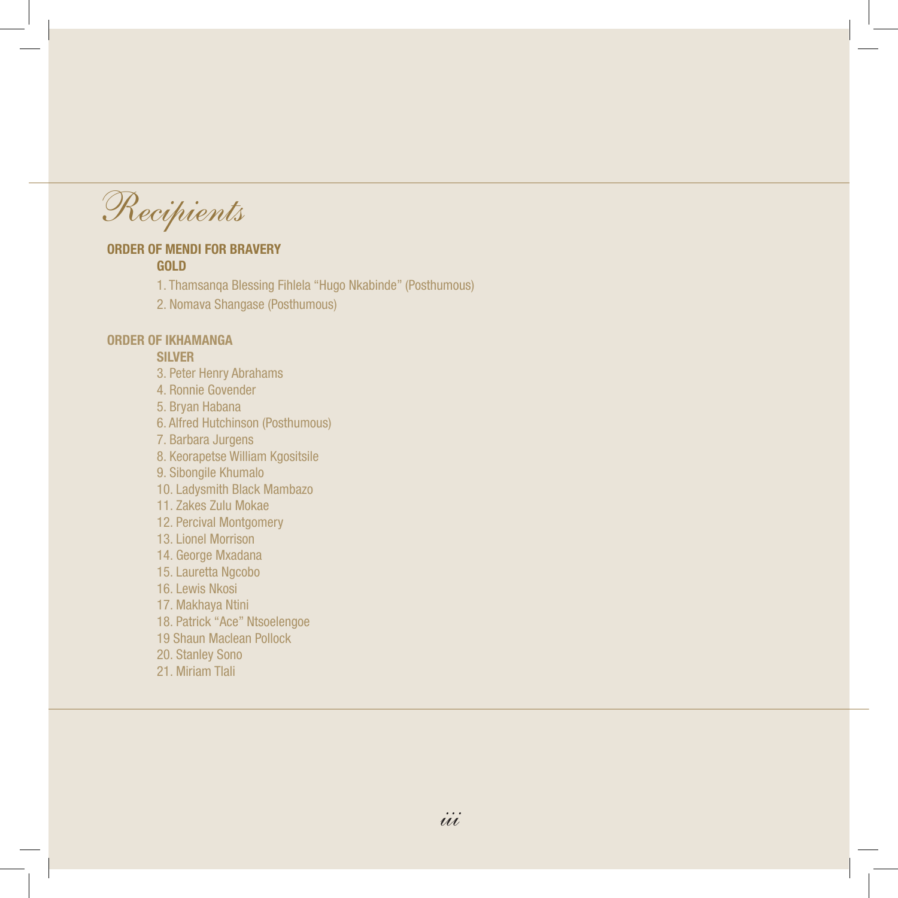# Recipients

## ORDER OF MENDI FOR BRAVERY

### GOLD

1. Thamsanqa Blessing Fihlela "Hugo Nkabinde" (Posthumous)
2. Nomava Shangase (Posthumous)

## ORDER OF IKHAMANGA

### SILVER

3. Peter Henry Abrahams
4. Ronnie Govender
5. Bryan Habana
6. Alfred Hutchinson (Posthumous)
7. Barbara Jurgens
8. Keorapetse William Kgositsile
9. Sibongile Khumalo
10. Ladysmith Black Mambazo
11. Zakes Zulu Mokae
12. Percival Montgomery
13. Lionel Morrison
14. George Mxadana
15. Lauretta Ngcobo
16. Lewis Nkosi
17. Makhaya Ntini
18. Patrick "Ace" Ntsoelengoe
19 Shaun Maclean Pollock
20. Stanley Sono
21. Miriam Tlali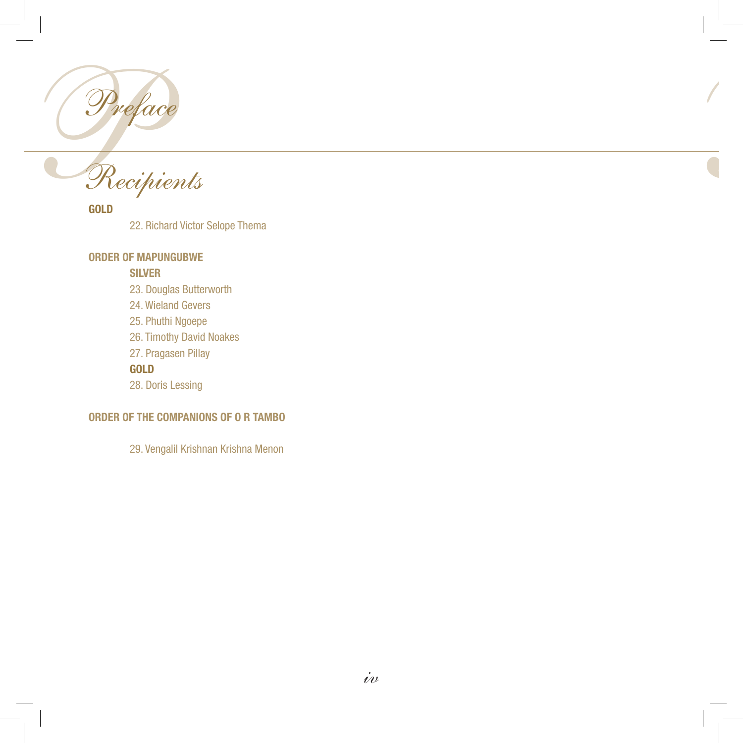# Preface

## Recipients

**GOLD**

22. Richard Victor Selope Thema

**ORDER OF MAPUNGUBWE**

**SILVER**

23. Douglas Butterworth
24. Wieland Gevers
25. Phuthi Ngoepe
26. Timothy David Noakes
27. Pragasen Pillay

**GOLD**

28. Doris Lessing

**ORDER OF THE COMPANIONS OF O R TAMBO**

29. Vengalil Krishnan Krishna Menon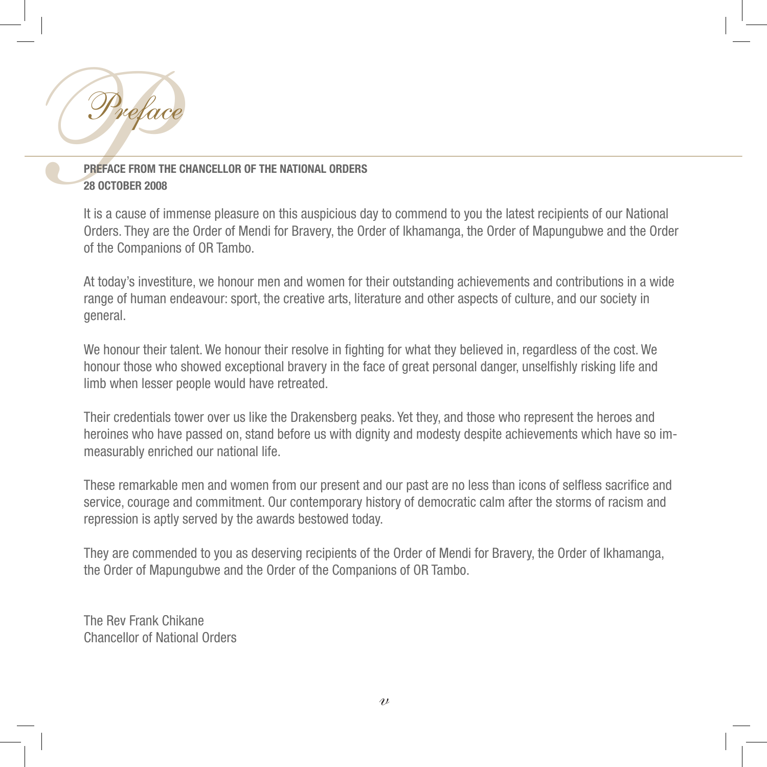# Preface

**PREFACE FROM THE CHANCELLOR OF THE NATIONAL ORDERS**
**28 OCTOBER 2008**

It is a cause of immense pleasure on this auspicious day to commend to you the latest recipients of our National Orders. They are the Order of Mendi for Bravery, the Order of Ikhamanga, the Order of Mapungubwe and the Order of the Companions of OR Tambo.

At today's investiture, we honour men and women for their outstanding achievements and contributions in a wide range of human endeavour: sport, the creative arts, literature and other aspects of culture, and our society in general.

We honour their talent. We honour their resolve in fighting for what they believed in, regardless of the cost. We honour those who showed exceptional bravery in the face of great personal danger, unselfishly risking life and limb when lesser people would have retreated.

Their credentials tower over us like the Drakensberg peaks. Yet they, and those who represent the heroes and heroines who have passed on, stand before us with dignity and modesty despite achievements which have so immeasurably enriched our national life.

These remarkable men and women from our present and our past are no less than icons of selfless sacrifice and service, courage and commitment. Our contemporary history of democratic calm after the storms of racism and repression is aptly served by the awards bestowed today.

They are commended to you as deserving recipients of the Order of Mendi for Bravery, the Order of Ikhamanga, the Order of Mapungubwe and the Order of the Companions of OR Tambo.

The Rev Frank Chikane
Chancellor of National Orders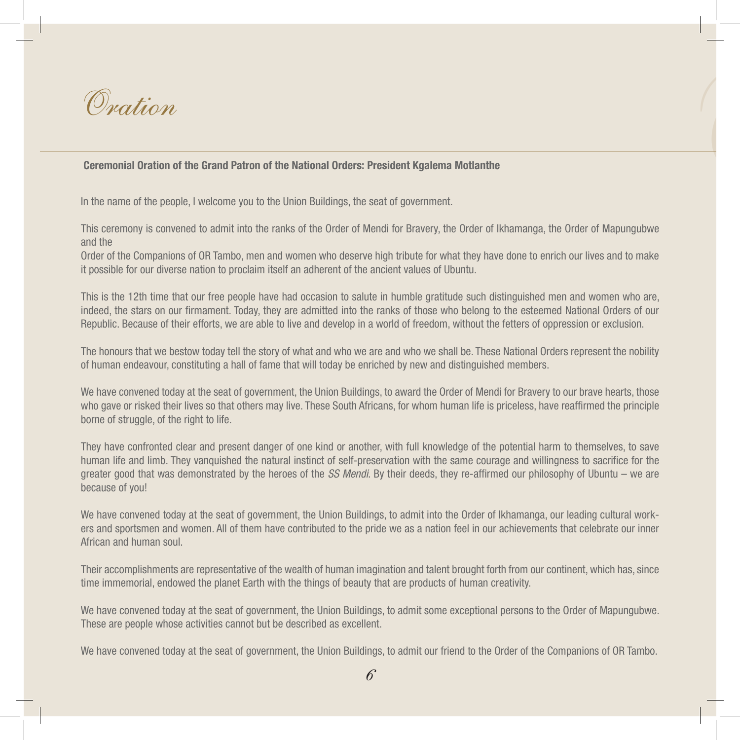# Oration

**Ceremonial Oration of the Grand Patron of the National Orders: President Kgalema Motlanthe**

In the name of the people, I welcome you to the Union Buildings, the seat of government.

This ceremony is convened to admit into the ranks of the Order of Mendi for Bravery, the Order of Ikhamanga, the Order of Mapungubwe and the Order of the Companions of OR Tambo, men and women who deserve high tribute for what they have done to enrich our lives and to make it possible for our diverse nation to proclaim itself an adherent of the ancient values of Ubuntu.

This is the 12th time that our free people have had occasion to salute in humble gratitude such distinguished men and women who are, indeed, the stars on our firmament. Today, they are admitted into the ranks of those who belong to the esteemed National Orders of our Republic. Because of their efforts, we are able to live and develop in a world of freedom, without the fetters of oppression or exclusion.

The honours that we bestow today tell the story of what and who we are and who we shall be. These National Orders represent the nobility of human endeavour, constituting a hall of fame that will today be enriched by new and distinguished members.

We have convened today at the seat of government, the Union Buildings, to award the Order of Mendi for Bravery to our brave hearts, those who gave or risked their lives so that others may live. These South Africans, for whom human life is priceless, have reaffirmed the principle borne of struggle, of the right to life.

They have confronted clear and present danger of one kind or another, with full knowledge of the potential harm to themselves, to save human life and limb. They vanquished the natural instinct of self-preservation with the same courage and willingness to sacrifice for the greater good that was demonstrated by the heroes of the *SS Mendi*. By their deeds, they re-affirmed our philosophy of Ubuntu – we are because of you!

We have convened today at the seat of government, the Union Buildings, to admit into the Order of Ikhamanga, our leading cultural workers and sportsmen and women. All of them have contributed to the pride we as a nation feel in our achievements that celebrate our inner African and human soul.

Their accomplishments are representative of the wealth of human imagination and talent brought forth from our continent, which has, since time immemorial, endowed the planet Earth with the things of beauty that are products of human creativity.

We have convened today at the seat of government, the Union Buildings, to admit some exceptional persons to the Order of Mapungubwe. These are people whose activities cannot but be described as excellent.

We have convened today at the seat of government, the Union Buildings, to admit our friend to the Order of the Companions of OR Tambo.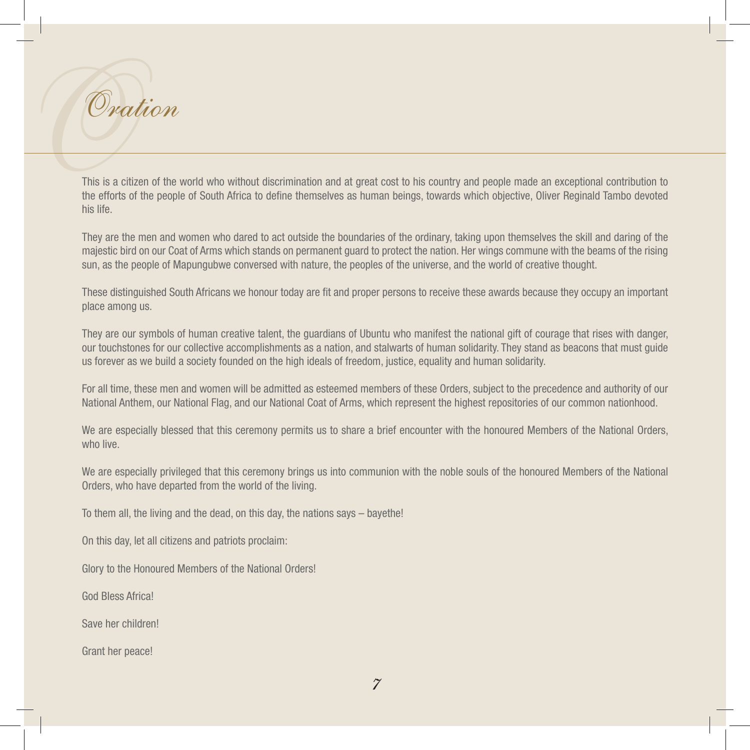# Oration

This is a citizen of the world who without discrimination and at great cost to his country and people made an exceptional contribution to the efforts of the people of South Africa to define themselves as human beings, towards which objective, Oliver Reginald Tambo devoted his life.

They are the men and women who dared to act outside the boundaries of the ordinary, taking upon themselves the skill and daring of the majestic bird on our Coat of Arms which stands on permanent guard to protect the nation. Her wings commune with the beams of the rising sun, as the people of Mapungubwe conversed with nature, the peoples of the universe, and the world of creative thought.

These distinguished South Africans we honour today are fit and proper persons to receive these awards because they occupy an important place among us.

They are our symbols of human creative talent, the guardians of Ubuntu who manifest the national gift of courage that rises with danger, our touchstones for our collective accomplishments as a nation, and stalwarts of human solidarity. They stand as beacons that must guide us forever as we build a society founded on the high ideals of freedom, justice, equality and human solidarity.

For all time, these men and women will be admitted as esteemed members of these Orders, subject to the precedence and authority of our National Anthem, our National Flag, and our National Coat of Arms, which represent the highest repositories of our common nationhood.

We are especially blessed that this ceremony permits us to share a brief encounter with the honoured Members of the National Orders, who live.

We are especially privileged that this ceremony brings us into communion with the noble souls of the honoured Members of the National Orders, who have departed from the world of the living.

To them all, the living and the dead, on this day, the nations says – bayethe!

On this day, let all citizens and patriots proclaim:

Glory to the Honoured Members of the National Orders!

God Bless Africa!

Save her children!

Grant her peace!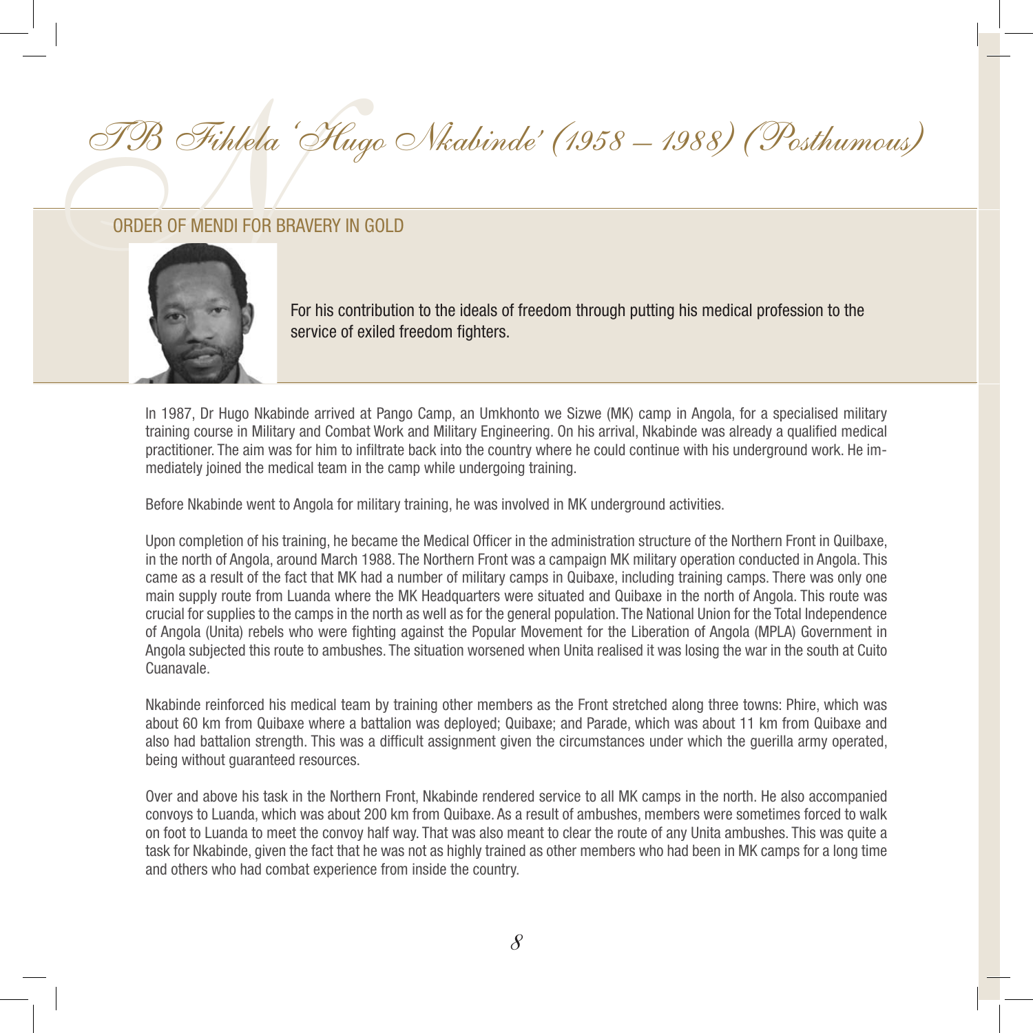# TB Fihlela 'Hugo Nkabinde' (1958 – 1988) (Posthumous)

## ORDER OF MENDI FOR BRAVERY IN GOLD

For his contribution to the ideals of freedom through putting his medical profession to the service of exiled freedom fighters.

In 1987, Dr Hugo Nkabinde arrived at Pango Camp, an Umkhonto we Sizwe (MK) camp in Angola, for a specialised military training course in Military and Combat Work and Military Engineering. On his arrival, Nkabinde was already a qualified medical practitioner. The aim was for him to infiltrate back into the country where he could continue with his underground work. He immediately joined the medical team in the camp while undergoing training.

Before Nkabinde went to Angola for military training, he was involved in MK underground activities.

Upon completion of his training, he became the Medical Officer in the administration structure of the Northern Front in Quilbaxe, in the north of Angola, around March 1988. The Northern Front was a campaign MK military operation conducted in Angola. This came as a result of the fact that MK had a number of military camps in Quibaxe, including training camps. There was only one main supply route from Luanda where the MK Headquarters were situated and Quibaxe in the north of Angola. This route was crucial for supplies to the camps in the north as well as for the general population. The National Union for the Total Independence of Angola (Unita) rebels who were fighting against the Popular Movement for the Liberation of Angola (MPLA) Government in Angola subjected this route to ambushes. The situation worsened when Unita realised it was losing the war in the south at Cuito Cuanavale.

Nkabinde reinforced his medical team by training other members as the Front stretched along three towns: Phire, which was about 60 km from Quibaxe where a battalion was deployed; Quibaxe; and Parade, which was about 11 km from Quibaxe and also had battalion strength. This was a difficult assignment given the circumstances under which the guerilla army operated, being without guaranteed resources.

Over and above his task in the Northern Front, Nkabinde rendered service to all MK camps in the north. He also accompanied convoys to Luanda, which was about 200 km from Quibaxe. As a result of ambushes, members were sometimes forced to walk on foot to Luanda to meet the convoy half way. That was also meant to clear the route of any Unita ambushes. This was quite a task for Nkabinde, given the fact that he was not as highly trained as other members who had been in MK camps for a long time and others who had combat experience from inside the country.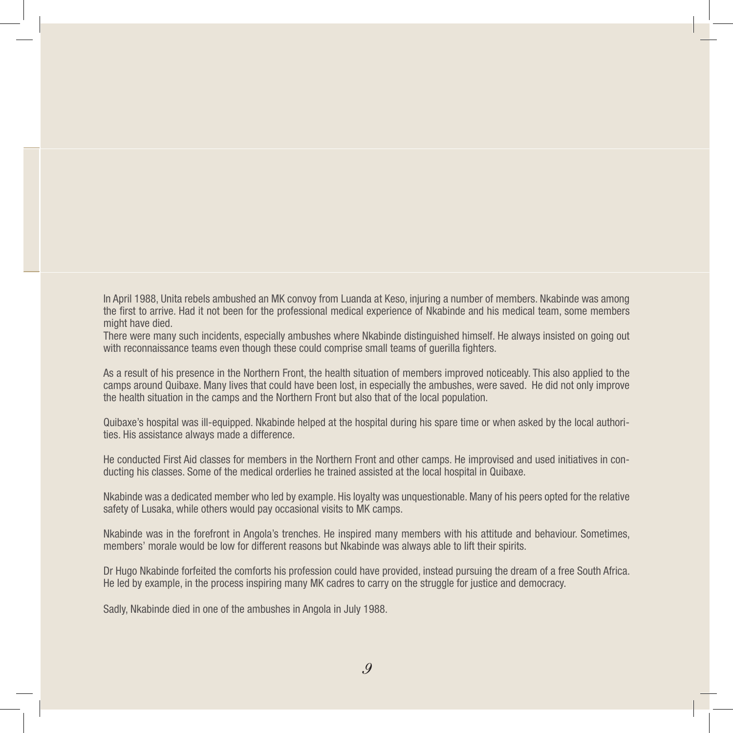In April 1988, Unita rebels ambushed an MK convoy from Luanda at Keso, injuring a number of members. Nkabinde was among the first to arrive. Had it not been for the professional medical experience of Nkabinde and his medical team, some members might have died.
There were many such incidents, especially ambushes where Nkabinde distinguished himself. He always insisted on going out with reconnaissance teams even though these could comprise small teams of guerilla fighters.

As a result of his presence in the Northern Front, the health situation of members improved noticeably. This also applied to the camps around Quibaxe. Many lives that could have been lost, in especially the ambushes, were saved. He did not only improve the health situation in the camps and the Northern Front but also that of the local population.

Quibaxe's hospital was ill-equipped. Nkabinde helped at the hospital during his spare time or when asked by the local authorities. His assistance always made a difference.

He conducted First Aid classes for members in the Northern Front and other camps. He improvised and used initiatives in conducting his classes. Some of the medical orderlies he trained assisted at the local hospital in Quibaxe.

Nkabinde was a dedicated member who led by example. His loyalty was unquestionable. Many of his peers opted for the relative safety of Lusaka, while others would pay occasional visits to MK camps.

Nkabinde was in the forefront in Angola's trenches. He inspired many members with his attitude and behaviour. Sometimes, members' morale would be low for different reasons but Nkabinde was always able to lift their spirits.

Dr Hugo Nkabinde forfeited the comforts his profession could have provided, instead pursuing the dream of a free South Africa. He led by example, in the process inspiring many MK cadres to carry on the struggle for justice and democracy.

Sadly, Nkabinde died in one of the ambushes in Angola in July 1988.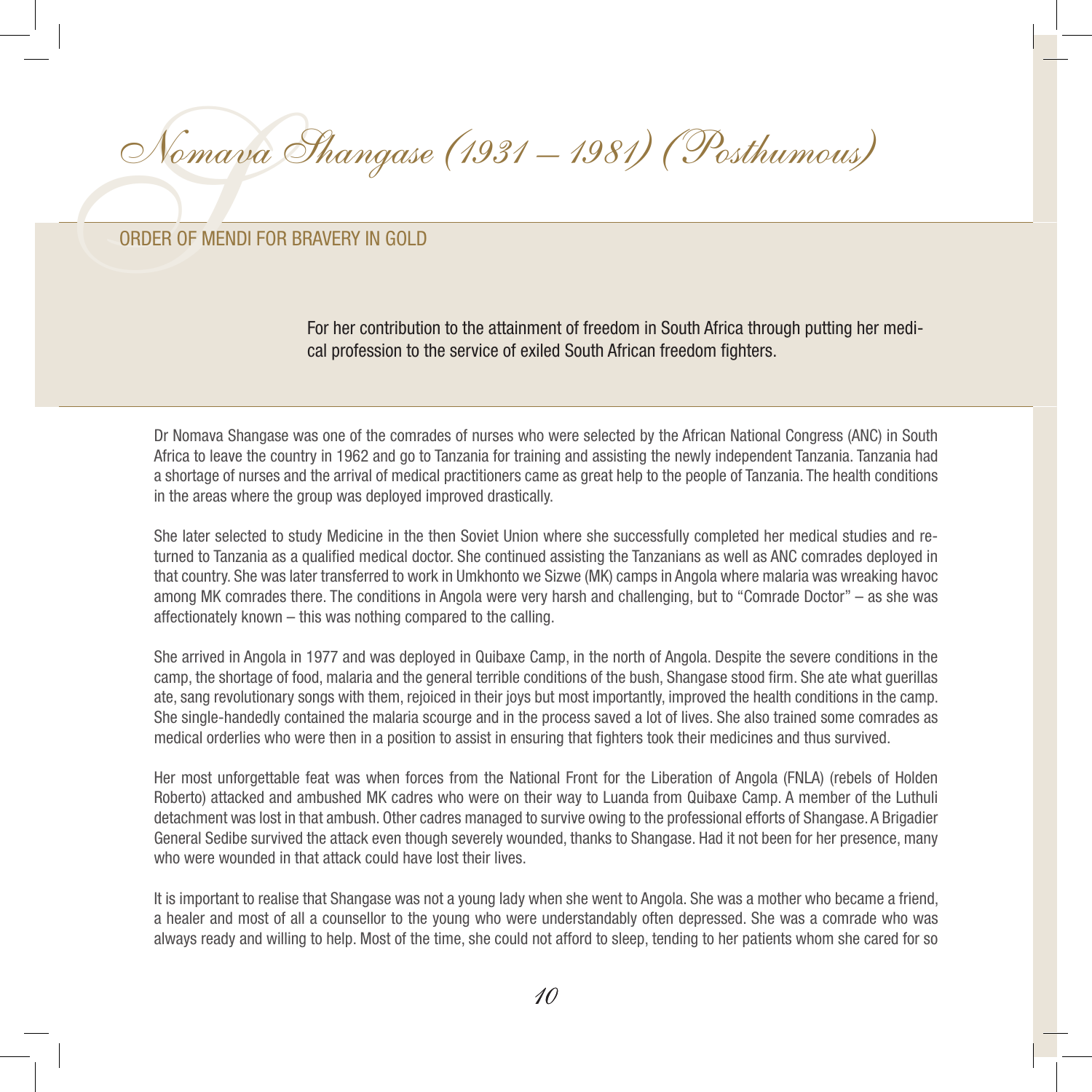# Nomava Shangase (1931 – 1981) (Posthumous)

## ORDER OF MENDI FOR BRAVERY IN GOLD

For her contribution to the attainment of freedom in South Africa through putting her medical profession to the service of exiled South African freedom fighters.

Dr Nomava Shangase was one of the comrades of nurses who were selected by the African National Congress (ANC) in South Africa to leave the country in 1962 and go to Tanzania for training and assisting the newly independent Tanzania. Tanzania had a shortage of nurses and the arrival of medical practitioners came as great help to the people of Tanzania. The health conditions in the areas where the group was deployed improved drastically.

She later selected to study Medicine in the then Soviet Union where she successfully completed her medical studies and returned to Tanzania as a qualified medical doctor. She continued assisting the Tanzanians as well as ANC comrades deployed in that country. She was later transferred to work in Umkhonto we Sizwe (MK) camps in Angola where malaria was wreaking havoc among MK comrades there. The conditions in Angola were very harsh and challenging, but to "Comrade Doctor" – as she was affectionately known – this was nothing compared to the calling.

She arrived in Angola in 1977 and was deployed in Quibaxe Camp, in the north of Angola. Despite the severe conditions in the camp, the shortage of food, malaria and the general terrible conditions of the bush, Shangase stood firm. She ate what guerillas ate, sang revolutionary songs with them, rejoiced in their joys but most importantly, improved the health conditions in the camp. She single-handedly contained the malaria scourge and in the process saved a lot of lives. She also trained some comrades as medical orderlies who were then in a position to assist in ensuring that fighters took their medicines and thus survived.

Her most unforgettable feat was when forces from the National Front for the Liberation of Angola (FNLA) (rebels of Holden Roberto) attacked and ambushed MK cadres who were on their way to Luanda from Quibaxe Camp. A member of the Luthuli detachment was lost in that ambush. Other cadres managed to survive owing to the professional efforts of Shangase. A Brigadier General Sedibe survived the attack even though severely wounded, thanks to Shangase. Had it not been for her presence, many who were wounded in that attack could have lost their lives.

It is important to realise that Shangase was not a young lady when she went to Angola. She was a mother who became a friend, a healer and most of all a counsellor to the young who were understandably often depressed. She was a comrade who was always ready and willing to help. Most of the time, she could not afford to sleep, tending to her patients whom she cared for so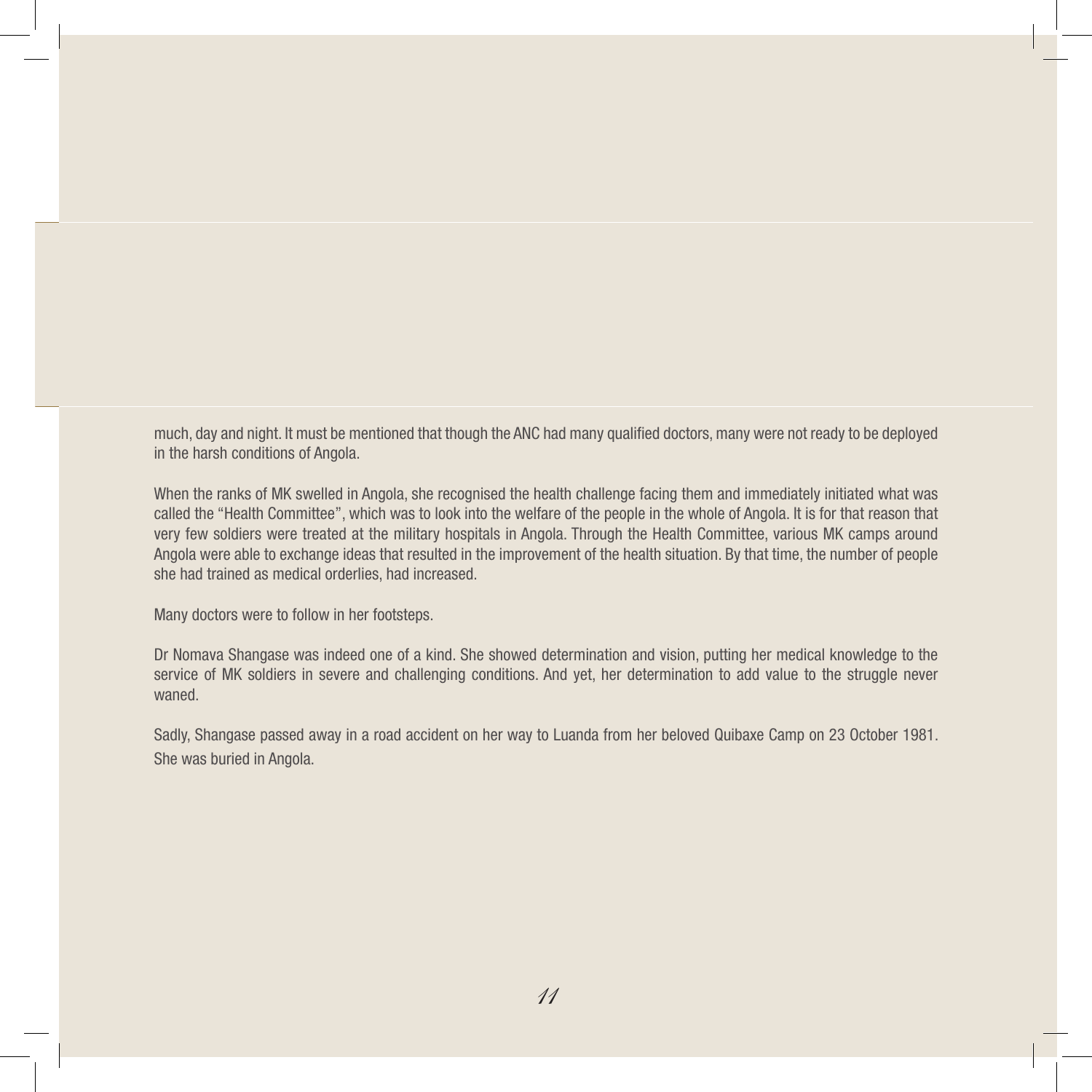much, day and night. It must be mentioned that though the ANC had many qualified doctors, many were not ready to be deployed in the harsh conditions of Angola.

When the ranks of MK swelled in Angola, she recognised the health challenge facing them and immediately initiated what was called the "Health Committee", which was to look into the welfare of the people in the whole of Angola. It is for that reason that very few soldiers were treated at the military hospitals in Angola. Through the Health Committee, various MK camps around Angola were able to exchange ideas that resulted in the improvement of the health situation. By that time, the number of people she had trained as medical orderlies, had increased.

Many doctors were to follow in her footsteps.

Dr Nomava Shangase was indeed one of a kind. She showed determination and vision, putting her medical knowledge to the service of MK soldiers in severe and challenging conditions. And yet, her determination to add value to the struggle never waned.

Sadly, Shangase passed away in a road accident on her way to Luanda from her beloved Quibaxe Camp on 23 October 1981. She was buried in Angola.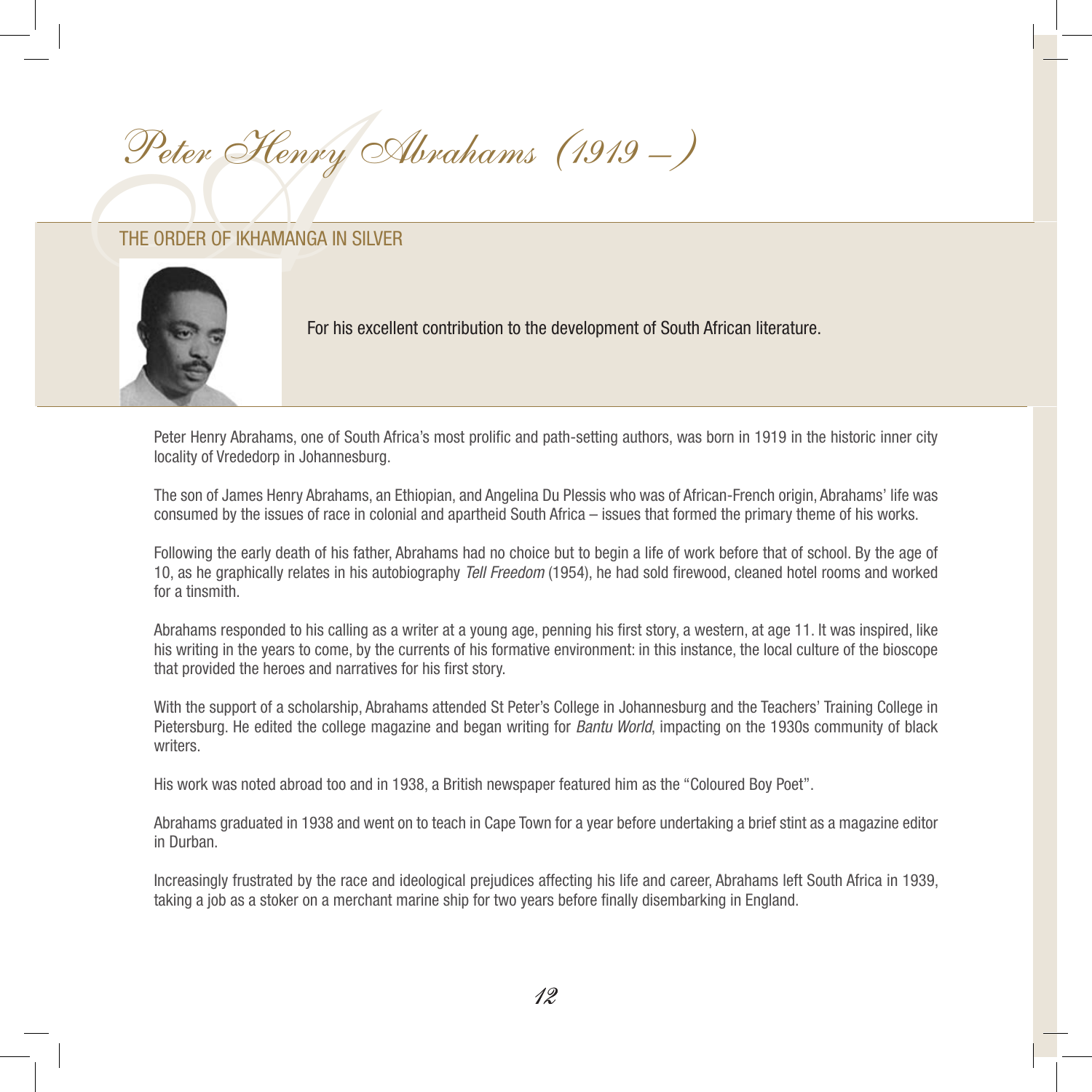# Peter Henry Abrahams (1919 – )

## THE ORDER OF IKHAMANGA IN SILVER

For his excellent contribution to the development of South African literature.

Peter Henry Abrahams, one of South Africa's most prolific and path-setting authors, was born in 1919 in the historic inner city locality of Vrededorp in Johannesburg.

The son of James Henry Abrahams, an Ethiopian, and Angelina Du Plessis who was of African-French origin, Abrahams' life was consumed by the issues of race in colonial and apartheid South Africa – issues that formed the primary theme of his works.

Following the early death of his father, Abrahams had no choice but to begin a life of work before that of school. By the age of 10, as he graphically relates in his autobiography *Tell Freedom* (1954), he had sold firewood, cleaned hotel rooms and worked for a tinsmith.

Abrahams responded to his calling as a writer at a young age, penning his first story, a western, at age 11. It was inspired, like his writing in the years to come, by the currents of his formative environment: in this instance, the local culture of the bioscope that provided the heroes and narratives for his first story.

With the support of a scholarship, Abrahams attended St Peter's College in Johannesburg and the Teachers' Training College in Pietersburg. He edited the college magazine and began writing for *Bantu World*, impacting on the 1930s community of black writers.

His work was noted abroad too and in 1938, a British newspaper featured him as the "Coloured Boy Poet".

Abrahams graduated in 1938 and went on to teach in Cape Town for a year before undertaking a brief stint as a magazine editor in Durban.

Increasingly frustrated by the race and ideological prejudices affecting his life and career, Abrahams left South Africa in 1939, taking a job as a stoker on a merchant marine ship for two years before finally disembarking in England.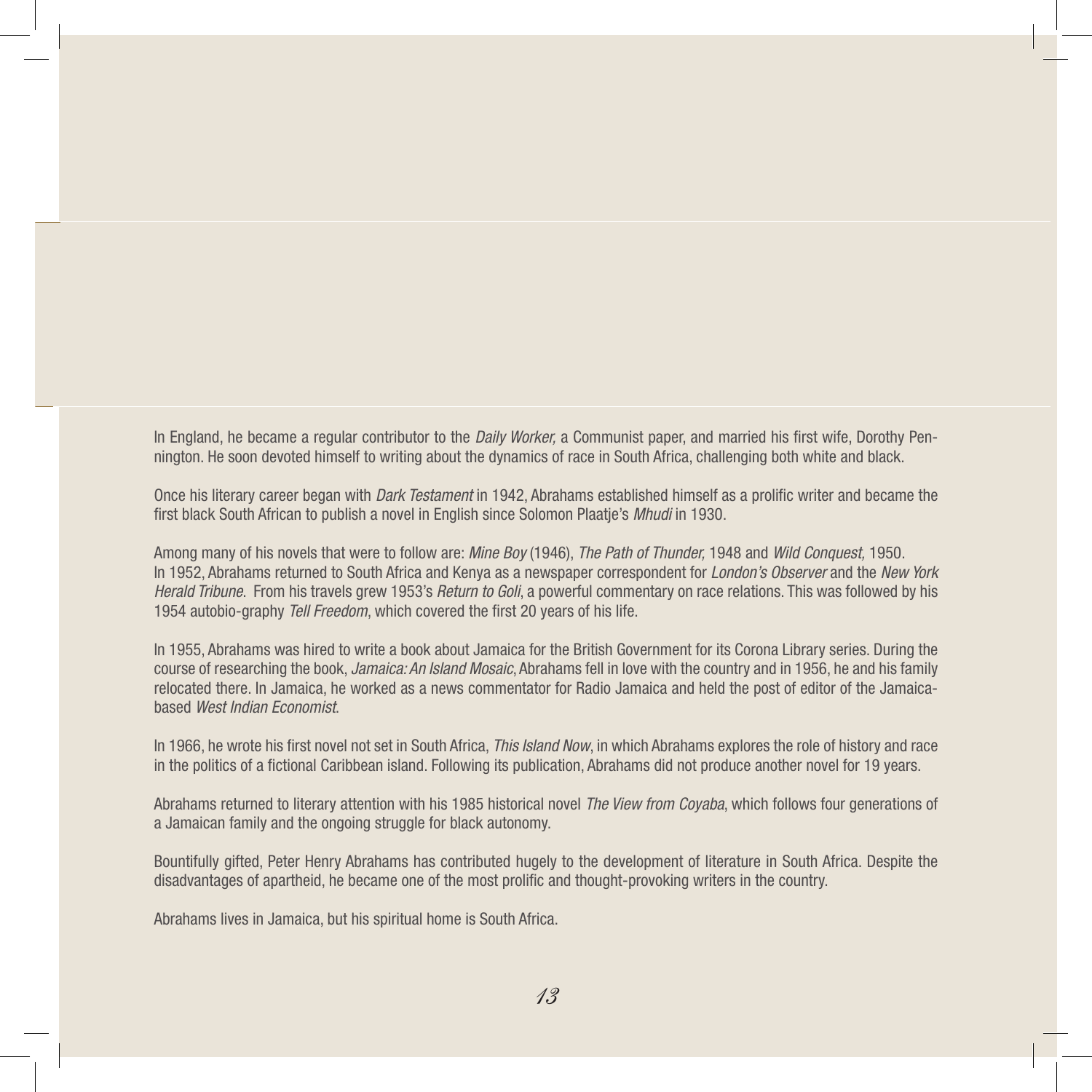In England, he became a regular contributor to the *Daily Worker,* a Communist paper, and married his first wife, Dorothy Pennington. He soon devoted himself to writing about the dynamics of race in South Africa, challenging both white and black.

Once his literary career began with *Dark Testament* in 1942, Abrahams established himself as a prolific writer and became the first black South African to publish a novel in English since Solomon Plaatje's *Mhudi* in 1930.

Among many of his novels that were to follow are: *Mine Boy* (1946), *The Path of Thunder,* 1948 and *Wild Conquest,* 1950.
In 1952, Abrahams returned to South Africa and Kenya as a newspaper correspondent for *London's Observer* and the *New York Herald Tribune.* From his travels grew 1953's *Return to Goli*, a powerful commentary on race relations. This was followed by his 1954 autobio-graphy *Tell Freedom*, which covered the first 20 years of his life.

In 1955, Abrahams was hired to write a book about Jamaica for the British Government for its Corona Library series. During the course of researching the book, *Jamaica: An Island Mosaic*, Abrahams fell in love with the country and in 1956, he and his family relocated there. In Jamaica, he worked as a news commentator for Radio Jamaica and held the post of editor of the Jamaica-based *West Indian Economist*.

In 1966, he wrote his first novel not set in South Africa, *This Island Now*, in which Abrahams explores the role of history and race in the politics of a fictional Caribbean island. Following its publication, Abrahams did not produce another novel for 19 years.

Abrahams returned to literary attention with his 1985 historical novel *The View from Coyaba*, which follows four generations of a Jamaican family and the ongoing struggle for black autonomy.

Bountifully gifted, Peter Henry Abrahams has contributed hugely to the development of literature in South Africa. Despite the disadvantages of apartheid, he became one of the most prolific and thought-provoking writers in the country.

Abrahams lives in Jamaica, but his spiritual home is South Africa.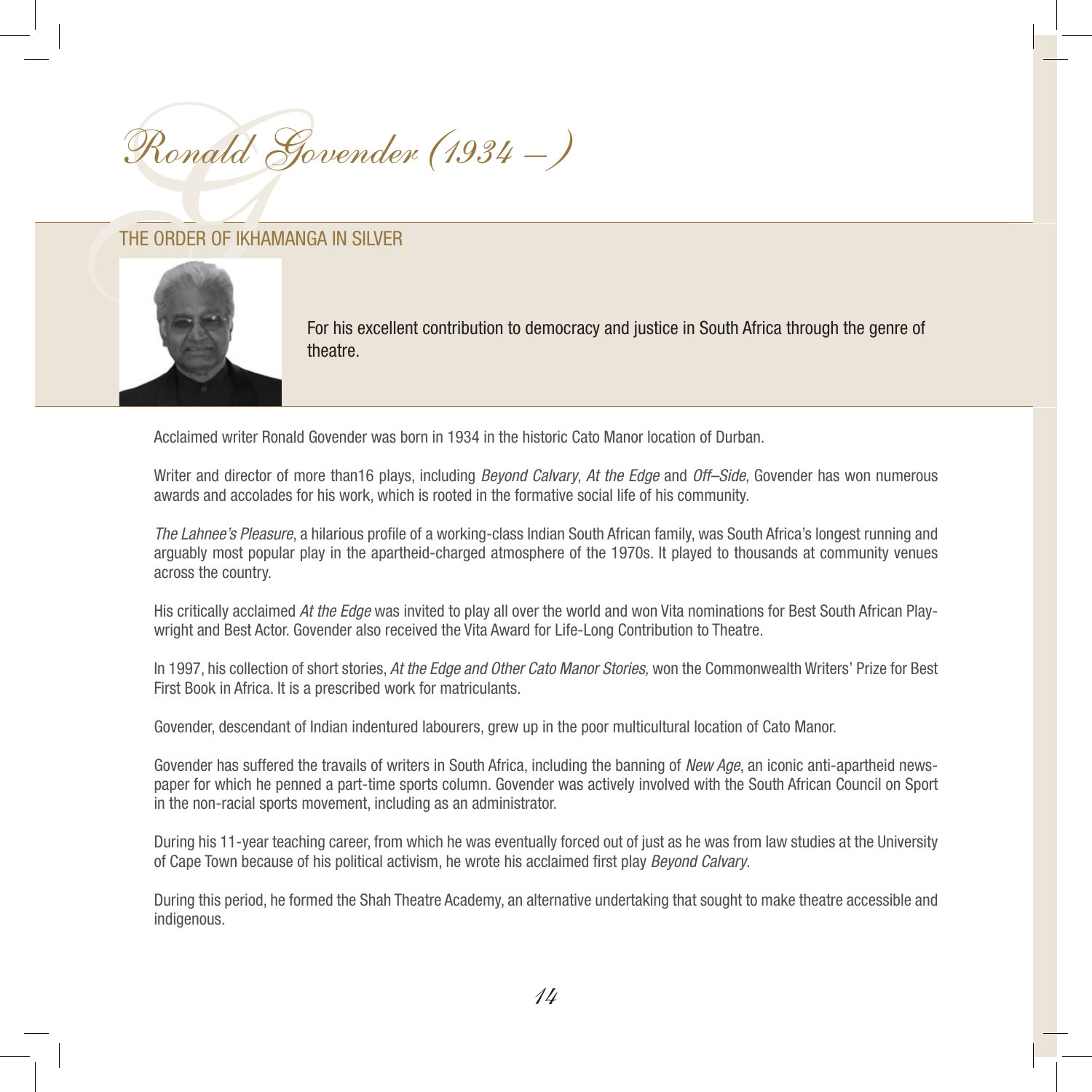# Ronald Govender (1934 – )

## THE ORDER OF IKHAMANGA IN SILVER

For his excellent contribution to democracy and justice in South Africa through the genre of theatre.

Acclaimed writer Ronald Govender was born in 1934 in the historic Cato Manor location of Durban.

Writer and director of more than16 plays, including *Beyond Calvary*, *At the Edge* and *Off–Side*, Govender has won numerous awards and accolades for his work, which is rooted in the formative social life of his community.

*The Lahnee's Pleasure*, a hilarious profile of a working-class Indian South African family, was South Africa's longest running and arguably most popular play in the apartheid-charged atmosphere of the 1970s. It played to thousands at community venues across the country.

His critically acclaimed *At the Edge* was invited to play all over the world and won Vita nominations for Best South African Playwright and Best Actor. Govender also received the Vita Award for Life-Long Contribution to Theatre.

In 1997, his collection of short stories, *At the Edge and Other Cato Manor Stories,* won the Commonwealth Writers' Prize for Best First Book in Africa. It is a prescribed work for matriculants.

Govender, descendant of Indian indentured labourers, grew up in the poor multicultural location of Cato Manor.

Govender has suffered the travails of writers in South Africa, including the banning of *New Age*, an iconic anti-apartheid newspaper for which he penned a part-time sports column. Govender was actively involved with the South African Council on Sport in the non-racial sports movement, including as an administrator.

During his 11-year teaching career, from which he was eventually forced out of just as he was from law studies at the University of Cape Town because of his political activism, he wrote his acclaimed first play *Beyond Calvary*.

During this period, he formed the Shah Theatre Academy, an alternative undertaking that sought to make theatre accessible and indigenous.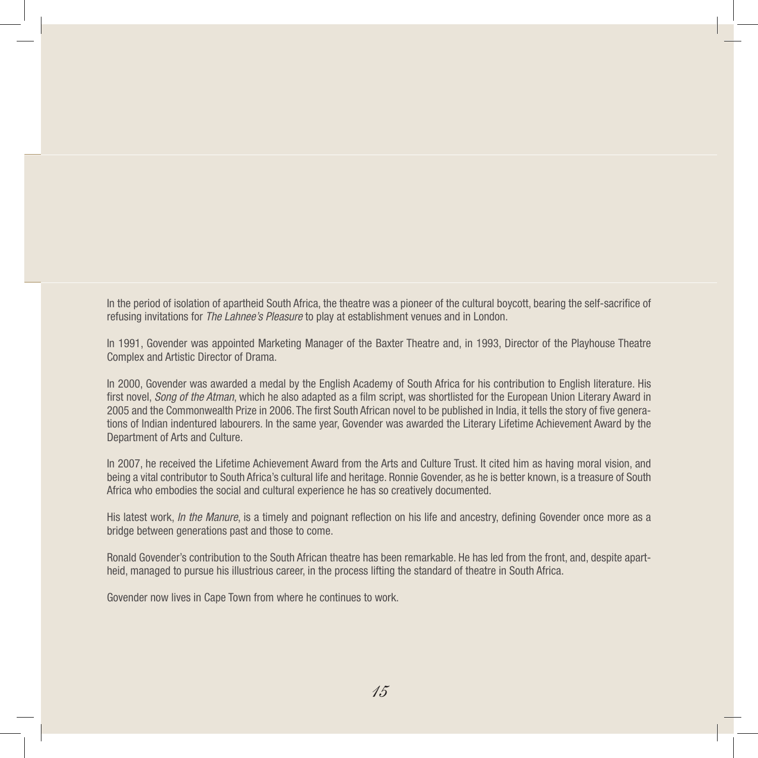In the period of isolation of apartheid South Africa, the theatre was a pioneer of the cultural boycott, bearing the self-sacrifice of refusing invitations for *The Lahnee's Pleasure* to play at establishment venues and in London.

In 1991, Govender was appointed Marketing Manager of the Baxter Theatre and, in 1993, Director of the Playhouse Theatre Complex and Artistic Director of Drama.

In 2000, Govender was awarded a medal by the English Academy of South Africa for his contribution to English literature. His first novel, *Song of the Atman*, which he also adapted as a film script, was shortlisted for the European Union Literary Award in 2005 and the Commonwealth Prize in 2006. The first South African novel to be published in India, it tells the story of five generations of Indian indentured labourers. In the same year, Govender was awarded the Literary Lifetime Achievement Award by the Department of Arts and Culture.

In 2007, he received the Lifetime Achievement Award from the Arts and Culture Trust. It cited him as having moral vision, and being a vital contributor to South Africa's cultural life and heritage. Ronnie Govender, as he is better known, is a treasure of South Africa who embodies the social and cultural experience he has so creatively documented.

His latest work, *In the Manure*, is a timely and poignant reflection on his life and ancestry, defining Govender once more as a bridge between generations past and those to come.

Ronald Govender's contribution to the South African theatre has been remarkable. He has led from the front, and, despite apartheid, managed to pursue his illustrious career, in the process lifting the standard of theatre in South Africa.

Govender now lives in Cape Town from where he continues to work.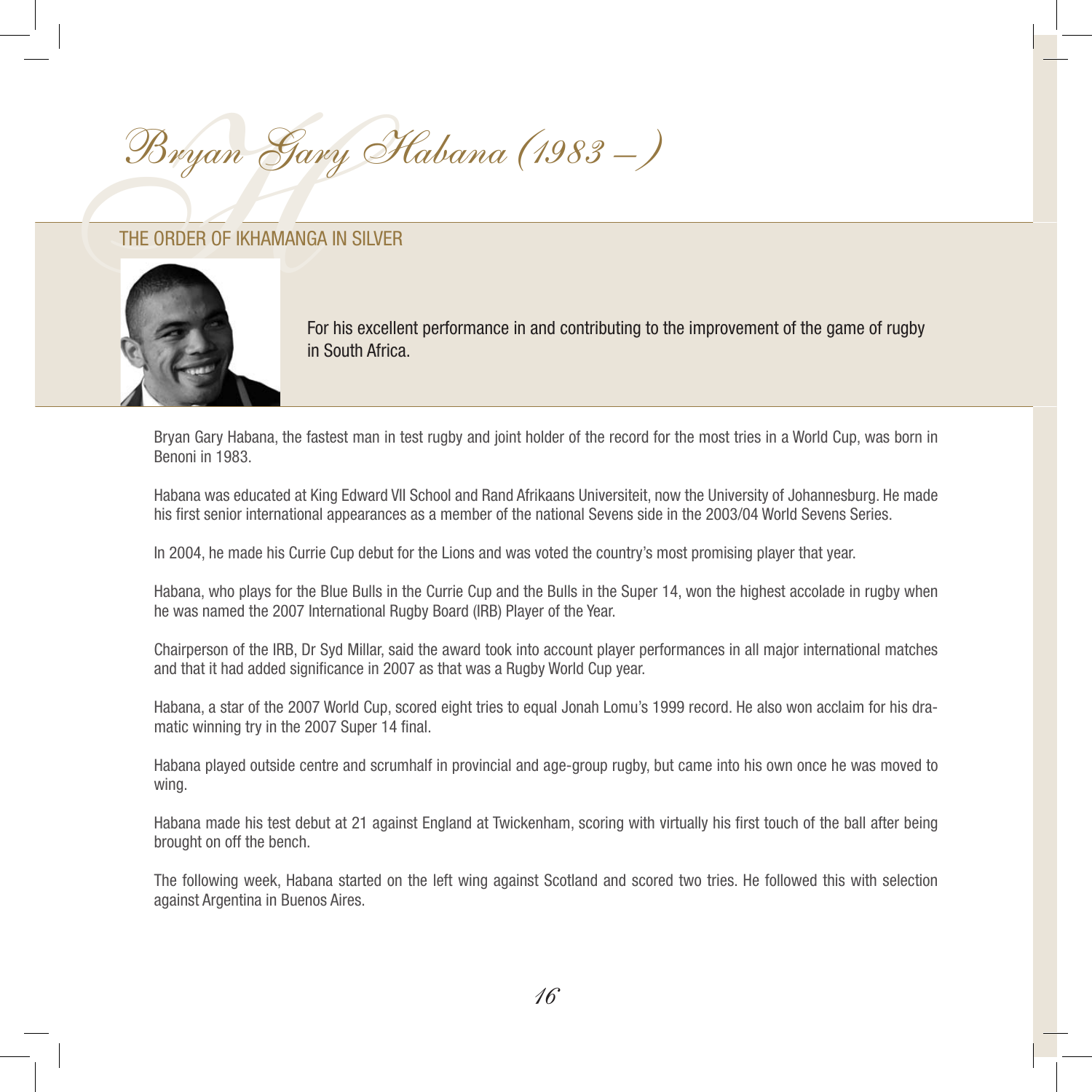# Bryan Gary Habana (1983 – )

## THE ORDER OF IKHAMANGA IN SILVER

For his excellent performance in and contributing to the improvement of the game of rugby in South Africa.

Bryan Gary Habana, the fastest man in test rugby and joint holder of the record for the most tries in a World Cup, was born in Benoni in 1983.

Habana was educated at King Edward VII School and Rand Afrikaans Universiteit, now the University of Johannesburg. He made his first senior international appearances as a member of the national Sevens side in the 2003/04 World Sevens Series.

In 2004, he made his Currie Cup debut for the Lions and was voted the country's most promising player that year.

Habana, who plays for the Blue Bulls in the Currie Cup and the Bulls in the Super 14, won the highest accolade in rugby when he was named the 2007 International Rugby Board (IRB) Player of the Year.

Chairperson of the IRB, Dr Syd Millar, said the award took into account player performances in all major international matches and that it had added significance in 2007 as that was a Rugby World Cup year.

Habana, a star of the 2007 World Cup, scored eight tries to equal Jonah Lomu's 1999 record. He also won acclaim for his dramatic winning try in the 2007 Super 14 final.

Habana played outside centre and scrumhalf in provincial and age-group rugby, but came into his own once he was moved to wing.

Habana made his test debut at 21 against England at Twickenham, scoring with virtually his first touch of the ball after being brought on off the bench.

The following week, Habana started on the left wing against Scotland and scored two tries. He followed this with selection against Argentina in Buenos Aires.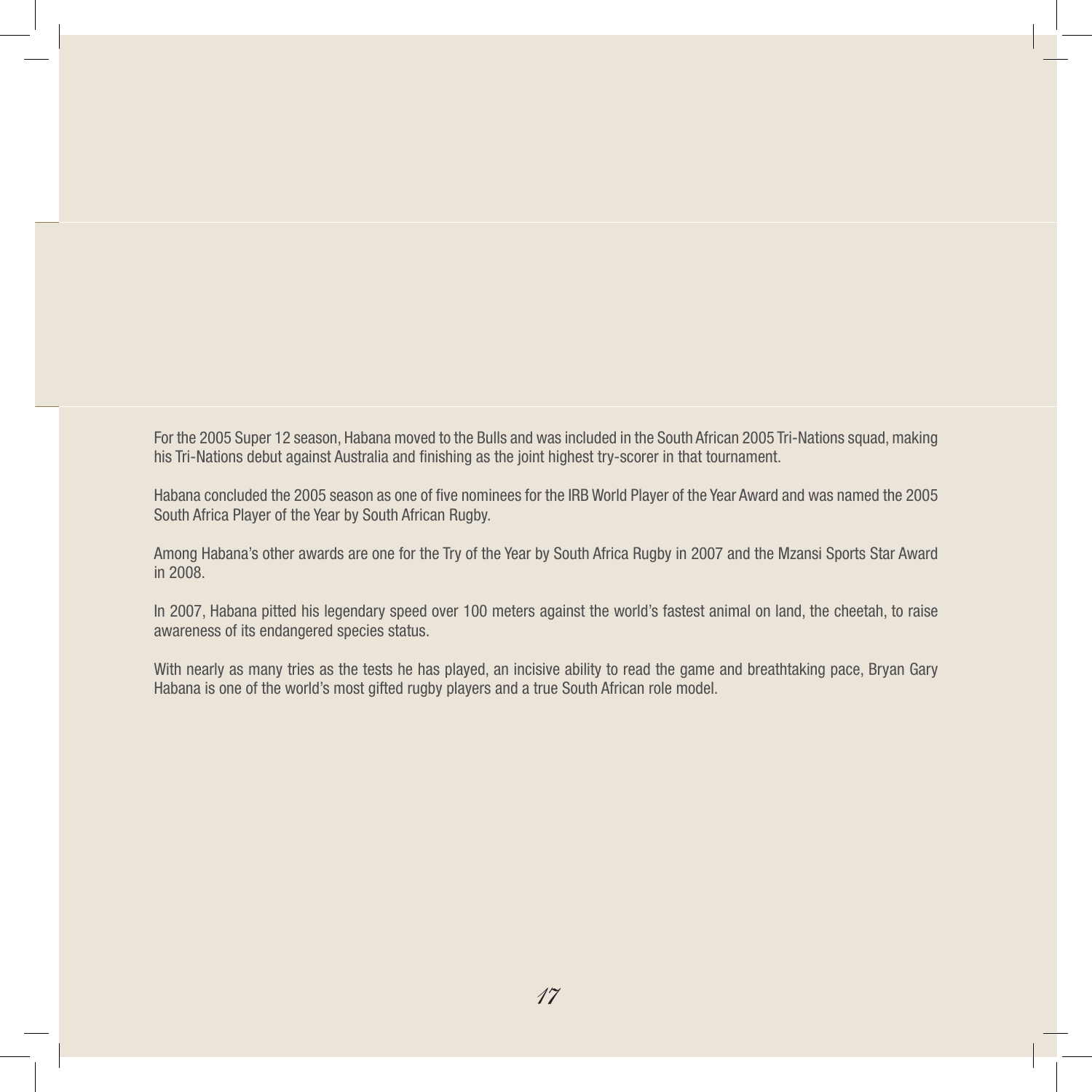For the 2005 Super 12 season, Habana moved to the Bulls and was included in the South African 2005 Tri-Nations squad, making his Tri-Nations debut against Australia and finishing as the joint highest try-scorer in that tournament.

Habana concluded the 2005 season as one of five nominees for the IRB World Player of the Year Award and was named the 2005 South Africa Player of the Year by South African Rugby.

Among Habana's other awards are one for the Try of the Year by South Africa Rugby in 2007 and the Mzansi Sports Star Award in 2008.

In 2007, Habana pitted his legendary speed over 100 meters against the world's fastest animal on land, the cheetah, to raise awareness of its endangered species status.

With nearly as many tries as the tests he has played, an incisive ability to read the game and breathtaking pace, Bryan Gary Habana is one of the world's most gifted rugby players and a true South African role model.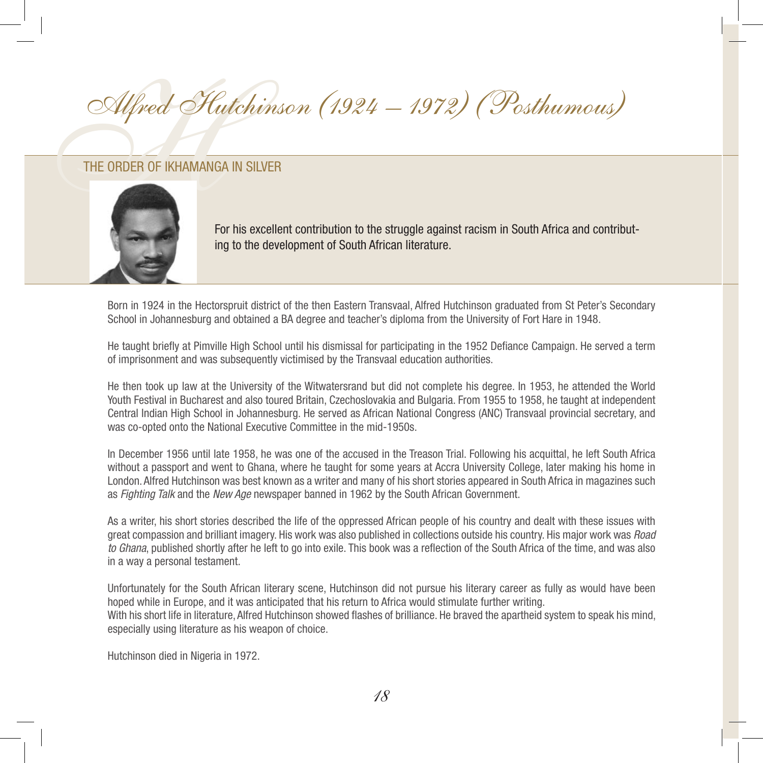# Alfred Hutchinson (1924 – 1972) (Posthumous)

## THE ORDER OF IKHAMANGA IN SILVER

For his excellent contribution to the struggle against racism in South Africa and contributing to the development of South African literature.

Born in 1924 in the Hectorspruit district of the then Eastern Transvaal, Alfred Hutchinson graduated from St Peter's Secondary School in Johannesburg and obtained a BA degree and teacher's diploma from the University of Fort Hare in 1948.

He taught briefly at Pimville High School until his dismissal for participating in the 1952 Defiance Campaign. He served a term of imprisonment and was subsequently victimised by the Transvaal education authorities.

He then took up law at the University of the Witwatersrand but did not complete his degree. In 1953, he attended the World Youth Festival in Bucharest and also toured Britain, Czechoslovakia and Bulgaria. From 1955 to 1958, he taught at independent Central Indian High School in Johannesburg. He served as African National Congress (ANC) Transvaal provincial secretary, and was co-opted onto the National Executive Committee in the mid-1950s.

In December 1956 until late 1958, he was one of the accused in the Treason Trial. Following his acquittal, he left South Africa without a passport and went to Ghana, where he taught for some years at Accra University College, later making his home in London. Alfred Hutchinson was best known as a writer and many of his short stories appeared in South Africa in magazines such as *Fighting Talk* and the *New Age* newspaper banned in 1962 by the South African Government.

As a writer, his short stories described the life of the oppressed African people of his country and dealt with these issues with great compassion and brilliant imagery. His work was also published in collections outside his country. His major work was *Road to Ghana*, published shortly after he left to go into exile. This book was a reflection of the South Africa of the time, and was also in a way a personal testament.

Unfortunately for the South African literary scene, Hutchinson did not pursue his literary career as fully as would have been hoped while in Europe, and it was anticipated that his return to Africa would stimulate further writing.
With his short life in literature, Alfred Hutchinson showed flashes of brilliance. He braved the apartheid system to speak his mind, especially using literature as his weapon of choice.

Hutchinson died in Nigeria in 1972.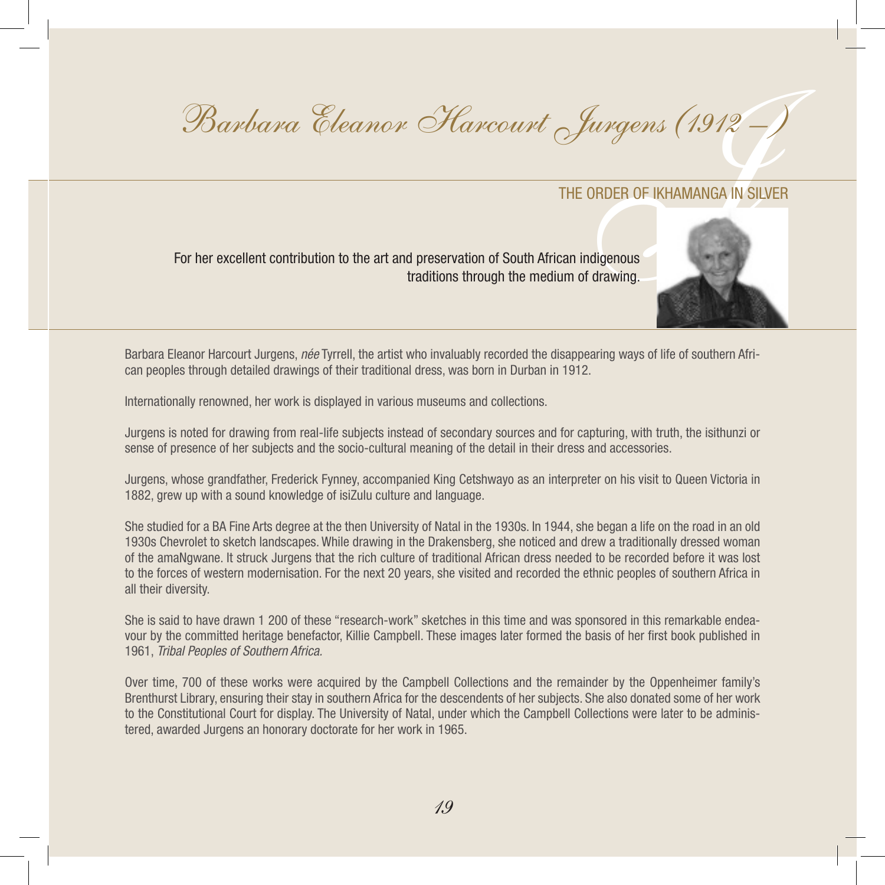# Barbara Eleanor Harcourt Jurgens (1912 – )

## THE ORDER OF IKHAMANGA IN SILVER

For her excellent contribution to the art and preservation of South African indigenous traditions through the medium of drawing.

Barbara Eleanor Harcourt Jurgens, *née* Tyrrell, the artist who invaluably recorded the disappearing ways of life of southern African peoples through detailed drawings of their traditional dress, was born in Durban in 1912.

Internationally renowned, her work is displayed in various museums and collections.

Jurgens is noted for drawing from real-life subjects instead of secondary sources and for capturing, with truth, the isithunzi or sense of presence of her subjects and the socio-cultural meaning of the detail in their dress and accessories.

Jurgens, whose grandfather, Frederick Fynney, accompanied King Cetshwayo as an interpreter on his visit to Queen Victoria in 1882, grew up with a sound knowledge of isiZulu culture and language.

She studied for a BA Fine Arts degree at the then University of Natal in the 1930s. In 1944, she began a life on the road in an old 1930s Chevrolet to sketch landscapes. While drawing in the Drakensberg, she noticed and drew a traditionally dressed woman of the amaNgwane. It struck Jurgens that the rich culture of traditional African dress needed to be recorded before it was lost to the forces of western modernisation. For the next 20 years, she visited and recorded the ethnic peoples of southern Africa in all their diversity.

She is said to have drawn 1 200 of these "research-work" sketches in this time and was sponsored in this remarkable endeavour by the committed heritage benefactor, Killie Campbell. These images later formed the basis of her first book published in 1961, *Tribal Peoples of Southern Africa.*

Over time, 700 of these works were acquired by the Campbell Collections and the remainder by the Oppenheimer family's Brenthurst Library, ensuring their stay in southern Africa for the descendents of her subjects. She also donated some of her work to the Constitutional Court for display. The University of Natal, under which the Campbell Collections were later to be administered, awarded Jurgens an honorary doctorate for her work in 1965.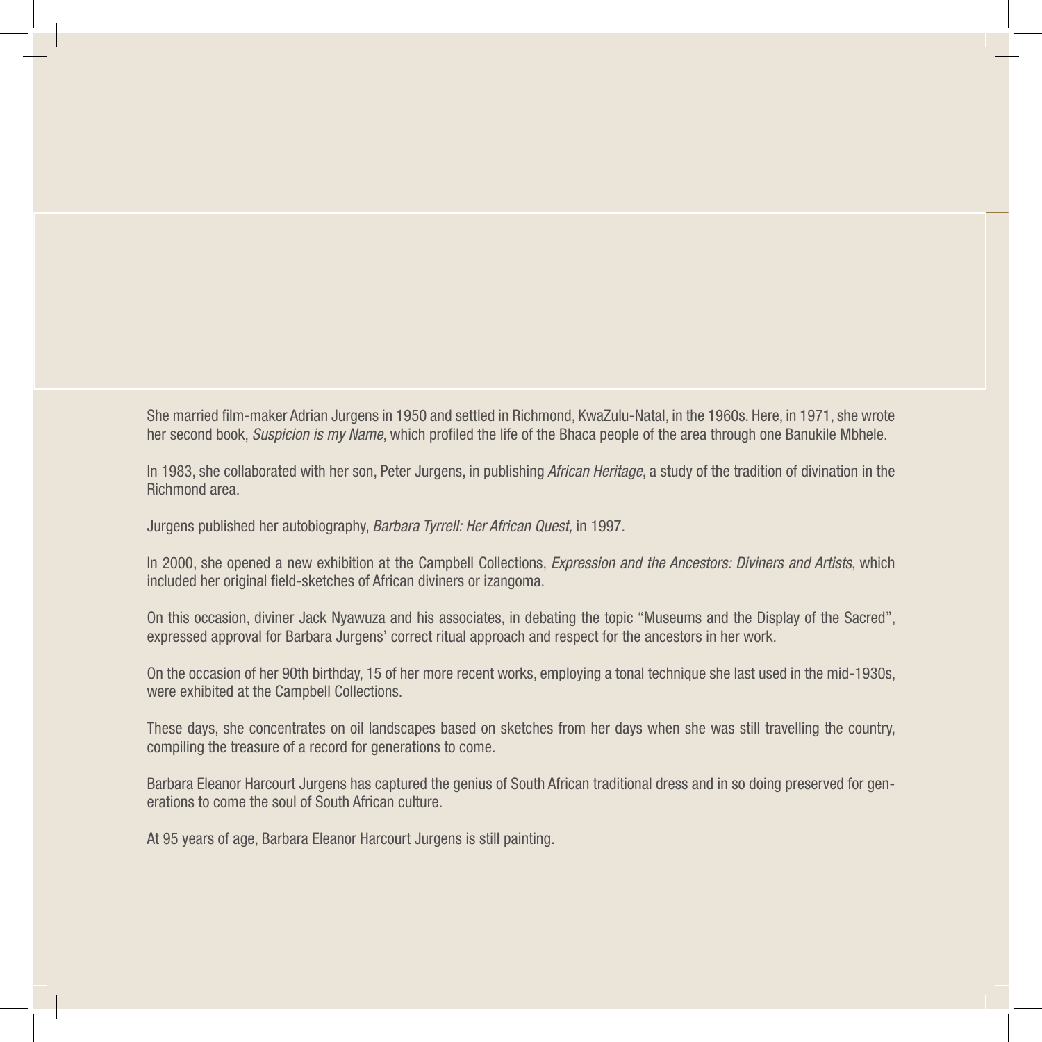She married film-maker Adrian Jurgens in 1950 and settled in Richmond, KwaZulu-Natal, in the 1960s. Here, in 1971, she wrote her second book, *Suspicion is my Name*, which profiled the life of the Bhaca people of the area through one Banukile Mbhele.

In 1983, she collaborated with her son, Peter Jurgens, in publishing *African Heritage*, a study of the tradition of divination in the Richmond area.

Jurgens published her autobiography, *Barbara Tyrrell: Her African Quest,* in 1997.

In 2000, she opened a new exhibition at the Campbell Collections, *Expression and the Ancestors: Diviners and Artists*, which included her original field-sketches of African diviners or izangoma.

On this occasion, diviner Jack Nyawuza and his associates, in debating the topic "Museums and the Display of the Sacred", expressed approval for Barbara Jurgens' correct ritual approach and respect for the ancestors in her work.

On the occasion of her 90th birthday, 15 of her more recent works, employing a tonal technique she last used in the mid-1930s, were exhibited at the Campbell Collections.

These days, she concentrates on oil landscapes based on sketches from her days when she was still travelling the country, compiling the treasure of a record for generations to come.

Barbara Eleanor Harcourt Jurgens has captured the genius of South African traditional dress and in so doing preserved for generations to come the soul of South African culture.

At 95 years of age, Barbara Eleanor Harcourt Jurgens is still painting.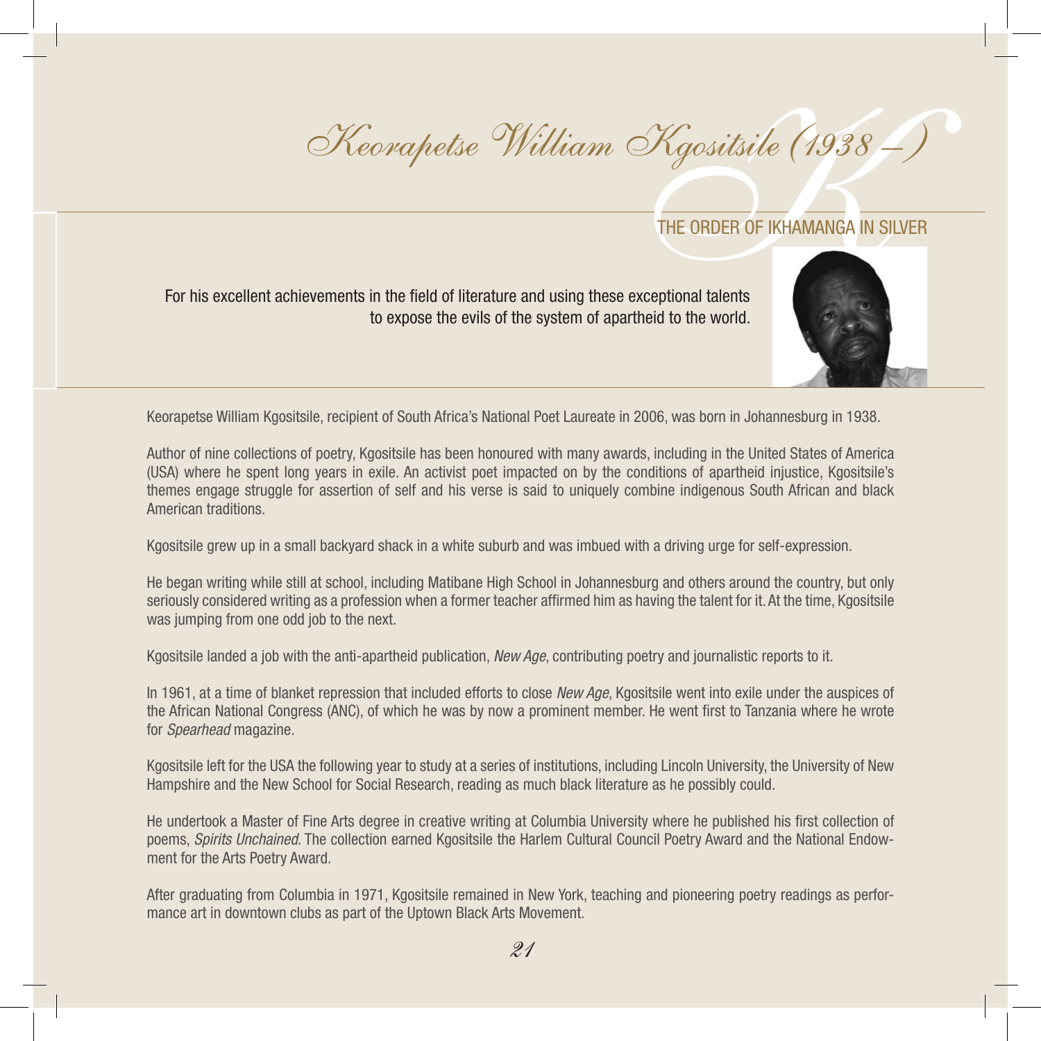# Keorapetse William Kgositsile (1938 – )

## THE ORDER OF IKHAMANGA IN SILVER

For his excellent achievements in the field of literature and using these exceptional talents to expose the evils of the system of apartheid to the world.

Keorapetse William Kgositsile, recipient of South Africa's National Poet Laureate in 2006, was born in Johannesburg in 1938.

Author of nine collections of poetry, Kgositsile has been honoured with many awards, including in the United States of America (USA) where he spent long years in exile. An activist poet impacted on by the conditions of apartheid injustice, Kgositsile's themes engage struggle for assertion of self and his verse is said to uniquely combine indigenous South African and black American traditions.

Kgositsile grew up in a small backyard shack in a white suburb and was imbued with a driving urge for self-expression.

He began writing while still at school, including Matibane High School in Johannesburg and others around the country, but only seriously considered writing as a profession when a former teacher affirmed him as having the talent for it. At the time, Kgositsile was jumping from one odd job to the next.

Kgositsile landed a job with the anti-apartheid publication, *New Age*, contributing poetry and journalistic reports to it.

In 1961, at a time of blanket repression that included efforts to close *New Age*, Kgositsile went into exile under the auspices of the African National Congress (ANC), of which he was by now a prominent member. He went first to Tanzania where he wrote for *Spearhead* magazine.

Kgositsile left for the USA the following year to study at a series of institutions, including Lincoln University, the University of New Hampshire and the New School for Social Research, reading as much black literature as he possibly could.

He undertook a Master of Fine Arts degree in creative writing at Columbia University where he published his first collection of poems, *Spirits Unchained*. The collection earned Kgositsile the Harlem Cultural Council Poetry Award and the National Endowment for the Arts Poetry Award.

After graduating from Columbia in 1971, Kgositsile remained in New York, teaching and pioneering poetry readings as performance art in downtown clubs as part of the Uptown Black Arts Movement.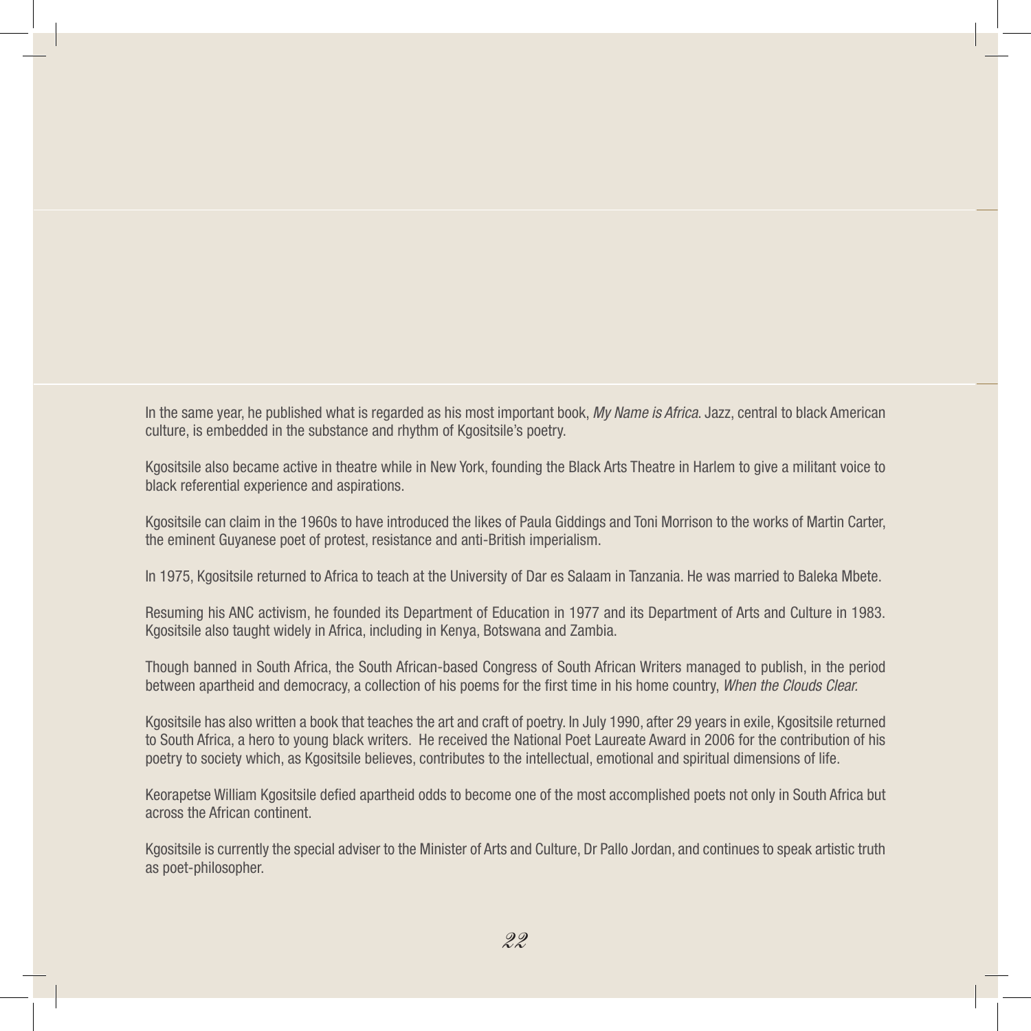In the same year, he published what is regarded as his most important book, *My Name is Africa*. Jazz, central to black American culture, is embedded in the substance and rhythm of Kgositsile's poetry.

Kgositsile also became active in theatre while in New York, founding the Black Arts Theatre in Harlem to give a militant voice to black referential experience and aspirations.

Kgositsile can claim in the 1960s to have introduced the likes of Paula Giddings and Toni Morrison to the works of Martin Carter, the eminent Guyanese poet of protest, resistance and anti-British imperialism.

In 1975, Kgositsile returned to Africa to teach at the University of Dar es Salaam in Tanzania. He was married to Baleka Mbete.

Resuming his ANC activism, he founded its Department of Education in 1977 and its Department of Arts and Culture in 1983. Kgositsile also taught widely in Africa, including in Kenya, Botswana and Zambia.

Though banned in South Africa, the South African-based Congress of South African Writers managed to publish, in the period between apartheid and democracy, a collection of his poems for the first time in his home country, *When the Clouds Clear.*

Kgositsile has also written a book that teaches the art and craft of poetry. In July 1990, after 29 years in exile, Kgositsile returned to South Africa, a hero to young black writers. He received the National Poet Laureate Award in 2006 for the contribution of his poetry to society which, as Kgositsile believes, contributes to the intellectual, emotional and spiritual dimensions of life.

Keorapetse William Kgositsile defied apartheid odds to become one of the most accomplished poets not only in South Africa but across the African continent.

Kgositsile is currently the special adviser to the Minister of Arts and Culture, Dr Pallo Jordan, and continues to speak artistic truth as poet-philosopher.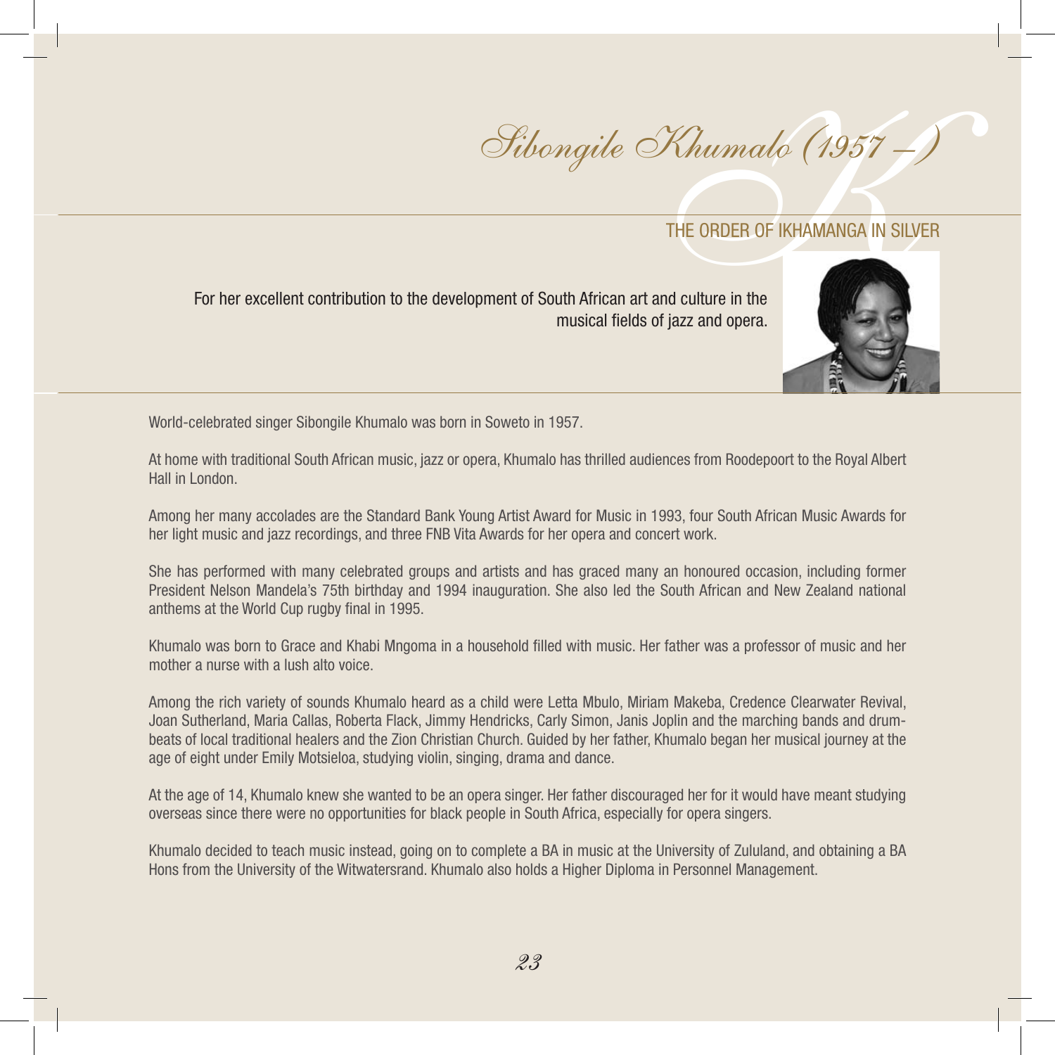# Sibongile Khumalo (1957 – )

## THE ORDER OF IKHAMANGA IN SILVER

For her excellent contribution to the development of South African art and culture in the musical fields of jazz and opera.

World-celebrated singer Sibongile Khumalo was born in Soweto in 1957.

At home with traditional South African music, jazz or opera, Khumalo has thrilled audiences from Roodepoort to the Royal Albert Hall in London.

Among her many accolades are the Standard Bank Young Artist Award for Music in 1993, four South African Music Awards for her light music and jazz recordings, and three FNB Vita Awards for her opera and concert work.

She has performed with many celebrated groups and artists and has graced many an honoured occasion, including former President Nelson Mandela's 75th birthday and 1994 inauguration. She also led the South African and New Zealand national anthems at the World Cup rugby final in 1995.

Khumalo was born to Grace and Khabi Mngoma in a household filled with music. Her father was a professor of music and her mother a nurse with a lush alto voice.

Among the rich variety of sounds Khumalo heard as a child were Letta Mbulo, Miriam Makeba, Credence Clearwater Revival, Joan Sutherland, Maria Callas, Roberta Flack, Jimmy Hendricks, Carly Simon, Janis Joplin and the marching bands and drum-beats of local traditional healers and the Zion Christian Church. Guided by her father, Khumalo began her musical journey at the age of eight under Emily Motsieloa, studying violin, singing, drama and dance.

At the age of 14, Khumalo knew she wanted to be an opera singer. Her father discouraged her for it would have meant studying overseas since there were no opportunities for black people in South Africa, especially for opera singers.

Khumalo decided to teach music instead, going on to complete a BA in music at the University of Zululand, and obtaining a BA Hons from the University of the Witwatersrand. Khumalo also holds a Higher Diploma in Personnel Management.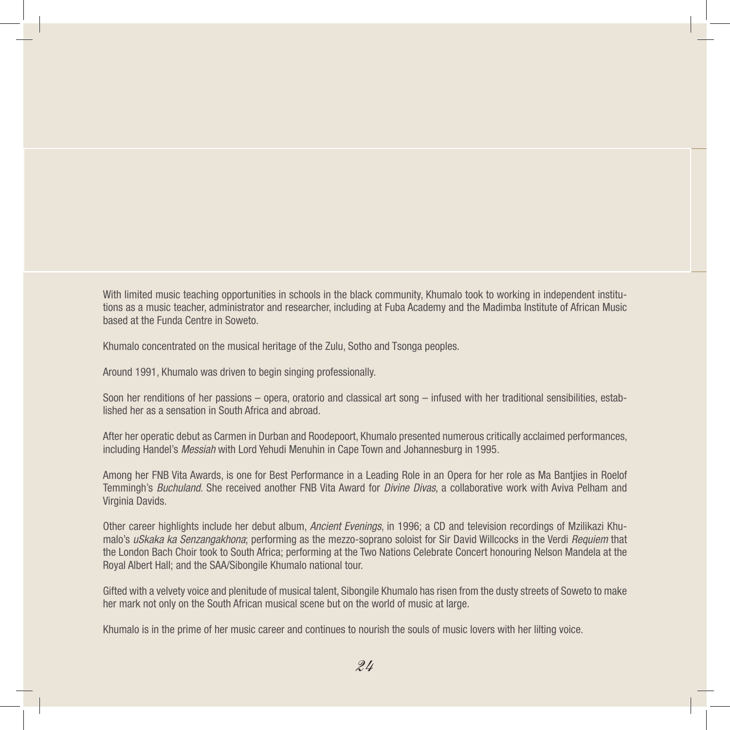With limited music teaching opportunities in schools in the black community, Khumalo took to working in independent institutions as a music teacher, administrator and researcher, including at Fuba Academy and the Madimba Institute of African Music based at the Funda Centre in Soweto.

Khumalo concentrated on the musical heritage of the Zulu, Sotho and Tsonga peoples.

Around 1991, Khumalo was driven to begin singing professionally.

Soon her renditions of her passions – opera, oratorio and classical art song – infused with her traditional sensibilities, established her as a sensation in South Africa and abroad.

After her operatic debut as Carmen in Durban and Roodepoort, Khumalo presented numerous critically acclaimed performances, including Handel's *Messiah* with Lord Yehudi Menuhin in Cape Town and Johannesburg in 1995.

Among her FNB Vita Awards, is one for Best Performance in a Leading Role in an Opera for her role as Ma Bantjies in Roelof Temmingh's *Buchuland*. She received another FNB Vita Award for *Divine Divas*, a collaborative work with Aviva Pelham and Virginia Davids.

Other career highlights include her debut album, *Ancient Evenings*, in 1996; a CD and television recordings of Mzilikazi Khumalo's *uSkaka ka Senzangakhona*; performing as the mezzo-soprano soloist for Sir David Willcocks in the Verdi *Requiem* that the London Bach Choir took to South Africa; performing at the Two Nations Celebrate Concert honouring Nelson Mandela at the Royal Albert Hall; and the SAA/Sibongile Khumalo national tour.

Gifted with a velvety voice and plenitude of musical talent, Sibongile Khumalo has risen from the dusty streets of Soweto to make her mark not only on the South African musical scene but on the world of music at large.

Khumalo is in the prime of her music career and continues to nourish the souls of music lovers with her lilting voice.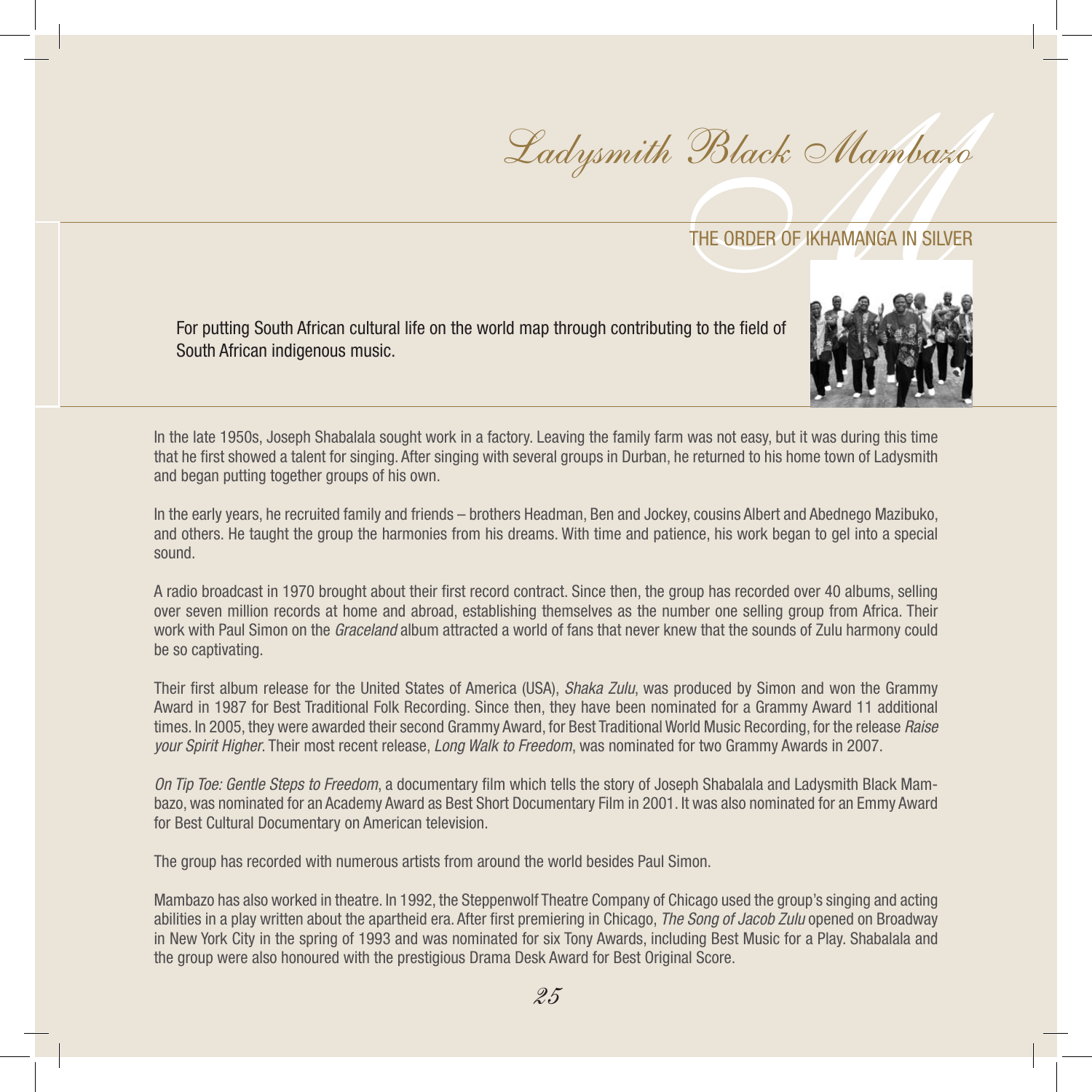# Ladysmith Black Mambazo

## THE ORDER OF IKHAMANGA IN SILVER

For putting South African cultural life on the world map through contributing to the field of South African indigenous music.

In the late 1950s, Joseph Shabalala sought work in a factory. Leaving the family farm was not easy, but it was during this time that he first showed a talent for singing. After singing with several groups in Durban, he returned to his home town of Ladysmith and began putting together groups of his own.

In the early years, he recruited family and friends – brothers Headman, Ben and Jockey, cousins Albert and Abednego Mazibuko, and others. He taught the group the harmonies from his dreams. With time and patience, his work began to gel into a special sound.

A radio broadcast in 1970 brought about their first record contract. Since then, the group has recorded over 40 albums, selling over seven million records at home and abroad, establishing themselves as the number one selling group from Africa. Their work with Paul Simon on the *Graceland* album attracted a world of fans that never knew that the sounds of Zulu harmony could be so captivating.

Their first album release for the United States of America (USA), *Shaka Zulu*, was produced by Simon and won the Grammy Award in 1987 for Best Traditional Folk Recording. Since then, they have been nominated for a Grammy Award 11 additional times. In 2005, they were awarded their second Grammy Award, for Best Traditional World Music Recording, for the release *Raise your Spirit Higher*. Their most recent release, *Long Walk to Freedom*, was nominated for two Grammy Awards in 2007.

*On Tip Toe: Gentle Steps to Freedom*, a documentary film which tells the story of Joseph Shabalala and Ladysmith Black Mambazo, was nominated for an Academy Award as Best Short Documentary Film in 2001. It was also nominated for an Emmy Award for Best Cultural Documentary on American television.

The group has recorded with numerous artists from around the world besides Paul Simon.

Mambazo has also worked in theatre. In 1992, the Steppenwolf Theatre Company of Chicago used the group's singing and acting abilities in a play written about the apartheid era. After first premiering in Chicago, *The Song of Jacob Zulu* opened on Broadway in New York City in the spring of 1993 and was nominated for six Tony Awards, including Best Music for a Play. Shabalala and the group were also honoured with the prestigious Drama Desk Award for Best Original Score.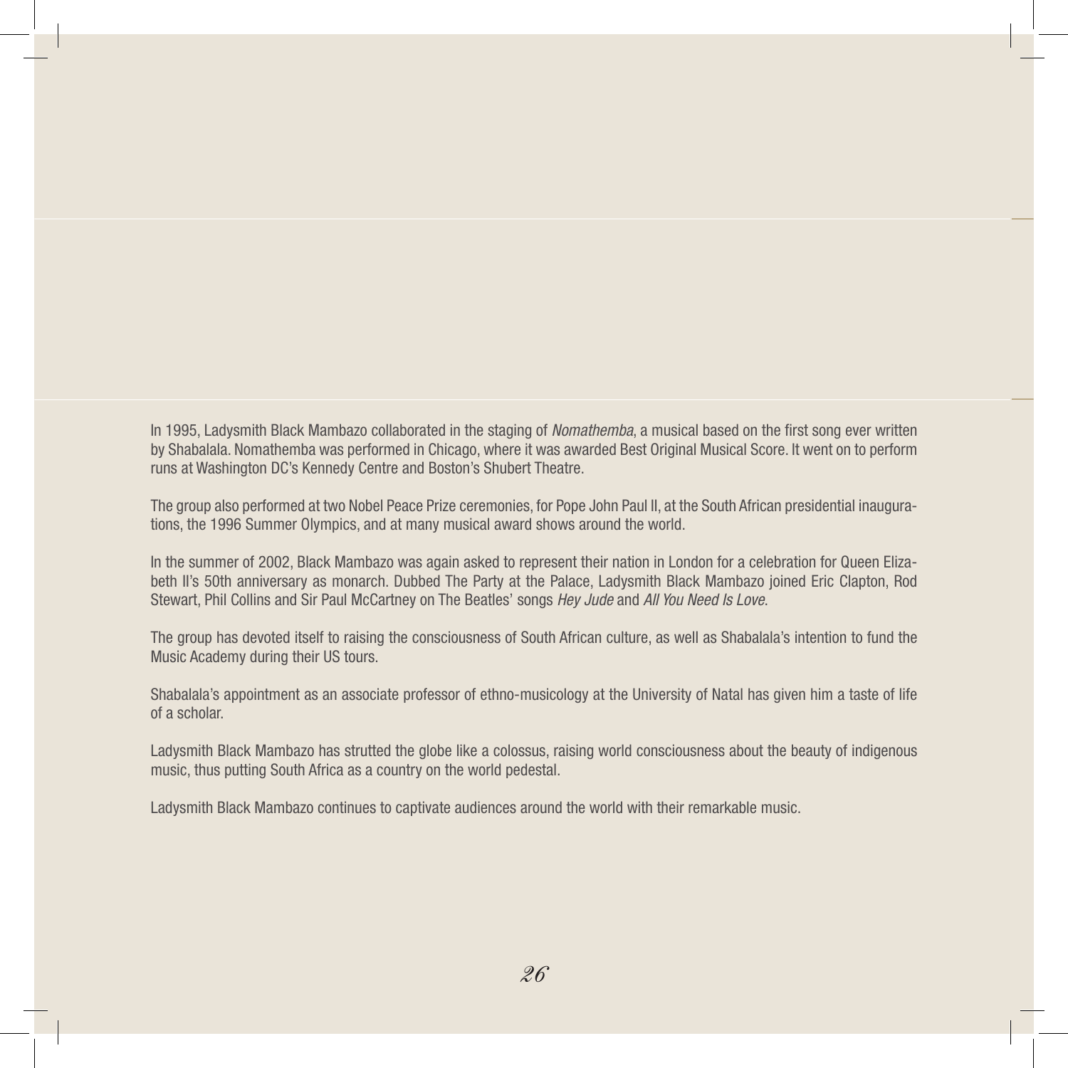In 1995, Ladysmith Black Mambazo collaborated in the staging of *Nomathemba*, a musical based on the first song ever written by Shabalala. Nomathemba was performed in Chicago, where it was awarded Best Original Musical Score. It went on to perform runs at Washington DC's Kennedy Centre and Boston's Shubert Theatre.

The group also performed at two Nobel Peace Prize ceremonies, for Pope John Paul II, at the South African presidential inaugurations, the 1996 Summer Olympics, and at many musical award shows around the world.

In the summer of 2002, Black Mambazo was again asked to represent their nation in London for a celebration for Queen Elizabeth II's 50th anniversary as monarch. Dubbed The Party at the Palace, Ladysmith Black Mambazo joined Eric Clapton, Rod Stewart, Phil Collins and Sir Paul McCartney on The Beatles' songs *Hey Jude* and *All You Need Is Love*.

The group has devoted itself to raising the consciousness of South African culture, as well as Shabalala's intention to fund the Music Academy during their US tours.

Shabalala's appointment as an associate professor of ethno-musicology at the University of Natal has given him a taste of life of a scholar.

Ladysmith Black Mambazo has strutted the globe like a colossus, raising world consciousness about the beauty of indigenous music, thus putting South Africa as a country on the world pedestal.

Ladysmith Black Mambazo continues to captivate audiences around the world with their remarkable music.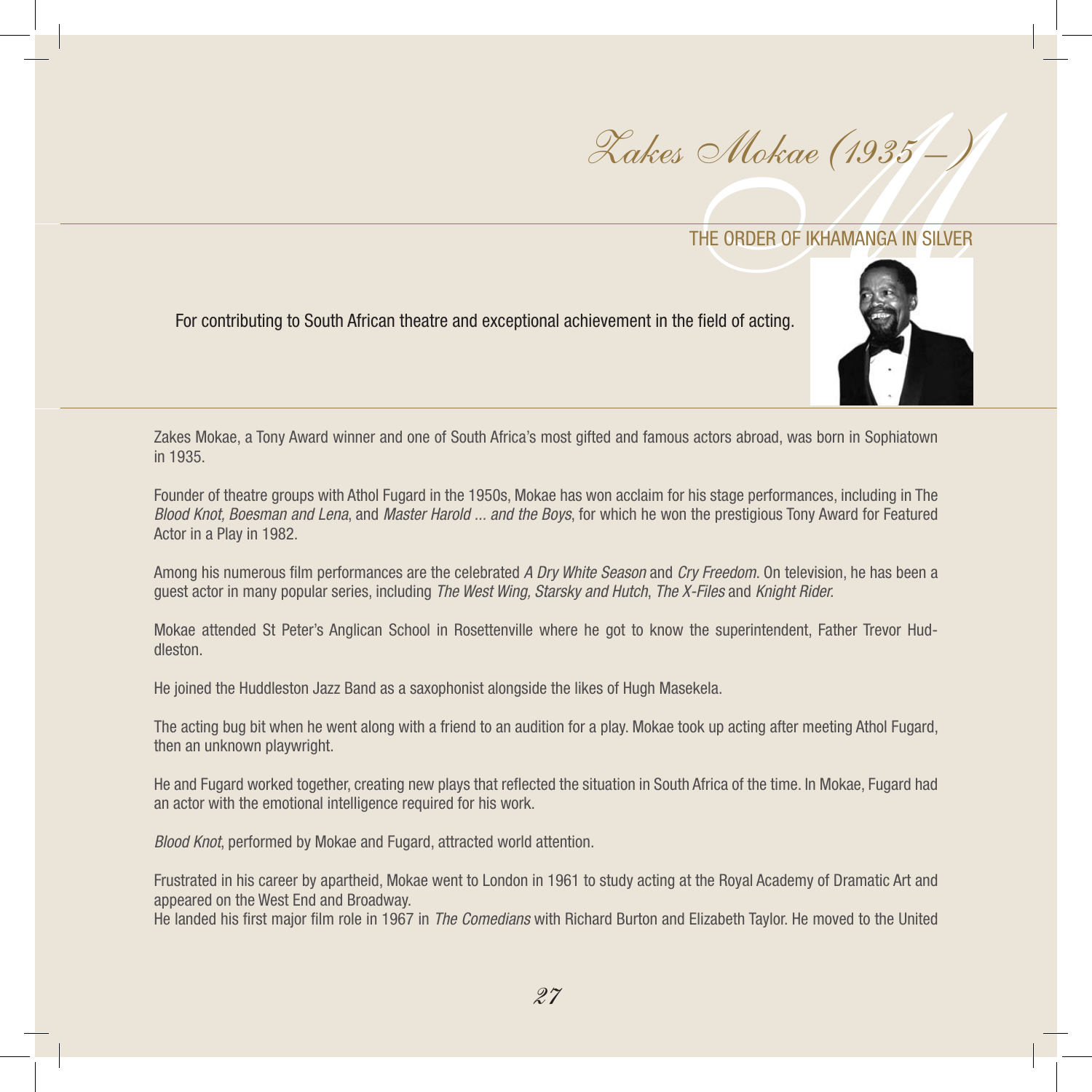# Zakes Mokae (1935 – )

## THE ORDER OF IKHAMANGA IN SILVER

For contributing to South African theatre and exceptional achievement in the field of acting.

Zakes Mokae, a Tony Award winner and one of South Africa's most gifted and famous actors abroad, was born in Sophiatown in 1935.

Founder of theatre groups with Athol Fugard in the 1950s, Mokae has won acclaim for his stage performances, including in The *Blood Knot, Boesman and Lena*, and *Master Harold ... and the Boys*, for which he won the prestigious Tony Award for Featured Actor in a Play in 1982.

Among his numerous film performances are the celebrated *A Dry White Season* and *Cry Freedom*. On television, he has been a guest actor in many popular series, including *The West Wing, Starsky and Hutch*, *The X-Files* and *Knight Rider.*

Mokae attended St Peter's Anglican School in Rosettenville where he got to know the superintendent, Father Trevor Huddleston.

He joined the Huddleston Jazz Band as a saxophonist alongside the likes of Hugh Masekela.

The acting bug bit when he went along with a friend to an audition for a play. Mokae took up acting after meeting Athol Fugard, then an unknown playwright.

He and Fugard worked together, creating new plays that reflected the situation in South Africa of the time. In Mokae, Fugard had an actor with the emotional intelligence required for his work.

*Blood Knot*, performed by Mokae and Fugard, attracted world attention.

Frustrated in his career by apartheid, Mokae went to London in 1961 to study acting at the Royal Academy of Dramatic Art and appeared on the West End and Broadway.
He landed his first major film role in 1967 in *The Comedians* with Richard Burton and Elizabeth Taylor. He moved to the United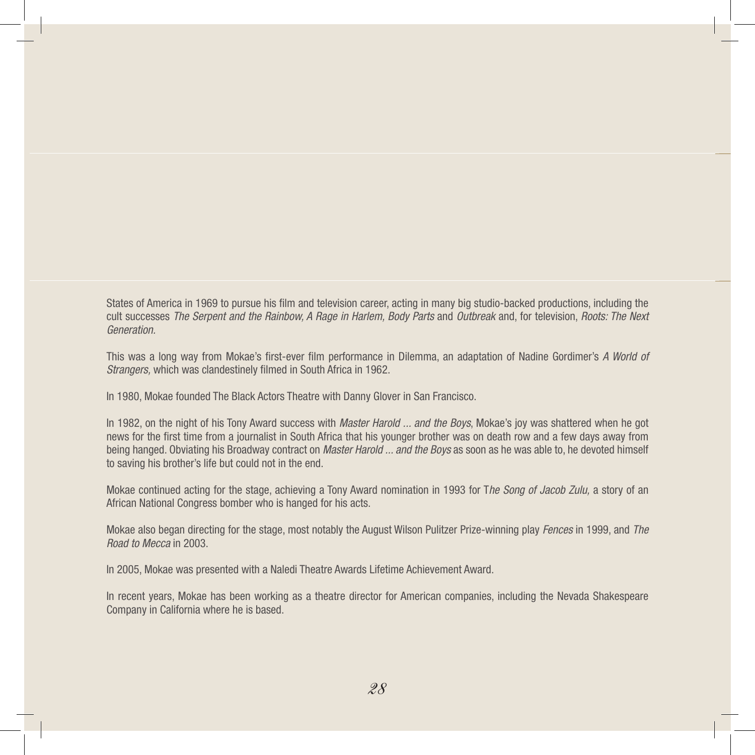States of America in 1969 to pursue his film and television career, acting in many big studio-backed productions, including the cult successes *The Serpent and the Rainbow, A Rage in Harlem, Body Parts* and *Outbreak* and, for television, *Roots: The Next Generation.*

This was a long way from Mokae's first-ever film performance in Dilemma, an adaptation of Nadine Gordimer's *A World of Strangers,* which was clandestinely filmed in South Africa in 1962.

In 1980, Mokae founded The Black Actors Theatre with Danny Glover in San Francisco.

In 1982, on the night of his Tony Award success with *Master Harold ... and the Boys*, Mokae's joy was shattered when he got news for the first time from a journalist in South Africa that his younger brother was on death row and a few days away from being hanged. Obviating his Broadway contract on *Master Harold ... and the Boys* as soon as he was able to, he devoted himself to saving his brother's life but could not in the end.

Mokae continued acting for the stage, achieving a Tony Award nomination in 1993 for T*he Song of Jacob Zulu,* a story of an African National Congress bomber who is hanged for his acts.

Mokae also began directing for the stage, most notably the August Wilson Pulitzer Prize-winning play *Fences* in 1999, and *The Road to Mecca* in 2003.

In 2005, Mokae was presented with a Naledi Theatre Awards Lifetime Achievement Award.

In recent years, Mokae has been working as a theatre director for American companies, including the Nevada Shakespeare Company in California where he is based.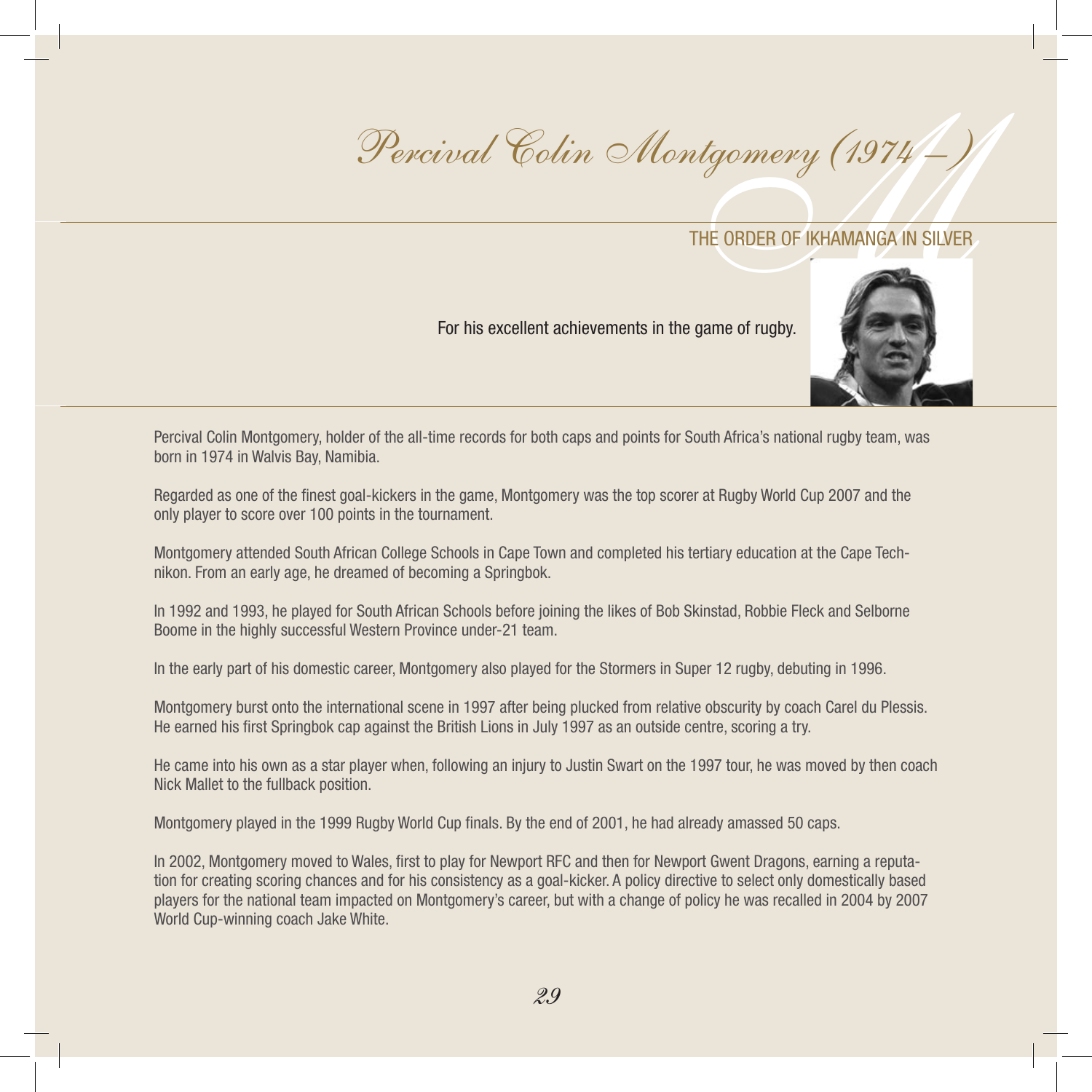# Percival Colin Montgomery (1974 – )

## THE ORDER OF IKHAMANGA IN SILVER

For his excellent achievements in the game of rugby.

Percival Colin Montgomery, holder of the all-time records for both caps and points for South Africa's national rugby team, was born in 1974 in Walvis Bay, Namibia.

Regarded as one of the finest goal-kickers in the game, Montgomery was the top scorer at Rugby World Cup 2007 and the only player to score over 100 points in the tournament.

Montgomery attended South African College Schools in Cape Town and completed his tertiary education at the Cape Technikon. From an early age, he dreamed of becoming a Springbok.

In 1992 and 1993, he played for South African Schools before joining the likes of Bob Skinstad, Robbie Fleck and Selborne Boome in the highly successful Western Province under-21 team.

In the early part of his domestic career, Montgomery also played for the Stormers in Super 12 rugby, debuting in 1996.

Montgomery burst onto the international scene in 1997 after being plucked from relative obscurity by coach Carel du Plessis. He earned his first Springbok cap against the British Lions in July 1997 as an outside centre, scoring a try.

He came into his own as a star player when, following an injury to Justin Swart on the 1997 tour, he was moved by then coach Nick Mallet to the fullback position.

Montgomery played in the 1999 Rugby World Cup finals. By the end of 2001, he had already amassed 50 caps.

In 2002, Montgomery moved to Wales, first to play for Newport RFC and then for Newport Gwent Dragons, earning a reputation for creating scoring chances and for his consistency as a goal-kicker. A policy directive to select only domestically based players for the national team impacted on Montgomery's career, but with a change of policy he was recalled in 2004 by 2007 World Cup-winning coach Jake White.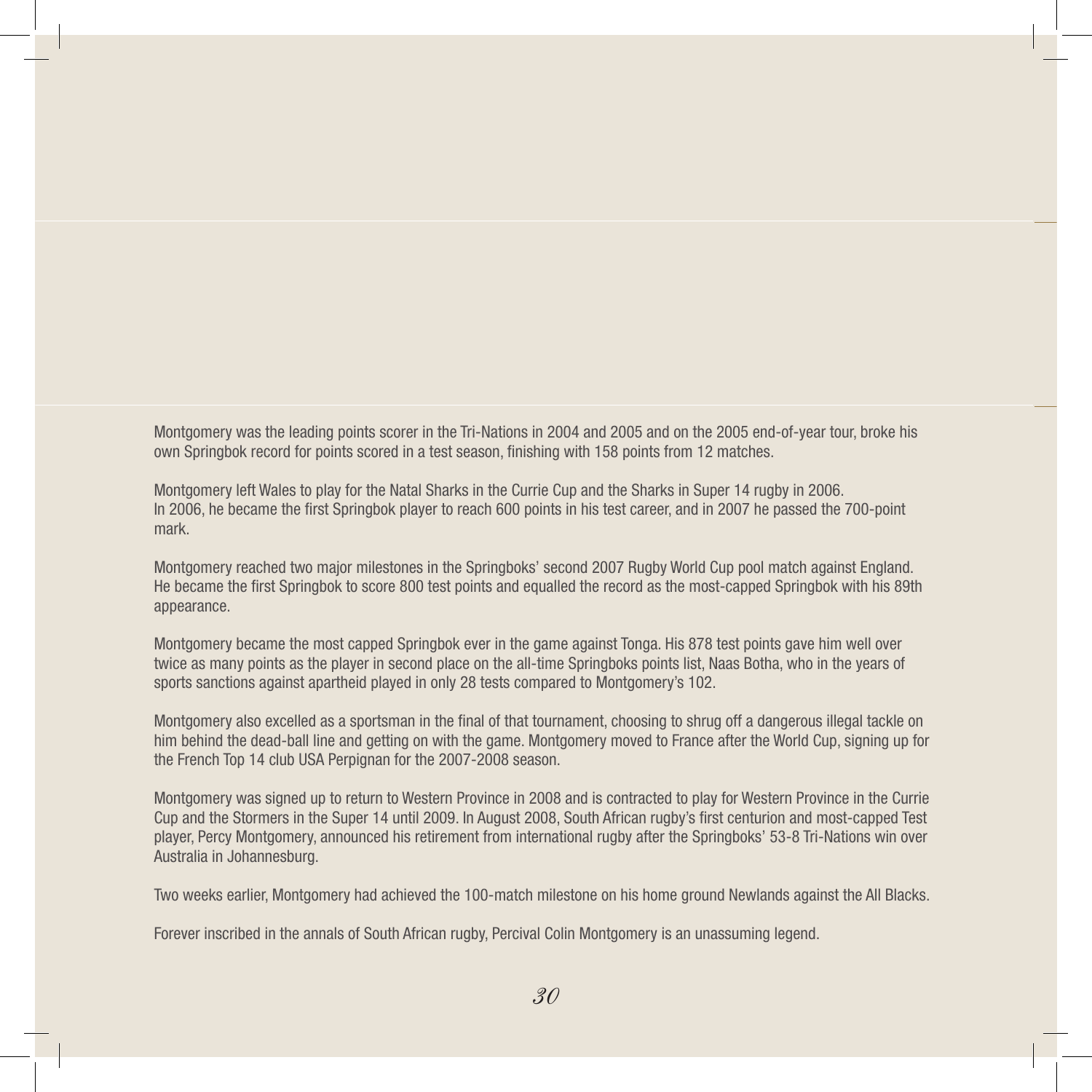Montgomery was the leading points scorer in the Tri-Nations in 2004 and 2005 and on the 2005 end-of-year tour, broke his own Springbok record for points scored in a test season, finishing with 158 points from 12 matches.

Montgomery left Wales to play for the Natal Sharks in the Currie Cup and the Sharks in Super 14 rugby in 2006. In 2006, he became the first Springbok player to reach 600 points in his test career, and in 2007 he passed the 700-point mark.

Montgomery reached two major milestones in the Springboks' second 2007 Rugby World Cup pool match against England. He became the first Springbok to score 800 test points and equalled the record as the most-capped Springbok with his 89th appearance.

Montgomery became the most capped Springbok ever in the game against Tonga. His 878 test points gave him well over twice as many points as the player in second place on the all-time Springboks points list, Naas Botha, who in the years of sports sanctions against apartheid played in only 28 tests compared to Montgomery's 102.

Montgomery also excelled as a sportsman in the final of that tournament, choosing to shrug off a dangerous illegal tackle on him behind the dead-ball line and getting on with the game. Montgomery moved to France after the World Cup, signing up for the French Top 14 club USA Perpignan for the 2007-2008 season.

Montgomery was signed up to return to Western Province in 2008 and is contracted to play for Western Province in the Currie Cup and the Stormers in the Super 14 until 2009. In August 2008, South African rugby's first centurion and most-capped Test player, Percy Montgomery, announced his retirement from international rugby after the Springboks' 53-8 Tri-Nations win over Australia in Johannesburg.

Two weeks earlier, Montgomery had achieved the 100-match milestone on his home ground Newlands against the All Blacks.

Forever inscribed in the annals of South African rugby, Percival Colin Montgomery is an unassuming legend.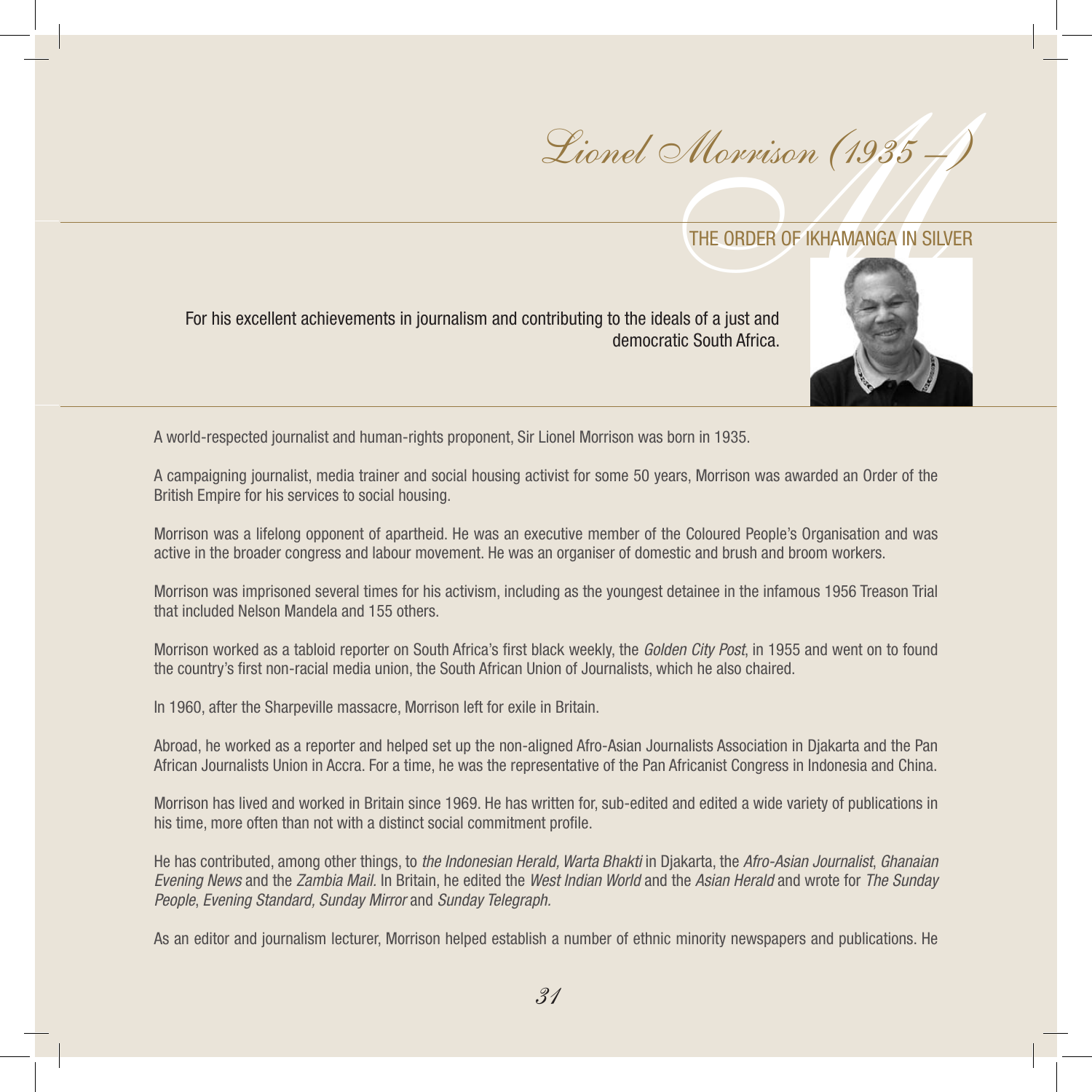# Lionel Morrison (1935 – )

## THE ORDER OF IKHAMANGA IN SILVER

For his excellent achievements in journalism and contributing to the ideals of a just and democratic South Africa.

A world-respected journalist and human-rights proponent, Sir Lionel Morrison was born in 1935.

A campaigning journalist, media trainer and social housing activist for some 50 years, Morrison was awarded an Order of the British Empire for his services to social housing.

Morrison was a lifelong opponent of apartheid. He was an executive member of the Coloured People's Organisation and was active in the broader congress and labour movement. He was an organiser of domestic and brush and broom workers.

Morrison was imprisoned several times for his activism, including as the youngest detainee in the infamous 1956 Treason Trial that included Nelson Mandela and 155 others.

Morrison worked as a tabloid reporter on South Africa's first black weekly, the *Golden City Post*, in 1955 and went on to found the country's first non-racial media union, the South African Union of Journalists, which he also chaired.

In 1960, after the Sharpeville massacre, Morrison left for exile in Britain.

Abroad, he worked as a reporter and helped set up the non-aligned Afro-Asian Journalists Association in Djakarta and the Pan African Journalists Union in Accra. For a time, he was the representative of the Pan Africanist Congress in Indonesia and China.

Morrison has lived and worked in Britain since 1969. He has written for, sub-edited and edited a wide variety of publications in his time, more often than not with a distinct social commitment profile.

He has contributed, among other things, to *the Indonesian Herald, Warta Bhakti* in Djakarta, the *Afro-Asian Journalist*, *Ghanaian Evening News* and the *Zambia Mail.* In Britain, he edited the *West Indian World* and the *Asian Herald* and wrote for *The Sunday People*, *Evening Standard, Sunday Mirror* and *Sunday Telegraph.*

As an editor and journalism lecturer, Morrison helped establish a number of ethnic minority newspapers and publications. He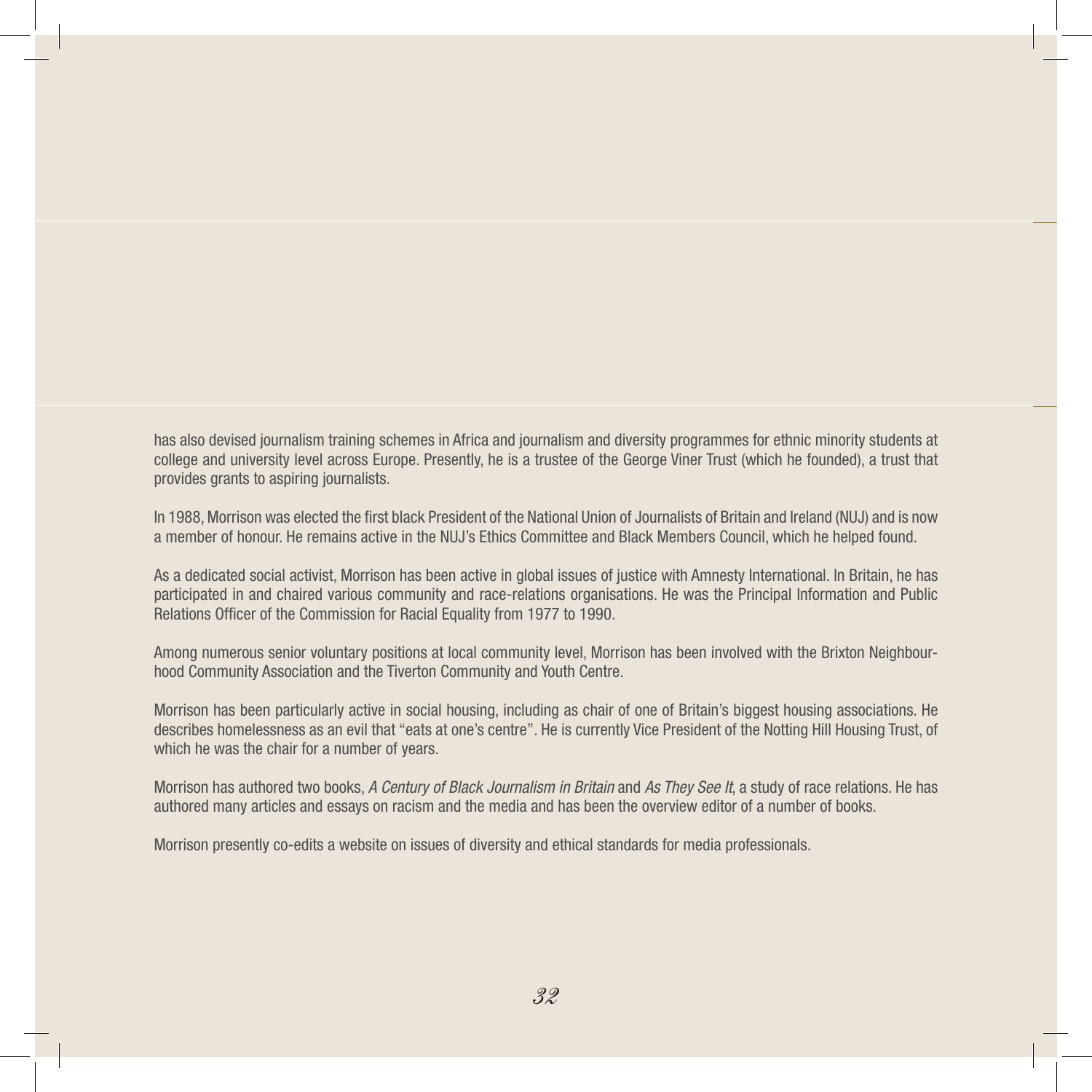has also devised journalism training schemes in Africa and journalism and diversity programmes for ethnic minority students at college and university level across Europe. Presently, he is a trustee of the George Viner Trust (which he founded), a trust that provides grants to aspiring journalists.

In 1988, Morrison was elected the first black President of the National Union of Journalists of Britain and Ireland (NUJ) and is now a member of honour. He remains active in the NUJ's Ethics Committee and Black Members Council, which he helped found.

As a dedicated social activist, Morrison has been active in global issues of justice with Amnesty International. In Britain, he has participated in and chaired various community and race-relations organisations. He was the Principal Information and Public Relations Officer of the Commission for Racial Equality from 1977 to 1990.

Among numerous senior voluntary positions at local community level, Morrison has been involved with the Brixton Neighbourhood Community Association and the Tiverton Community and Youth Centre.

Morrison has been particularly active in social housing, including as chair of one of Britain's biggest housing associations. He describes homelessness as an evil that "eats at one's centre". He is currently Vice President of the Notting Hill Housing Trust, of which he was the chair for a number of years.

Morrison has authored two books, *A Century of Black Journalism in Britain* and *As They See It*, a study of race relations. He has authored many articles and essays on racism and the media and has been the overview editor of a number of books.

Morrison presently co-edits a website on issues of diversity and ethical standards for media professionals.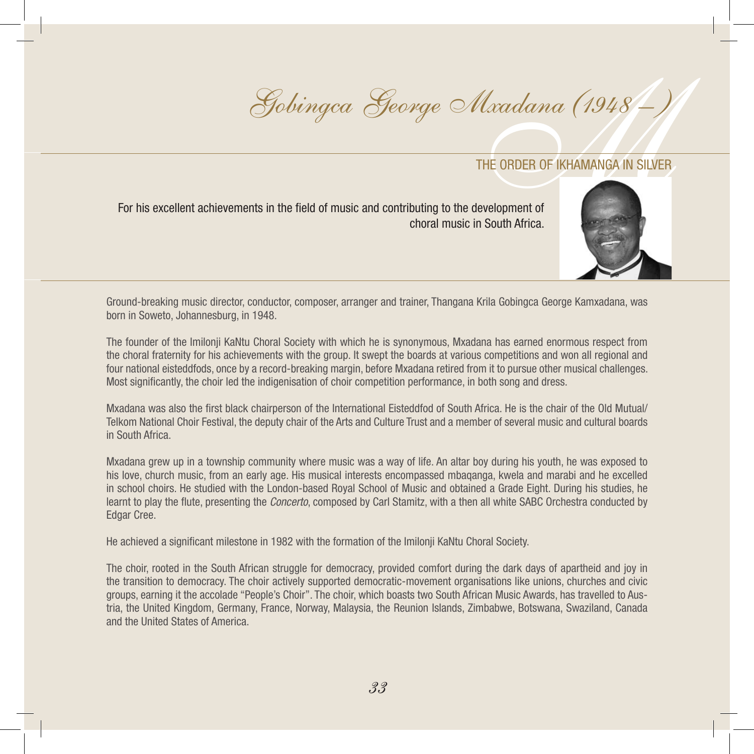# Gobingca George Mxadana (1948 – )

## THE ORDER OF IKHAMANGA IN SILVER

For his excellent achievements in the field of music and contributing to the development of choral music in South Africa.

Ground-breaking music director, conductor, composer, arranger and trainer, Thangana Krila Gobingca George Kamxadana, was born in Soweto, Johannesburg, in 1948.

The founder of the Imilonji KaNtu Choral Society with which he is synonymous, Mxadana has earned enormous respect from the choral fraternity for his achievements with the group. It swept the boards at various competitions and won all regional and four national eisteddfods, once by a record-breaking margin, before Mxadana retired from it to pursue other musical challenges. Most significantly, the choir led the indigenisation of choir competition performance, in both song and dress.

Mxadana was also the first black chairperson of the International Eisteddfod of South Africa. He is the chair of the Old Mutual/ Telkom National Choir Festival, the deputy chair of the Arts and Culture Trust and a member of several music and cultural boards in South Africa.

Mxadana grew up in a township community where music was a way of life. An altar boy during his youth, he was exposed to his love, church music, from an early age. His musical interests encompassed mbaqanga, kwela and marabi and he excelled in school choirs. He studied with the London-based Royal School of Music and obtained a Grade Eight. During his studies, he learnt to play the flute, presenting the *Concerto*, composed by Carl Stamitz, with a then all white SABC Orchestra conducted by Edgar Cree.

He achieved a significant milestone in 1982 with the formation of the Imilonji KaNtu Choral Society.

The choir, rooted in the South African struggle for democracy, provided comfort during the dark days of apartheid and joy in the transition to democracy. The choir actively supported democratic-movement organisations like unions, churches and civic groups, earning it the accolade "People's Choir". The choir, which boasts two South African Music Awards, has travelled to Austria, the United Kingdom, Germany, France, Norway, Malaysia, the Reunion Islands, Zimbabwe, Botswana, Swaziland, Canada and the United States of America.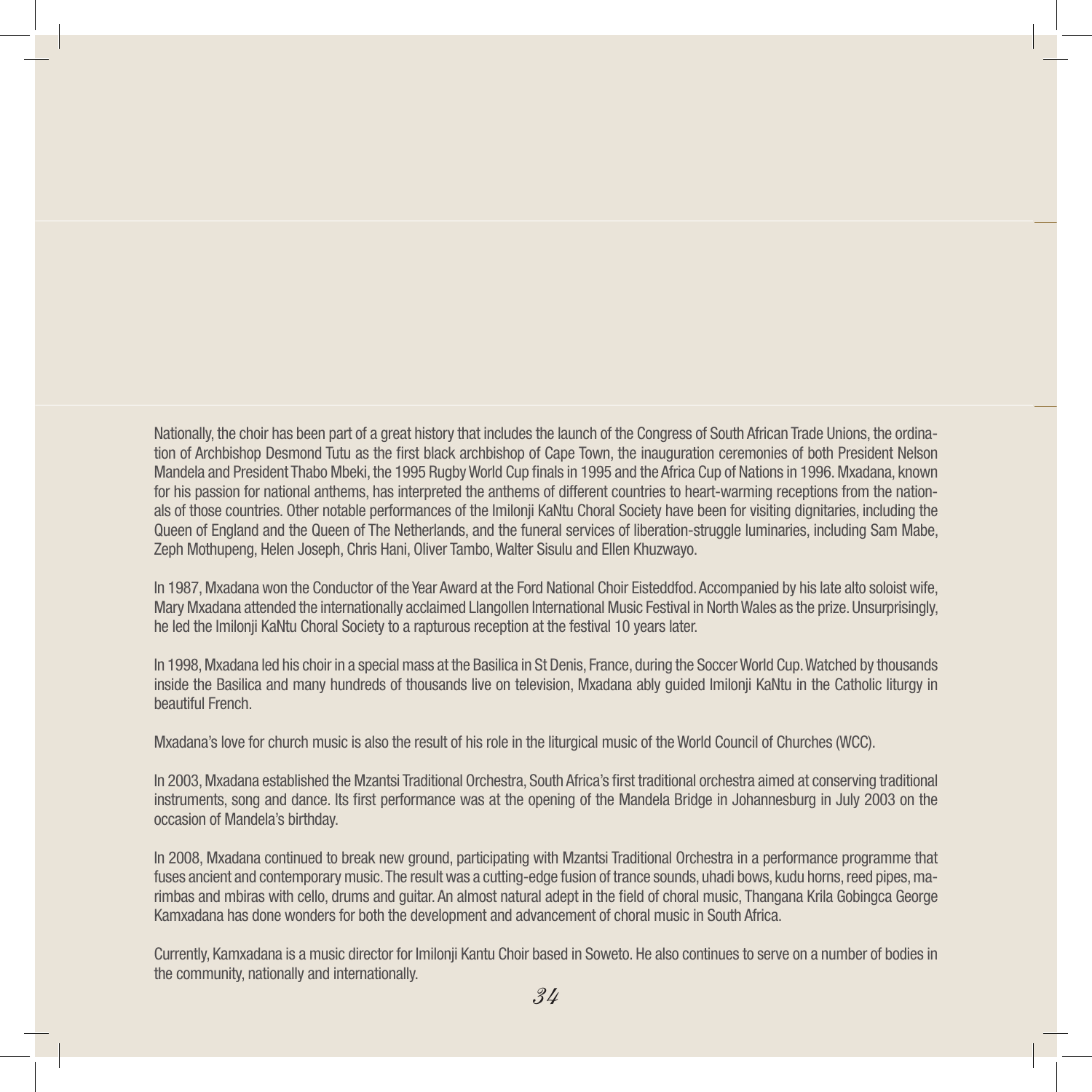Nationally, the choir has been part of a great history that includes the launch of the Congress of South African Trade Unions, the ordination of Archbishop Desmond Tutu as the first black archbishop of Cape Town, the inauguration ceremonies of both President Nelson Mandela and President Thabo Mbeki, the 1995 Rugby World Cup finals in 1995 and the Africa Cup of Nations in 1996. Mxadana, known for his passion for national anthems, has interpreted the anthems of different countries to heart-warming receptions from the nationals of those countries. Other notable performances of the Imilonji KaNtu Choral Society have been for visiting dignitaries, including the Queen of England and the Queen of The Netherlands, and the funeral services of liberation-struggle luminaries, including Sam Mabe, Zeph Mothupeng, Helen Joseph, Chris Hani, Oliver Tambo, Walter Sisulu and Ellen Khuzwayo.

In 1987, Mxadana won the Conductor of the Year Award at the Ford National Choir Eisteddfod. Accompanied by his late alto soloist wife, Mary Mxadana attended the internationally acclaimed Llangollen International Music Festival in North Wales as the prize. Unsurprisingly, he led the Imilonji KaNtu Choral Society to a rapturous reception at the festival 10 years later.

In 1998, Mxadana led his choir in a special mass at the Basilica in St Denis, France, during the Soccer World Cup. Watched by thousands inside the Basilica and many hundreds of thousands live on television, Mxadana ably guided Imilonji KaNtu in the Catholic liturgy in beautiful French.

Mxadana's love for church music is also the result of his role in the liturgical music of the World Council of Churches (WCC).

In 2003, Mxadana established the Mzantsi Traditional Orchestra, South Africa's first traditional orchestra aimed at conserving traditional instruments, song and dance. Its first performance was at the opening of the Mandela Bridge in Johannesburg in July 2003 on the occasion of Mandela's birthday.

In 2008, Mxadana continued to break new ground, participating with Mzantsi Traditional Orchestra in a performance programme that fuses ancient and contemporary music. The result was a cutting-edge fusion of trance sounds, uhadi bows, kudu horns, reed pipes, marimbas and mbiras with cello, drums and guitar. An almost natural adept in the field of choral music, Thangana Krila Gobingca George Kamxadana has done wonders for both the development and advancement of choral music in South Africa.

Currently, Kamxadana is a music director for Imilonji Kantu Choir based in Soweto. He also continues to serve on a number of bodies in the community, nationally and internationally.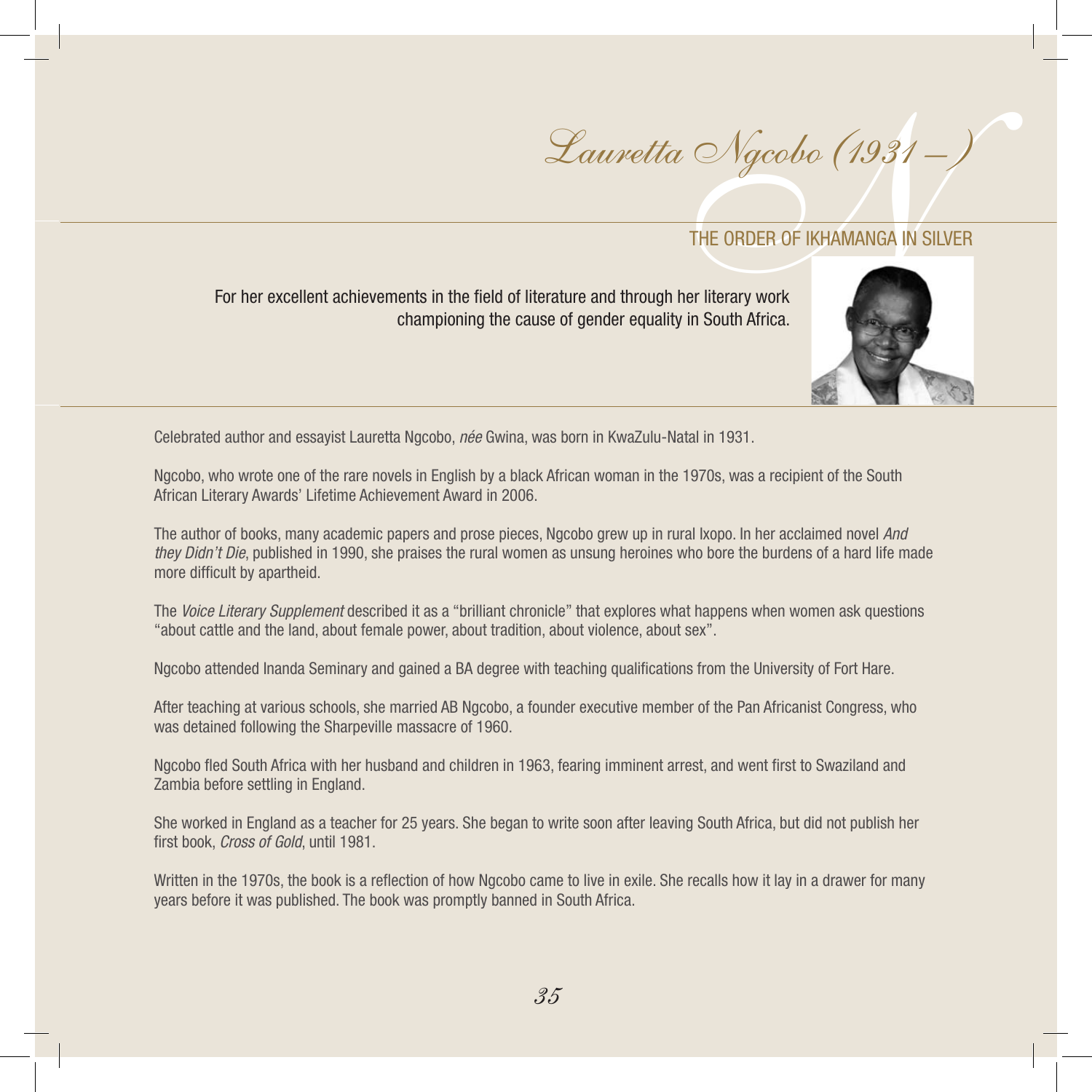# Lauretta Ngcobo (1931 – )

## THE ORDER OF IKHAMANGA IN SILVER

For her excellent achievements in the field of literature and through her literary work championing the cause of gender equality in South Africa.

Celebrated author and essayist Lauretta Ngcobo, *née* Gwina, was born in KwaZulu-Natal in 1931.

Ngcobo, who wrote one of the rare novels in English by a black African woman in the 1970s, was a recipient of the South African Literary Awards' Lifetime Achievement Award in 2006.

The author of books, many academic papers and prose pieces, Ngcobo grew up in rural Ixopo. In her acclaimed novel *And they Didn't Die*, published in 1990, she praises the rural women as unsung heroines who bore the burdens of a hard life made more difficult by apartheid.

The *Voice Literary Supplement* described it as a "brilliant chronicle" that explores what happens when women ask questions "about cattle and the land, about female power, about tradition, about violence, about sex".

Ngcobo attended Inanda Seminary and gained a BA degree with teaching qualifications from the University of Fort Hare.

After teaching at various schools, she married AB Ngcobo, a founder executive member of the Pan Africanist Congress, who was detained following the Sharpeville massacre of 1960.

Ngcobo fled South Africa with her husband and children in 1963, fearing imminent arrest, and went first to Swaziland and Zambia before settling in England.

She worked in England as a teacher for 25 years. She began to write soon after leaving South Africa, but did not publish her first book, *Cross of Gold*, until 1981.

Written in the 1970s, the book is a reflection of how Ngcobo came to live in exile. She recalls how it lay in a drawer for many years before it was published. The book was promptly banned in South Africa.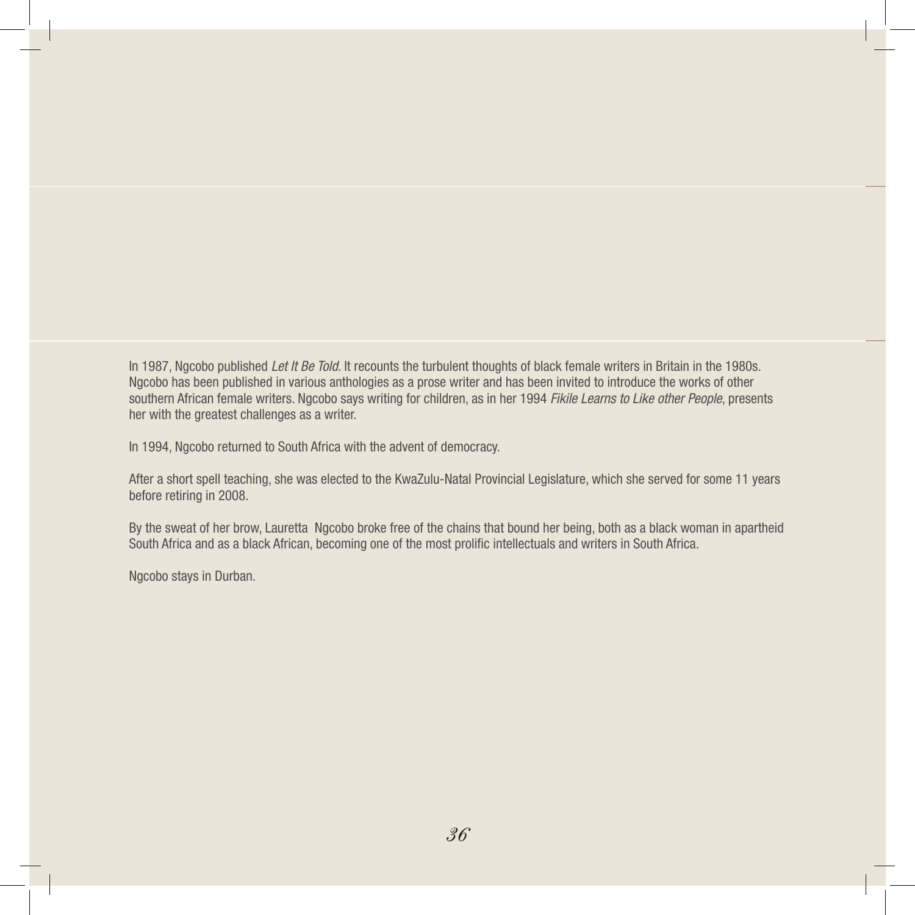In 1987, Ngcobo published *Let It Be Told*. It recounts the turbulent thoughts of black female writers in Britain in the 1980s. Ngcobo has been published in various anthologies as a prose writer and has been invited to introduce the works of other southern African female writers. Ngcobo says writing for children, as in her 1994 *Fikile Learns to Like other People*, presents her with the greatest challenges as a writer.

In 1994, Ngcobo returned to South Africa with the advent of democracy.

After a short spell teaching, she was elected to the KwaZulu-Natal Provincial Legislature, which she served for some 11 years before retiring in 2008.

By the sweat of her brow, Lauretta  Ngcobo broke free of the chains that bound her being, both as a black woman in apartheid South Africa and as a black African, becoming one of the most prolific intellectuals and writers in South Africa.

Ngcobo stays in Durban.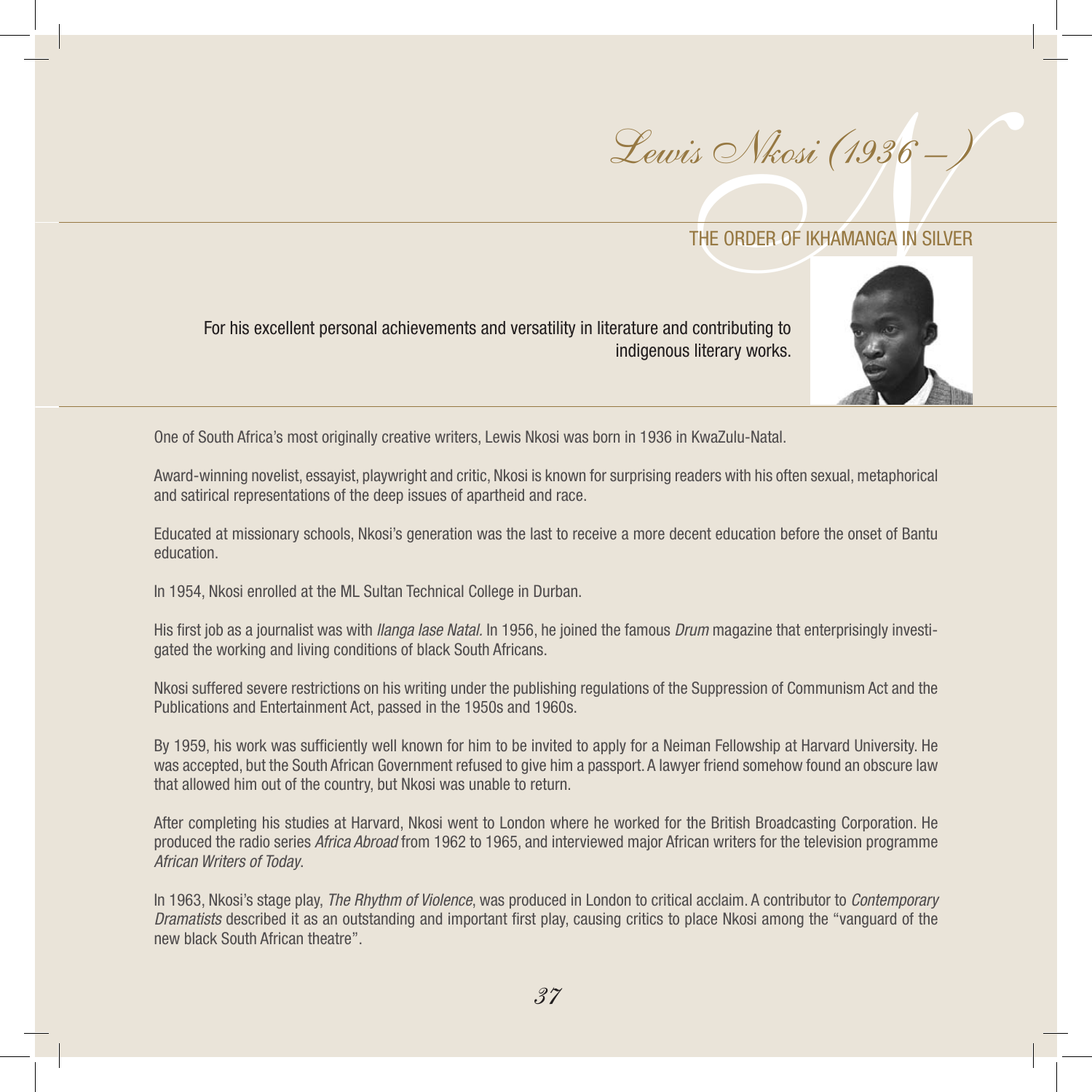# Lewis Nkosi (1936 – )

## THE ORDER OF IKHAMANGA IN SILVER

For his excellent personal achievements and versatility in literature and contributing to indigenous literary works.

One of South Africa's most originally creative writers, Lewis Nkosi was born in 1936 in KwaZulu-Natal.

Award-winning novelist, essayist, playwright and critic, Nkosi is known for surprising readers with his often sexual, metaphorical and satirical representations of the deep issues of apartheid and race.

Educated at missionary schools, Nkosi's generation was the last to receive a more decent education before the onset of Bantu education.

In 1954, Nkosi enrolled at the ML Sultan Technical College in Durban.

His first job as a journalist was with *Ilanga lase Natal*. In 1956, he joined the famous *Drum* magazine that enterprisingly investigated the working and living conditions of black South Africans.

Nkosi suffered severe restrictions on his writing under the publishing regulations of the Suppression of Communism Act and the Publications and Entertainment Act, passed in the 1950s and 1960s.

By 1959, his work was sufficiently well known for him to be invited to apply for a Neiman Fellowship at Harvard University. He was accepted, but the South African Government refused to give him a passport. A lawyer friend somehow found an obscure law that allowed him out of the country, but Nkosi was unable to return.

After completing his studies at Harvard, Nkosi went to London where he worked for the British Broadcasting Corporation. He produced the radio series *Africa Abroad* from 1962 to 1965, and interviewed major African writers for the television programme *African Writers of Today*.

In 1963, Nkosi's stage play, *The Rhythm of Violence*, was produced in London to critical acclaim. A contributor to *Contemporary Dramatists* described it as an outstanding and important first play, causing critics to place Nkosi among the "vanguard of the new black South African theatre".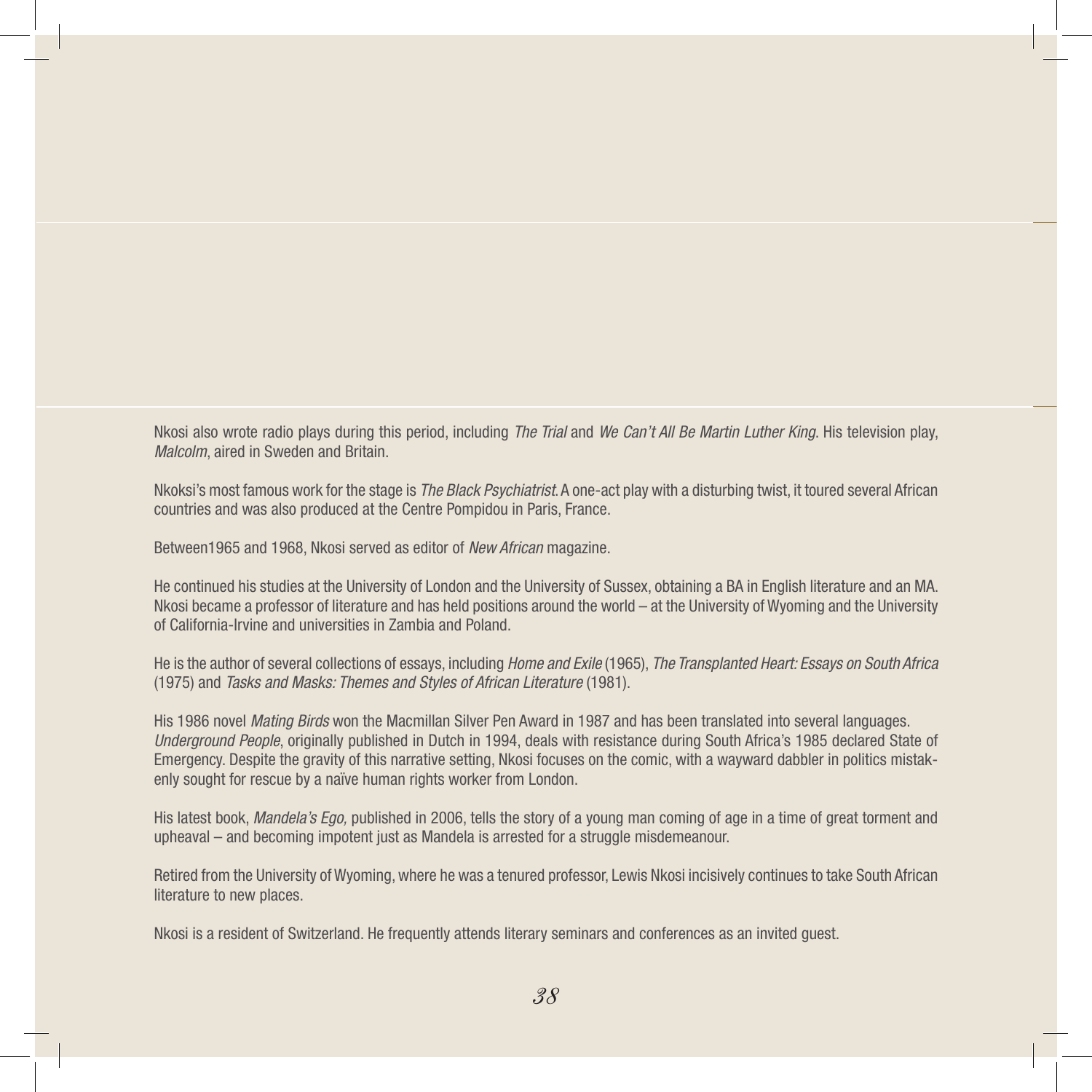Nkosi also wrote radio plays during this period, including *The Trial* and *We Can't All Be Martin Luther King*. His television play, *Malcolm*, aired in Sweden and Britain.

Nkoksi's most famous work for the stage is *The Black Psychiatrist*. A one-act play with a disturbing twist, it toured several African countries and was also produced at the Centre Pompidou in Paris, France.

Between1965 and 1968, Nkosi served as editor of *New African* magazine.

He continued his studies at the University of London and the University of Sussex, obtaining a BA in English literature and an MA. Nkosi became a professor of literature and has held positions around the world – at the University of Wyoming and the University of California-Irvine and universities in Zambia and Poland.

He is the author of several collections of essays, including *Home and Exile* (1965), *The Transplanted Heart: Essays on South Africa* (1975) and *Tasks and Masks: Themes and Styles of African Literature* (1981).

His 1986 novel *Mating Birds* won the Macmillan Silver Pen Award in 1987 and has been translated into several languages. *Underground People*, originally published in Dutch in 1994, deals with resistance during South Africa's 1985 declared State of Emergency. Despite the gravity of this narrative setting, Nkosi focuses on the comic, with a wayward dabbler in politics mistakenly sought for rescue by a naïve human rights worker from London.

His latest book, *Mandela's Ego,* published in 2006, tells the story of a young man coming of age in a time of great torment and upheaval – and becoming impotent just as Mandela is arrested for a struggle misdemeanour.

Retired from the University of Wyoming, where he was a tenured professor, Lewis Nkosi incisively continues to take South African literature to new places.

Nkosi is a resident of Switzerland. He frequently attends literary seminars and conferences as an invited guest.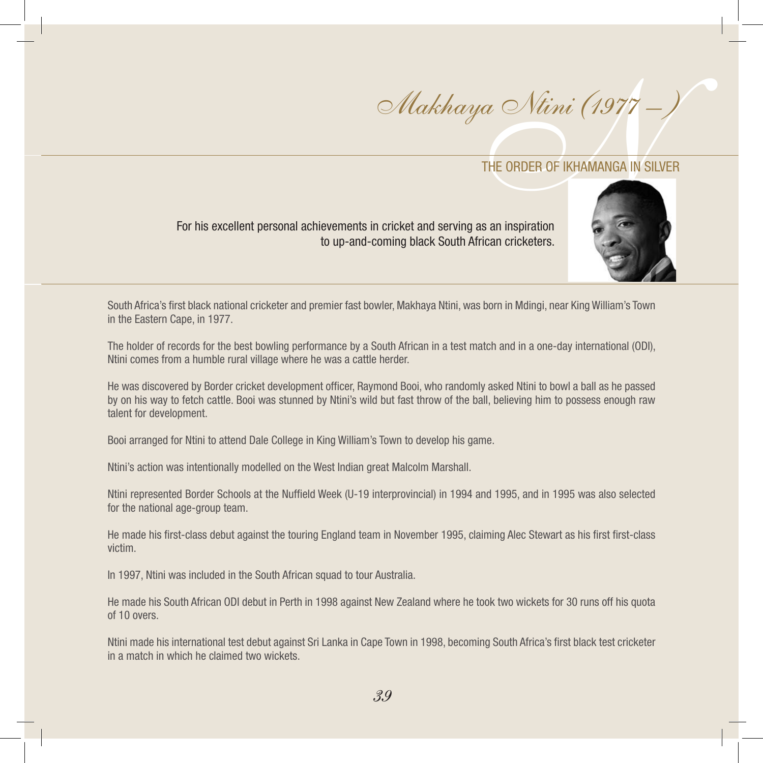# *Makhaya Ntini (1977 – )*

## THE ORDER OF IKHAMANGA IN SILVER

For his excellent personal achievements in cricket and serving as an inspiration to up-and-coming black South African cricketers.

South Africa's first black national cricketer and premier fast bowler, Makhaya Ntini, was born in Mdingi, near King William's Town in the Eastern Cape, in 1977.

The holder of records for the best bowling performance by a South African in a test match and in a one-day international (ODI), Ntini comes from a humble rural village where he was a cattle herder.

He was discovered by Border cricket development officer, Raymond Booi, who randomly asked Ntini to bowl a ball as he passed by on his way to fetch cattle. Booi was stunned by Ntini's wild but fast throw of the ball, believing him to possess enough raw talent for development.

Booi arranged for Ntini to attend Dale College in King William's Town to develop his game.

Ntini's action was intentionally modelled on the West Indian great Malcolm Marshall.

Ntini represented Border Schools at the Nuffield Week (U-19 interprovincial) in 1994 and 1995, and in 1995 was also selected for the national age-group team.

He made his first-class debut against the touring England team in November 1995, claiming Alec Stewart as his first first-class victim.

In 1997, Ntini was included in the South African squad to tour Australia.

He made his South African ODI debut in Perth in 1998 against New Zealand where he took two wickets for 30 runs off his quota of 10 overs.

Ntini made his international test debut against Sri Lanka in Cape Town in 1998, becoming South Africa's first black test cricketer in a match in which he claimed two wickets.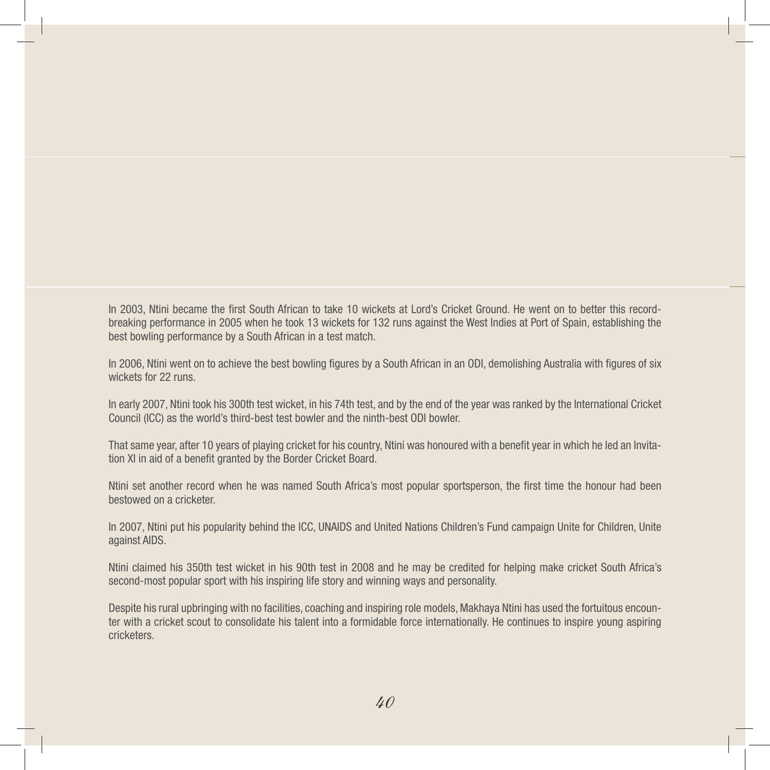In 2003, Ntini became the first South African to take 10 wickets at Lord's Cricket Ground. He went on to better this record-breaking performance in 2005 when he took 13 wickets for 132 runs against the West Indies at Port of Spain, establishing the best bowling performance by a South African in a test match.

In 2006, Ntini went on to achieve the best bowling figures by a South African in an ODI, demolishing Australia with figures of six wickets for 22 runs.

In early 2007, Ntini took his 300th test wicket, in his 74th test, and by the end of the year was ranked by the International Cricket Council (ICC) as the world's third-best test bowler and the ninth-best ODI bowler.

That same year, after 10 years of playing cricket for his country, Ntini was honoured with a benefit year in which he led an Invitation XI in aid of a benefit granted by the Border Cricket Board.

Ntini set another record when he was named South Africa's most popular sportsperson, the first time the honour had been bestowed on a cricketer.

In 2007, Ntini put his popularity behind the ICC, UNAIDS and United Nations Children's Fund campaign Unite for Children, Unite against AIDS.

Ntini claimed his 350th test wicket in his 90th test in 2008 and he may be credited for helping make cricket South Africa's second-most popular sport with his inspiring life story and winning ways and personality.

Despite his rural upbringing with no facilities, coaching and inspiring role models, Makhaya Ntini has used the fortuitous encounter with a cricket scout to consolidate his talent into a formidable force internationally. He continues to inspire young aspiring cricketers.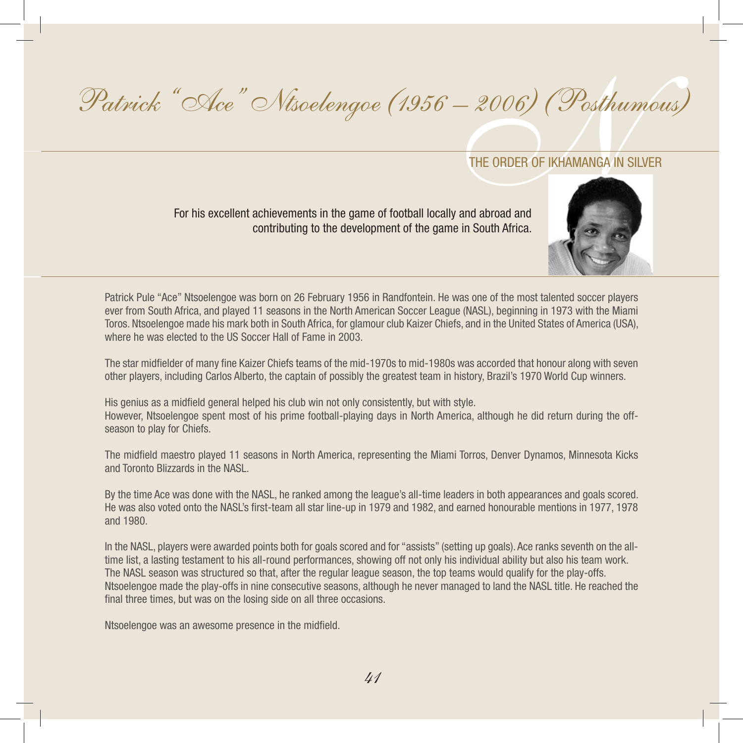# Patrick "Ace" Ntsoelengoe (1956 – 2006) (Posthumous)

## THE ORDER OF IKHAMANGA IN SILVER

For his excellent achievements in the game of football locally and abroad and contributing to the development of the game in South Africa.

Patrick Pule "Ace" Ntsoelengoe was born on 26 February 1956 in Randfontein. He was one of the most talented soccer players ever from South Africa, and played 11 seasons in the North American Soccer League (NASL), beginning in 1973 with the Miami Toros. Ntsoelengoe made his mark both in South Africa, for glamour club Kaizer Chiefs, and in the United States of America (USA), where he was elected to the US Soccer Hall of Fame in 2003.

The star midfielder of many fine Kaizer Chiefs teams of the mid-1970s to mid-1980s was accorded that honour along with seven other players, including Carlos Alberto, the captain of possibly the greatest team in history, Brazil's 1970 World Cup winners.

His genius as a midfield general helped his club win not only consistently, but with style.
However, Ntsoelengoe spent most of his prime football-playing days in North America, although he did return during the off-season to play for Chiefs.

The midfield maestro played 11 seasons in North America, representing the Miami Torros, Denver Dynamos, Minnesota Kicks and Toronto Blizzards in the NASL.

By the time Ace was done with the NASL, he ranked among the league's all-time leaders in both appearances and goals scored. He was also voted onto the NASL's first-team all star line-up in 1979 and 1982, and earned honourable mentions in 1977, 1978 and 1980.

In the NASL, players were awarded points both for goals scored and for "assists" (setting up goals). Ace ranks seventh on the all-time list, a lasting testament to his all-round performances, showing off not only his individual ability but also his team work.
The NASL season was structured so that, after the regular league season, the top teams would qualify for the play-offs. Ntsoelengoe made the play-offs in nine consecutive seasons, although he never managed to land the NASL title. He reached the final three times, but was on the losing side on all three occasions.

Ntsoelengoe was an awesome presence in the midfield.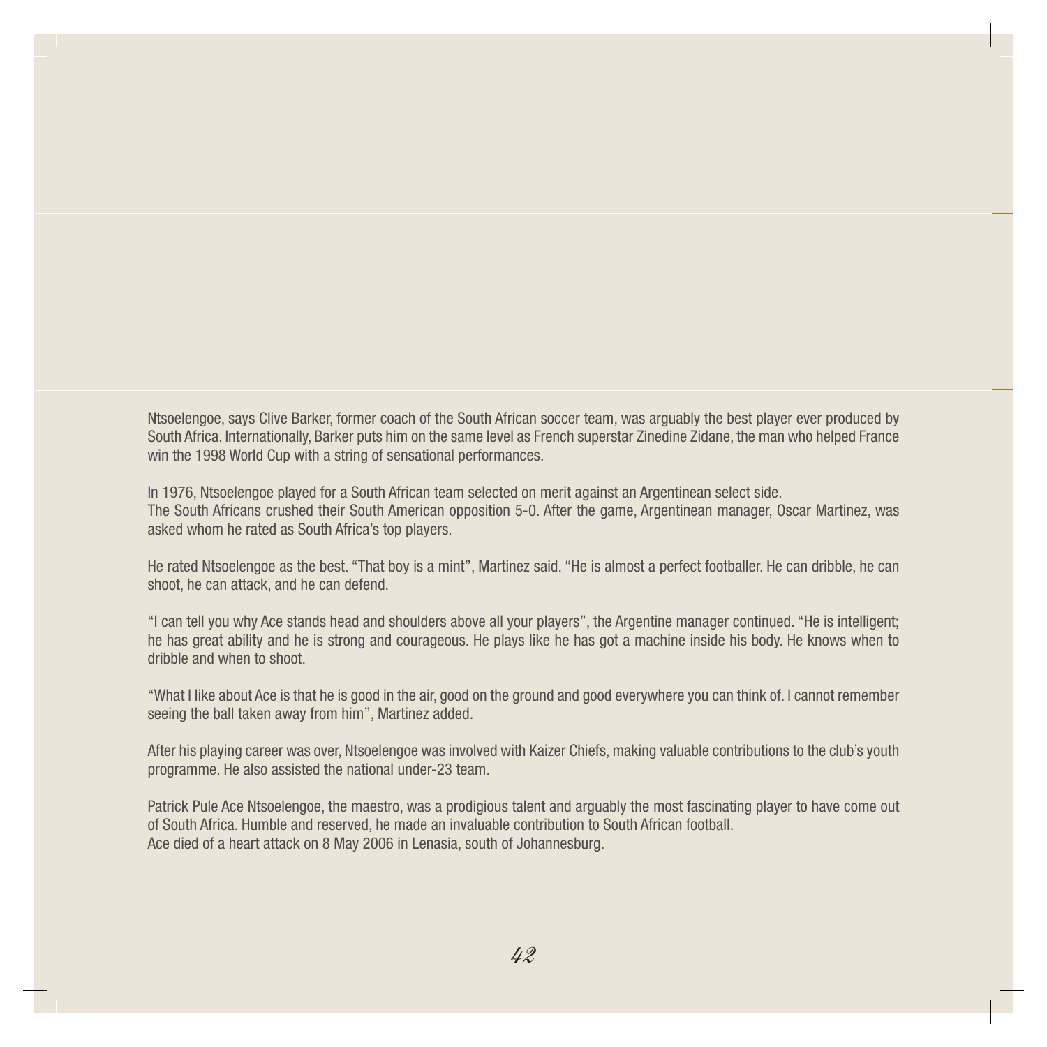Ntsoelengoe, says Clive Barker, former coach of the South African soccer team, was arguably the best player ever produced by South Africa. Internationally, Barker puts him on the same level as French superstar Zinedine Zidane, the man who helped France win the 1998 World Cup with a string of sensational performances.

In 1976, Ntsoelengoe played for a South African team selected on merit against an Argentinean select side.
The South Africans crushed their South American opposition 5-0. After the game, Argentinean manager, Oscar Martinez, was asked whom he rated as South Africa's top players.

He rated Ntsoelengoe as the best. "That boy is a mint", Martinez said. "He is almost a perfect footballer. He can dribble, he can shoot, he can attack, and he can defend.

"I can tell you why Ace stands head and shoulders above all your players", the Argentine manager continued. "He is intelligent; he has great ability and he is strong and courageous. He plays like he has got a machine inside his body. He knows when to dribble and when to shoot.

"What I like about Ace is that he is good in the air, good on the ground and good everywhere you can think of. I cannot remember seeing the ball taken away from him", Martinez added.

After his playing career was over, Ntsoelengoe was involved with Kaizer Chiefs, making valuable contributions to the club's youth programme. He also assisted the national under-23 team.

Patrick Pule Ace Ntsoelengoe, the maestro, was a prodigious talent and arguably the most fascinating player to have come out of South Africa. Humble and reserved, he made an invaluable contribution to South African football.
Ace died of a heart attack on 8 May 2006 in Lenasia, south of Johannesburg.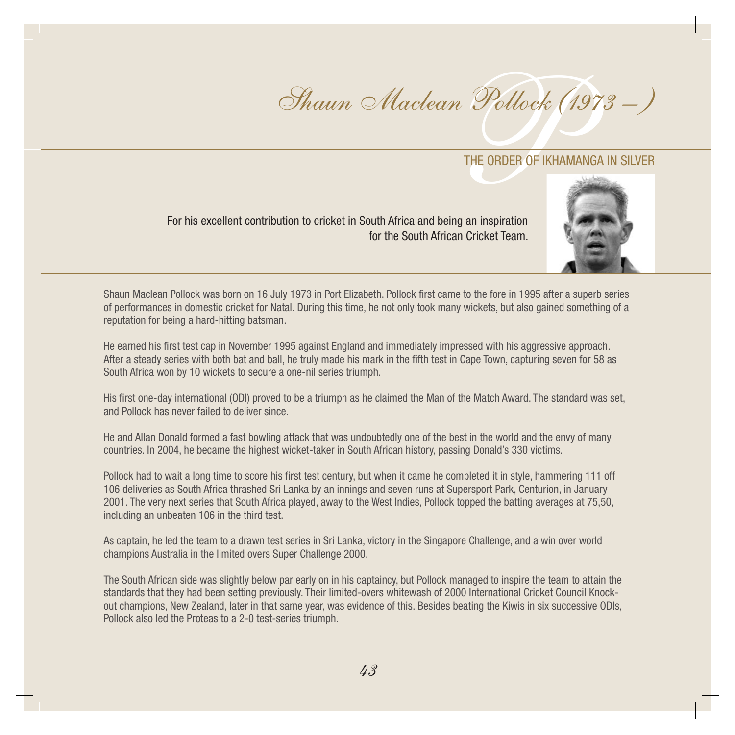# Shaun Maclean Pollock (1973 – )

## THE ORDER OF IKHAMANGA IN SILVER

For his excellent contribution to cricket in South Africa and being an inspiration for the South African Cricket Team.

Shaun Maclean Pollock was born on 16 July 1973 in Port Elizabeth. Pollock first came to the fore in 1995 after a superb series of performances in domestic cricket for Natal. During this time, he not only took many wickets, but also gained something of a reputation for being a hard-hitting batsman.

He earned his first test cap in November 1995 against England and immediately impressed with his aggressive approach. After a steady series with both bat and ball, he truly made his mark in the fifth test in Cape Town, capturing seven for 58 as South Africa won by 10 wickets to secure a one-nil series triumph.

His first one-day international (ODI) proved to be a triumph as he claimed the Man of the Match Award. The standard was set, and Pollock has never failed to deliver since.

He and Allan Donald formed a fast bowling attack that was undoubtedly one of the best in the world and the envy of many countries. In 2004, he became the highest wicket-taker in South African history, passing Donald's 330 victims.

Pollock had to wait a long time to score his first test century, but when it came he completed it in style, hammering 111 off 106 deliveries as South Africa thrashed Sri Lanka by an innings and seven runs at Supersport Park, Centurion, in January 2001. The very next series that South Africa played, away to the West Indies, Pollock topped the batting averages at 75,50, including an unbeaten 106 in the third test.

As captain, he led the team to a drawn test series in Sri Lanka, victory in the Singapore Challenge, and a win over world champions Australia in the limited overs Super Challenge 2000.

The South African side was slightly below par early on in his captaincy, but Pollock managed to inspire the team to attain the standards that they had been setting previously. Their limited-overs whitewash of 2000 International Cricket Council Knock-out champions, New Zealand, later in that same year, was evidence of this. Besides beating the Kiwis in six successive ODIs, Pollock also led the Proteas to a 2-0 test-series triumph.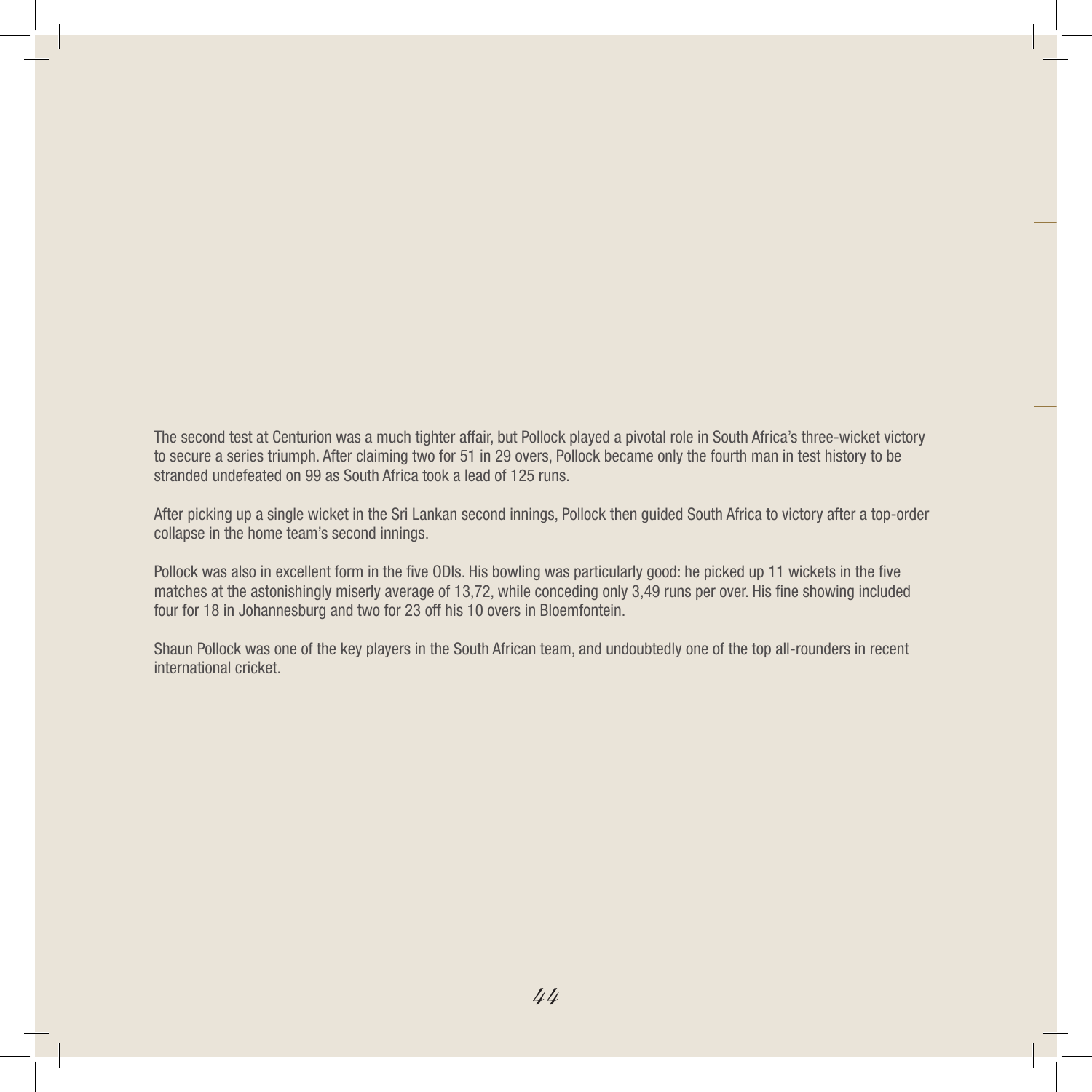The second test at Centurion was a much tighter affair, but Pollock played a pivotal role in South Africa's three-wicket victory to secure a series triumph. After claiming two for 51 in 29 overs, Pollock became only the fourth man in test history to be stranded undefeated on 99 as South Africa took a lead of 125 runs.

After picking up a single wicket in the Sri Lankan second innings, Pollock then guided South Africa to victory after a top-order collapse in the home team's second innings.

Pollock was also in excellent form in the five ODIs. His bowling was particularly good: he picked up 11 wickets in the five matches at the astonishingly miserly average of 13,72, while conceding only 3,49 runs per over. His fine showing included four for 18 in Johannesburg and two for 23 off his 10 overs in Bloemfontein.

Shaun Pollock was one of the key players in the South African team, and undoubtedly one of the top all-rounders in recent international cricket.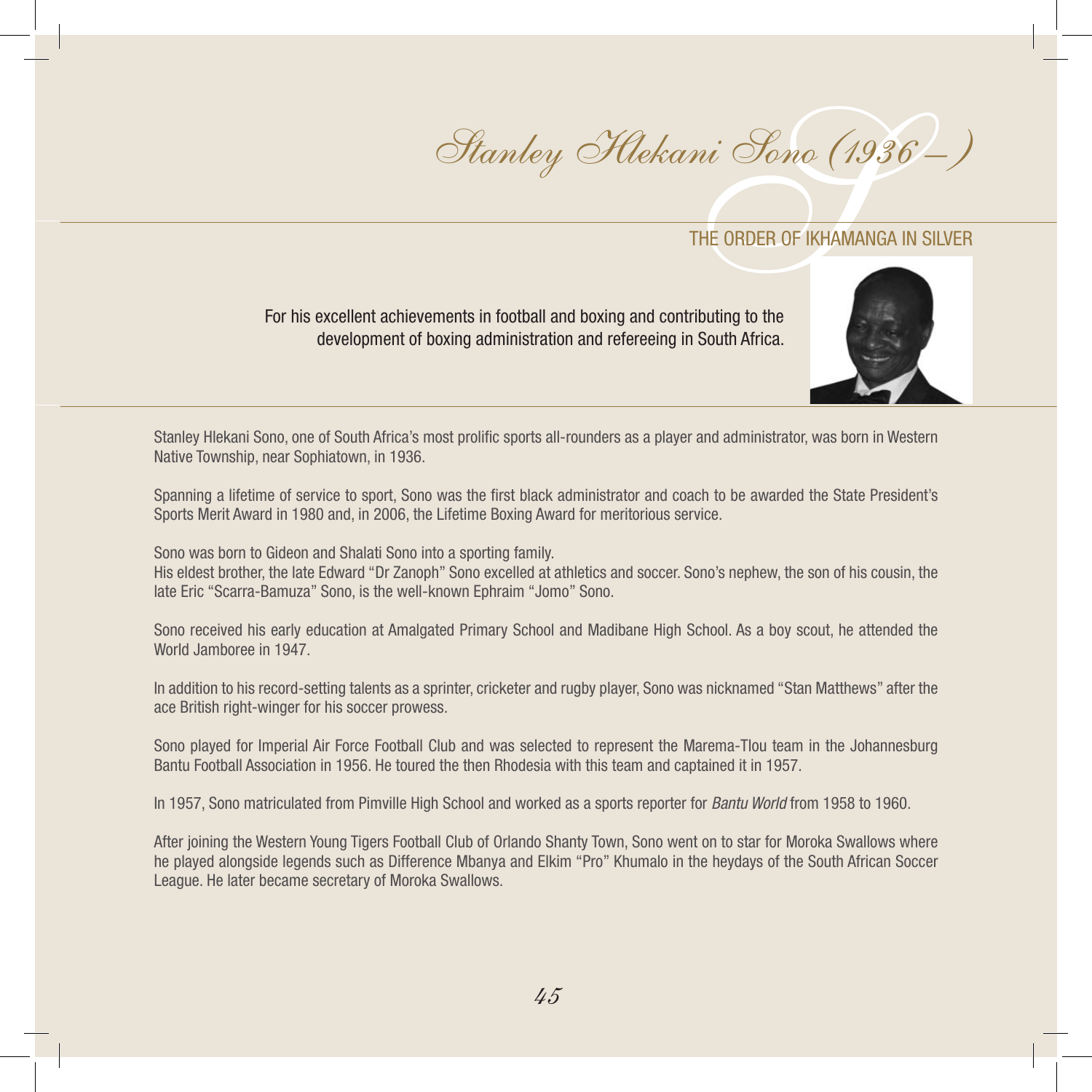# Stanley Hlekani Sono (1936 – )

## THE ORDER OF IKHAMANGA IN SILVER

For his excellent achievements in football and boxing and contributing to the development of boxing administration and refereeing in South Africa.

Stanley Hlekani Sono, one of South Africa's most prolific sports all-rounders as a player and administrator, was born in Western Native Township, near Sophiatown, in 1936.

Spanning a lifetime of service to sport, Sono was the first black administrator and coach to be awarded the State President's Sports Merit Award in 1980 and, in 2006, the Lifetime Boxing Award for meritorious service.

Sono was born to Gideon and Shalati Sono into a sporting family.
His eldest brother, the late Edward "Dr Zanoph" Sono excelled at athletics and soccer. Sono's nephew, the son of his cousin, the late Eric "Scarra-Bamuza" Sono, is the well-known Ephraim "Jomo" Sono.

Sono received his early education at Amalgated Primary School and Madibane High School. As a boy scout, he attended the World Jamboree in 1947.

In addition to his record-setting talents as a sprinter, cricketer and rugby player, Sono was nicknamed "Stan Matthews" after the ace British right-winger for his soccer prowess.

Sono played for Imperial Air Force Football Club and was selected to represent the Marema-Tlou team in the Johannesburg Bantu Football Association in 1956. He toured the then Rhodesia with this team and captained it in 1957.

In 1957, Sono matriculated from Pimville High School and worked as a sports reporter for *Bantu World* from 1958 to 1960.

After joining the Western Young Tigers Football Club of Orlando Shanty Town, Sono went on to star for Moroka Swallows where he played alongside legends such as Difference Mbanya and Elkim "Pro" Khumalo in the heydays of the South African Soccer League. He later became secretary of Moroka Swallows.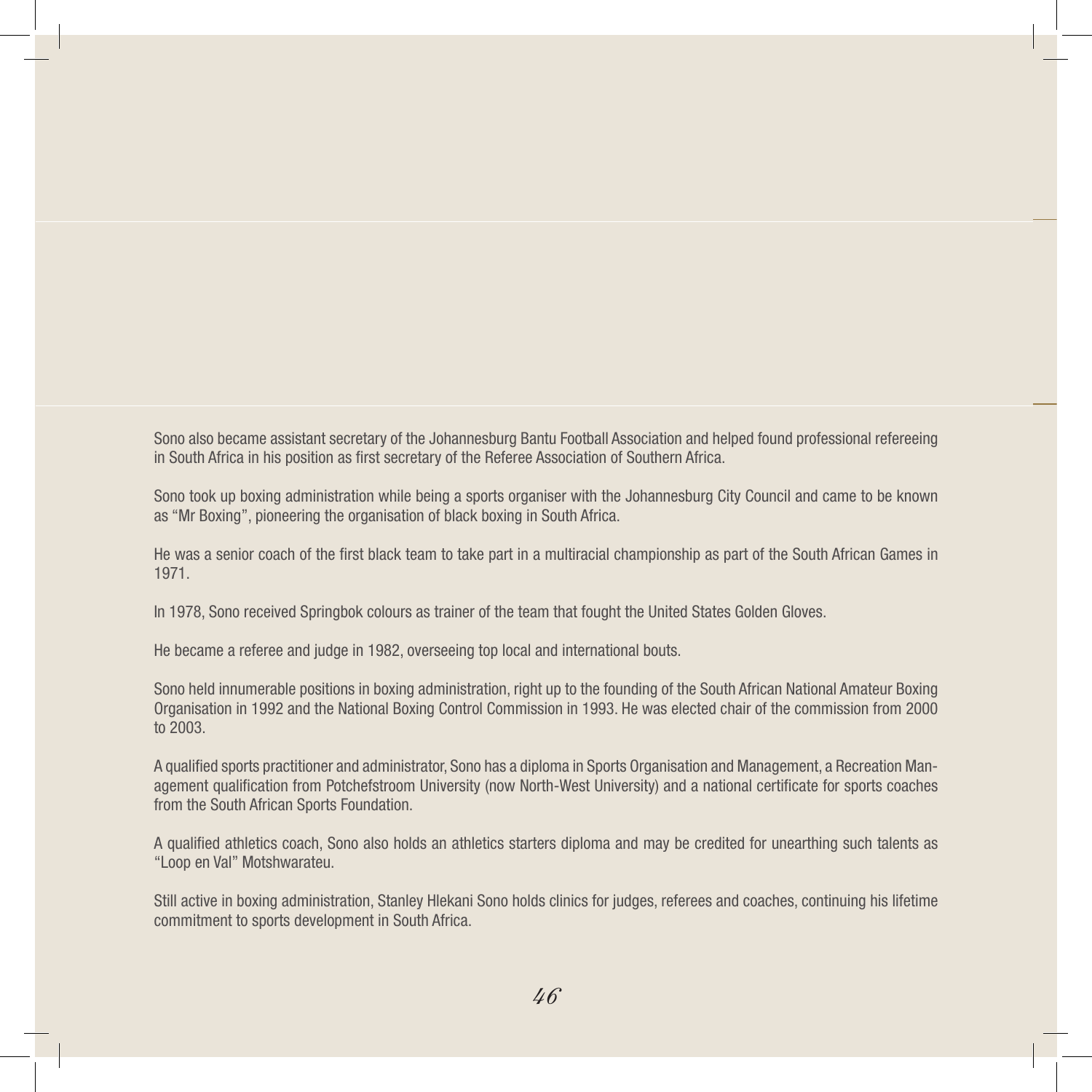Sono also became assistant secretary of the Johannesburg Bantu Football Association and helped found professional refereeing in South Africa in his position as first secretary of the Referee Association of Southern Africa.

Sono took up boxing administration while being a sports organiser with the Johannesburg City Council and came to be known as "Mr Boxing", pioneering the organisation of black boxing in South Africa.

He was a senior coach of the first black team to take part in a multiracial championship as part of the South African Games in 1971.

In 1978, Sono received Springbok colours as trainer of the team that fought the United States Golden Gloves.

He became a referee and judge in 1982, overseeing top local and international bouts.

Sono held innumerable positions in boxing administration, right up to the founding of the South African National Amateur Boxing Organisation in 1992 and the National Boxing Control Commission in 1993. He was elected chair of the commission from 2000 to 2003.

A qualified sports practitioner and administrator, Sono has a diploma in Sports Organisation and Management, a Recreation Management qualification from Potchefstroom University (now North-West University) and a national certificate for sports coaches from the South African Sports Foundation.

A qualified athletics coach, Sono also holds an athletics starters diploma and may be credited for unearthing such talents as "Loop en Val" Motshwarateu.

Still active in boxing administration, Stanley Hlekani Sono holds clinics for judges, referees and coaches, continuing his lifetime commitment to sports development in South Africa.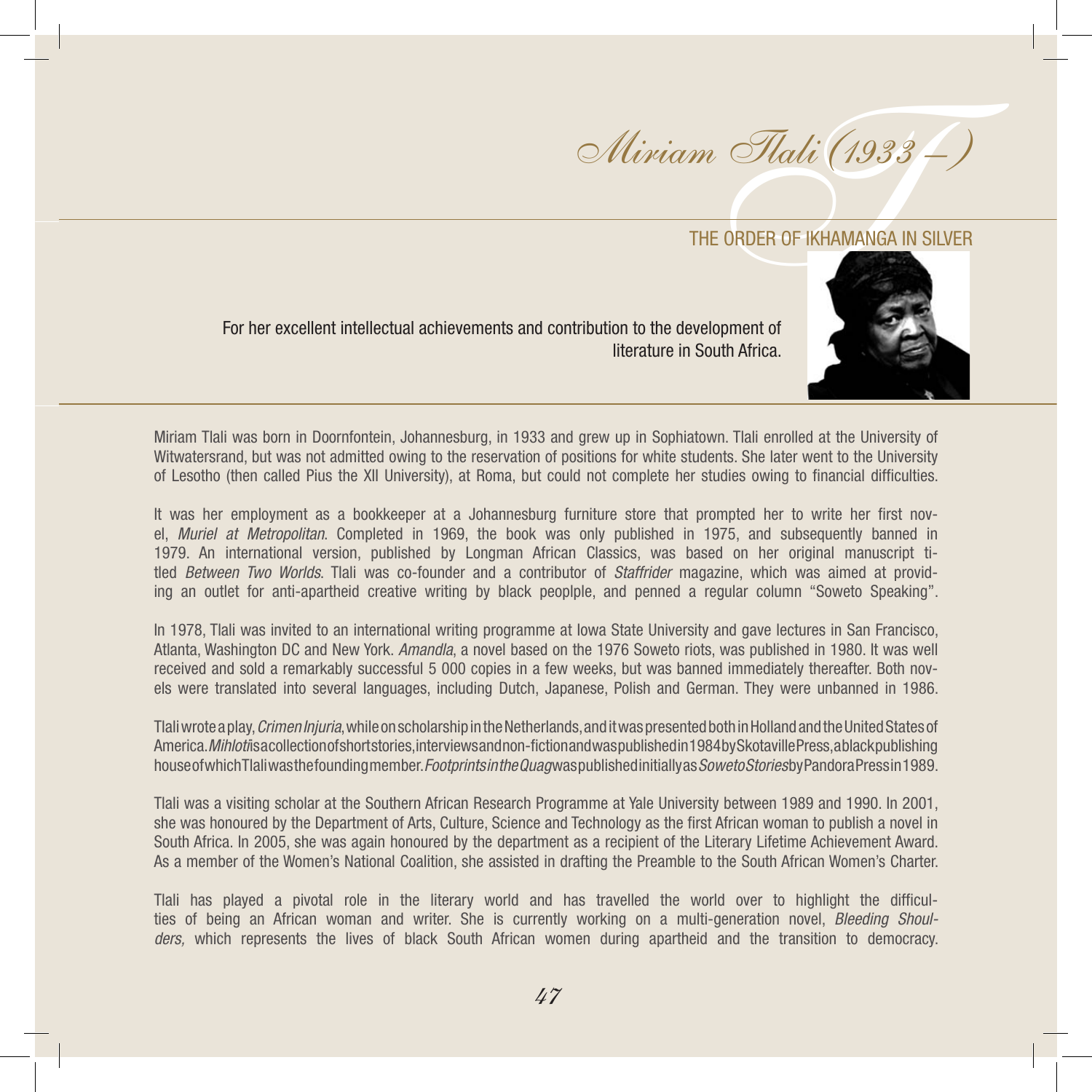# Miriam Tlali (1933 – )

## THE ORDER OF IKHAMANGA IN SILVER

For her excellent intellectual achievements and contribution to the development of literature in South Africa.

Miriam Tlali was born in Doornfontein, Johannesburg, in 1933 and grew up in Sophiatown. Tlali enrolled at the University of Witwatersrand, but was not admitted owing to the reservation of positions for white students. She later went to the University of Lesotho (then called Pius the XII University), at Roma, but could not complete her studies owing to financial difficulties.

It was her employment as a bookkeeper at a Johannesburg furniture store that prompted her to write her first novel, *Muriel at Metropolitan*. Completed in 1969, the book was only published in 1975, and subsequently banned in 1979. An international version, published by Longman African Classics, was based on her original manuscript titled *Between Two Worlds*. Tlali was co-founder and a contributor of *Staffrider* magazine, which was aimed at providing an outlet for anti-apartheid creative writing by black peoplple, and penned a regular column "Soweto Speaking".

In 1978, Tlali was invited to an international writing programme at Iowa State University and gave lectures in San Francisco, Atlanta, Washington DC and New York. *Amandla*, a novel based on the 1976 Soweto riots, was published in 1980. It was well received and sold a remarkably successful 5 000 copies in a few weeks, but was banned immediately thereafter. Both novels were translated into several languages, including Dutch, Japanese, Polish and German. They were unbanned in 1986.

Tlali wrote a play, *Crimen Injuria*, while on scholarship in the Netherlands, and it was presented both in Holland and the United States of America. *Mihloti* is a collection of short stories, interviews and non-fiction and was published in 1984 by Skotaville Press, a black publishing house of which Tlali was the founding member. *Footprints in the Quag* was published initially as *Soweto Stories* by Pandora Press in 1989.

Tlali was a visiting scholar at the Southern African Research Programme at Yale University between 1989 and 1990. In 2001, she was honoured by the Department of Arts, Culture, Science and Technology as the first African woman to publish a novel in South Africa. In 2005, she was again honoured by the department as a recipient of the Literary Lifetime Achievement Award. As a member of the Women's National Coalition, she assisted in drafting the Preamble to the South African Women's Charter.

Tlali has played a pivotal role in the literary world and has travelled the world over to highlight the difficulties of being an African woman and writer. She is currently working on a multi-generation novel, *Bleeding Shoulders,* which represents the lives of black South African women during apartheid and the transition to democracy.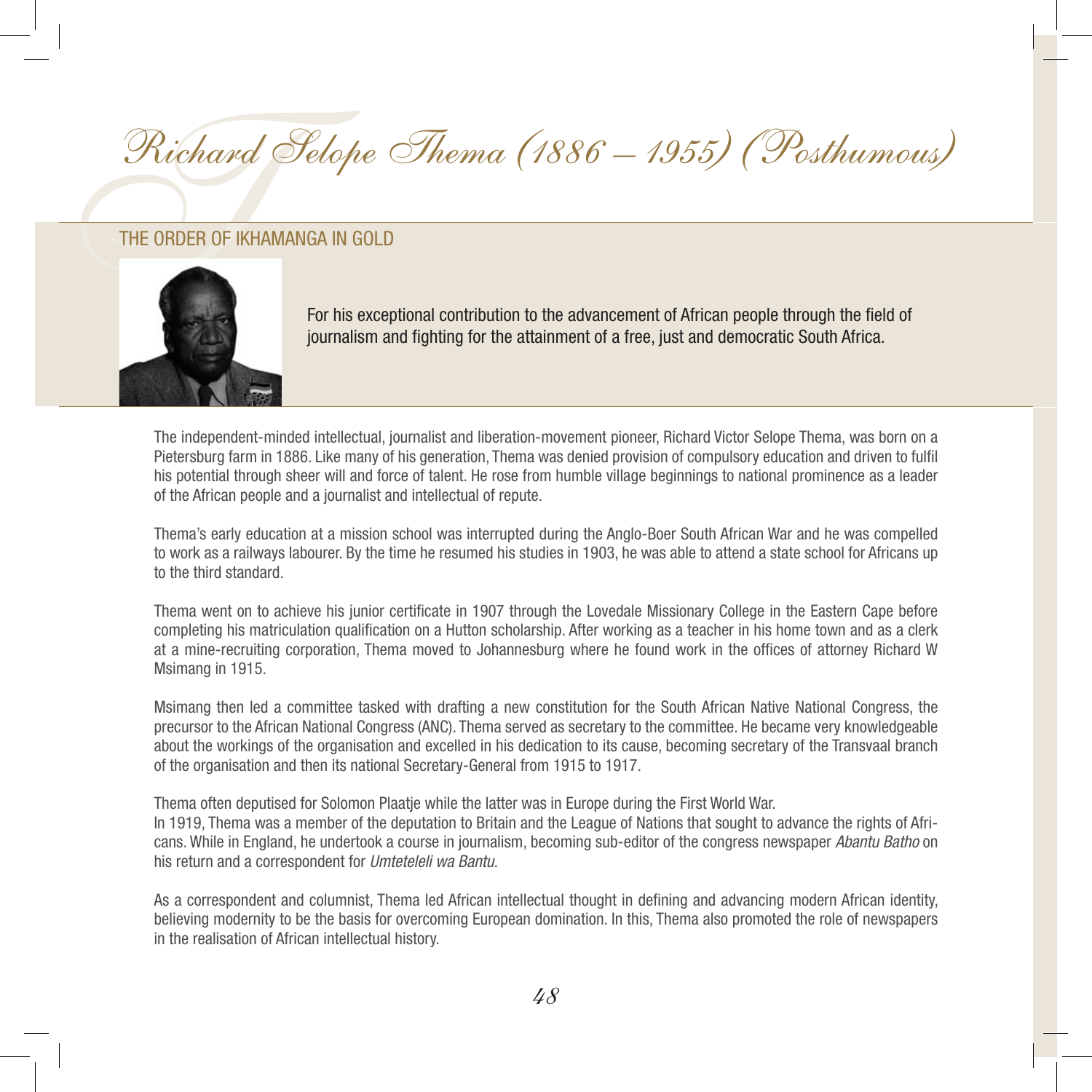# Richard Selope Thema (1886 – 1955) (Posthumous)

## THE ORDER OF IKHAMANGA IN GOLD

For his exceptional contribution to the advancement of African people through the field of journalism and fighting for the attainment of a free, just and democratic South Africa.

The independent-minded intellectual, journalist and liberation-movement pioneer, Richard Victor Selope Thema, was born on a Pietersburg farm in 1886. Like many of his generation, Thema was denied provision of compulsory education and driven to fulfil his potential through sheer will and force of talent. He rose from humble village beginnings to national prominence as a leader of the African people and a journalist and intellectual of repute.

Thema's early education at a mission school was interrupted during the Anglo-Boer South African War and he was compelled to work as a railways labourer. By the time he resumed his studies in 1903, he was able to attend a state school for Africans up to the third standard.

Thema went on to achieve his junior certificate in 1907 through the Lovedale Missionary College in the Eastern Cape before completing his matriculation qualification on a Hutton scholarship. After working as a teacher in his home town and as a clerk at a mine-recruiting corporation, Thema moved to Johannesburg where he found work in the offices of attorney Richard W Msimang in 1915.

Msimang then led a committee tasked with drafting a new constitution for the South African Native National Congress, the precursor to the African National Congress (ANC). Thema served as secretary to the committee. He became very knowledgeable about the workings of the organisation and excelled in his dedication to its cause, becoming secretary of the Transvaal branch of the organisation and then its national Secretary-General from 1915 to 1917.

Thema often deputised for Solomon Plaatje while the latter was in Europe during the First World War.
In 1919, Thema was a member of the deputation to Britain and the League of Nations that sought to advance the rights of Africans. While in England, he undertook a course in journalism, becoming sub-editor of the congress newspaper *Abantu Batho* on his return and a correspondent for *Umteteleli wa Bantu*.

As a correspondent and columnist, Thema led African intellectual thought in defining and advancing modern African identity, believing modernity to be the basis for overcoming European domination. In this, Thema also promoted the role of newspapers in the realisation of African intellectual history.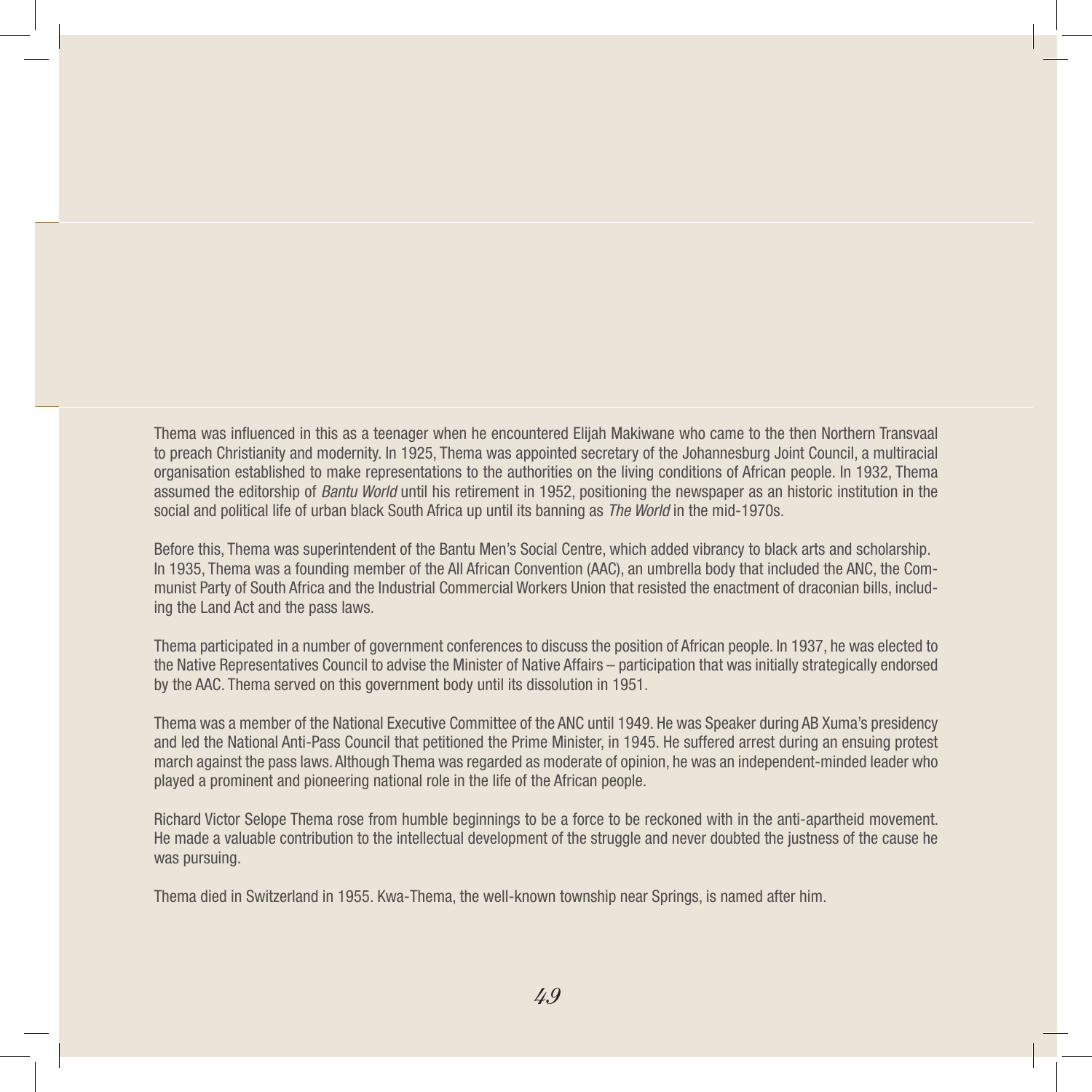Thema was influenced in this as a teenager when he encountered Elijah Makiwane who came to the then Northern Transvaal to preach Christianity and modernity. In 1925, Thema was appointed secretary of the Johannesburg Joint Council, a multiracial organisation established to make representations to the authorities on the living conditions of African people. In 1932, Thema assumed the editorship of *Bantu World* until his retirement in 1952, positioning the newspaper as an historic institution in the social and political life of urban black South Africa up until its banning as *The World* in the mid-1970s.

Before this, Thema was superintendent of the Bantu Men's Social Centre, which added vibrancy to black arts and scholarship. In 1935, Thema was a founding member of the All African Convention (AAC), an umbrella body that included the ANC, the Communist Party of South Africa and the Industrial Commercial Workers Union that resisted the enactment of draconian bills, including the Land Act and the pass laws.

Thema participated in a number of government conferences to discuss the position of African people. In 1937, he was elected to the Native Representatives Council to advise the Minister of Native Affairs – participation that was initially strategically endorsed by the AAC. Thema served on this government body until its dissolution in 1951.

Thema was a member of the National Executive Committee of the ANC until 1949. He was Speaker during AB Xuma's presidency and led the National Anti-Pass Council that petitioned the Prime Minister, in 1945. He suffered arrest during an ensuing protest march against the pass laws. Although Thema was regarded as moderate of opinion, he was an independent-minded leader who played a prominent and pioneering national role in the life of the African people.

Richard Victor Selope Thema rose from humble beginnings to be a force to be reckoned with in the anti-apartheid movement. He made a valuable contribution to the intellectual development of the struggle and never doubted the justness of the cause he was pursuing.

Thema died in Switzerland in 1955. Kwa-Thema, the well-known township near Springs, is named after him.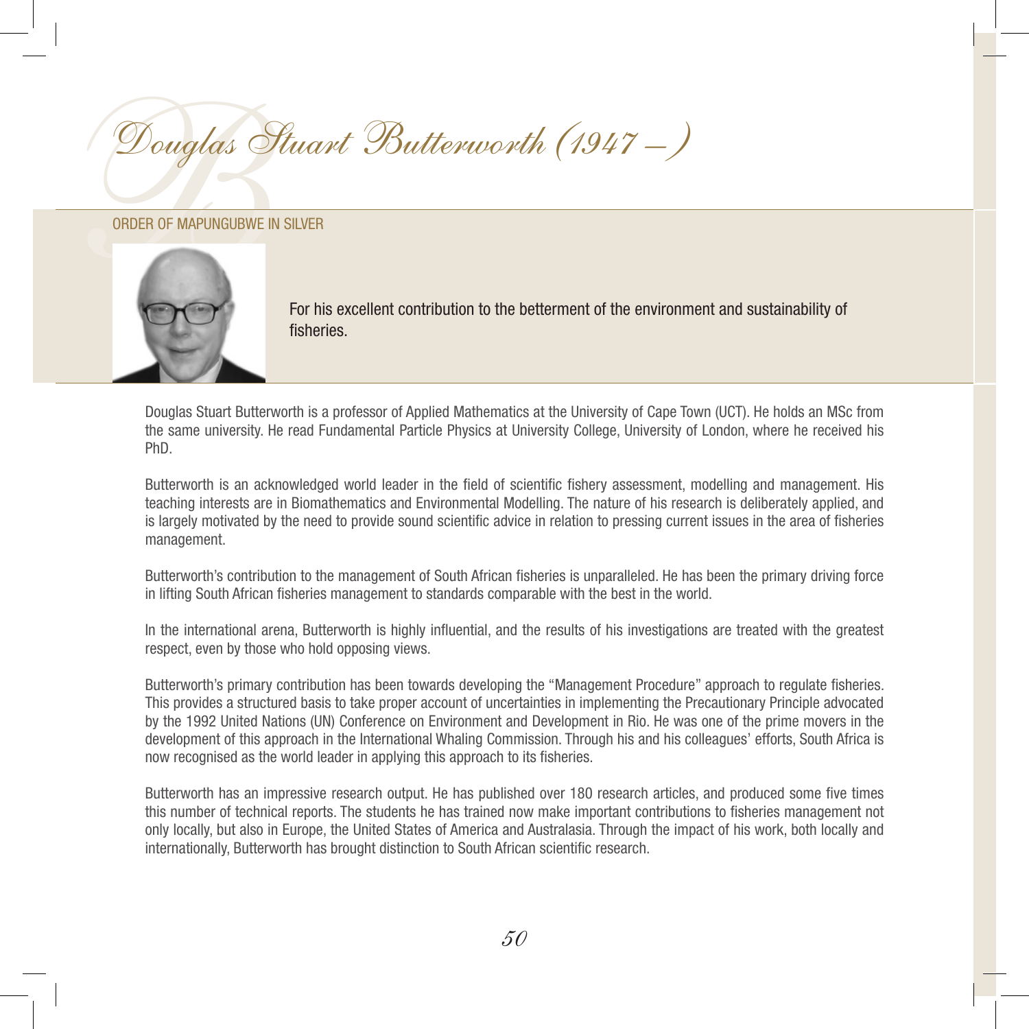# Douglas Stuart Butterworth (1947 – )

ORDER OF MAPUNGUBWE IN SILVER

For his excellent contribution to the betterment of the environment and sustainability of fisheries.

Douglas Stuart Butterworth is a professor of Applied Mathematics at the University of Cape Town (UCT). He holds an MSc from the same university. He read Fundamental Particle Physics at University College, University of London, where he received his PhD.

Butterworth is an acknowledged world leader in the field of scientific fishery assessment, modelling and management. His teaching interests are in Biomathematics and Environmental Modelling. The nature of his research is deliberately applied, and is largely motivated by the need to provide sound scientific advice in relation to pressing current issues in the area of fisheries management.

Butterworth's contribution to the management of South African fisheries is unparalleled. He has been the primary driving force in lifting South African fisheries management to standards comparable with the best in the world.

In the international arena, Butterworth is highly influential, and the results of his investigations are treated with the greatest respect, even by those who hold opposing views.

Butterworth's primary contribution has been towards developing the "Management Procedure" approach to regulate fisheries. This provides a structured basis to take proper account of uncertainties in implementing the Precautionary Principle advocated by the 1992 United Nations (UN) Conference on Environment and Development in Rio. He was one of the prime movers in the development of this approach in the International Whaling Commission. Through his and his colleagues' efforts, South Africa is now recognised as the world leader in applying this approach to its fisheries.

Butterworth has an impressive research output. He has published over 180 research articles, and produced some five times this number of technical reports. The students he has trained now make important contributions to fisheries management not only locally, but also in Europe, the United States of America and Australasia. Through the impact of his work, both locally and internationally, Butterworth has brought distinction to South African scientific research.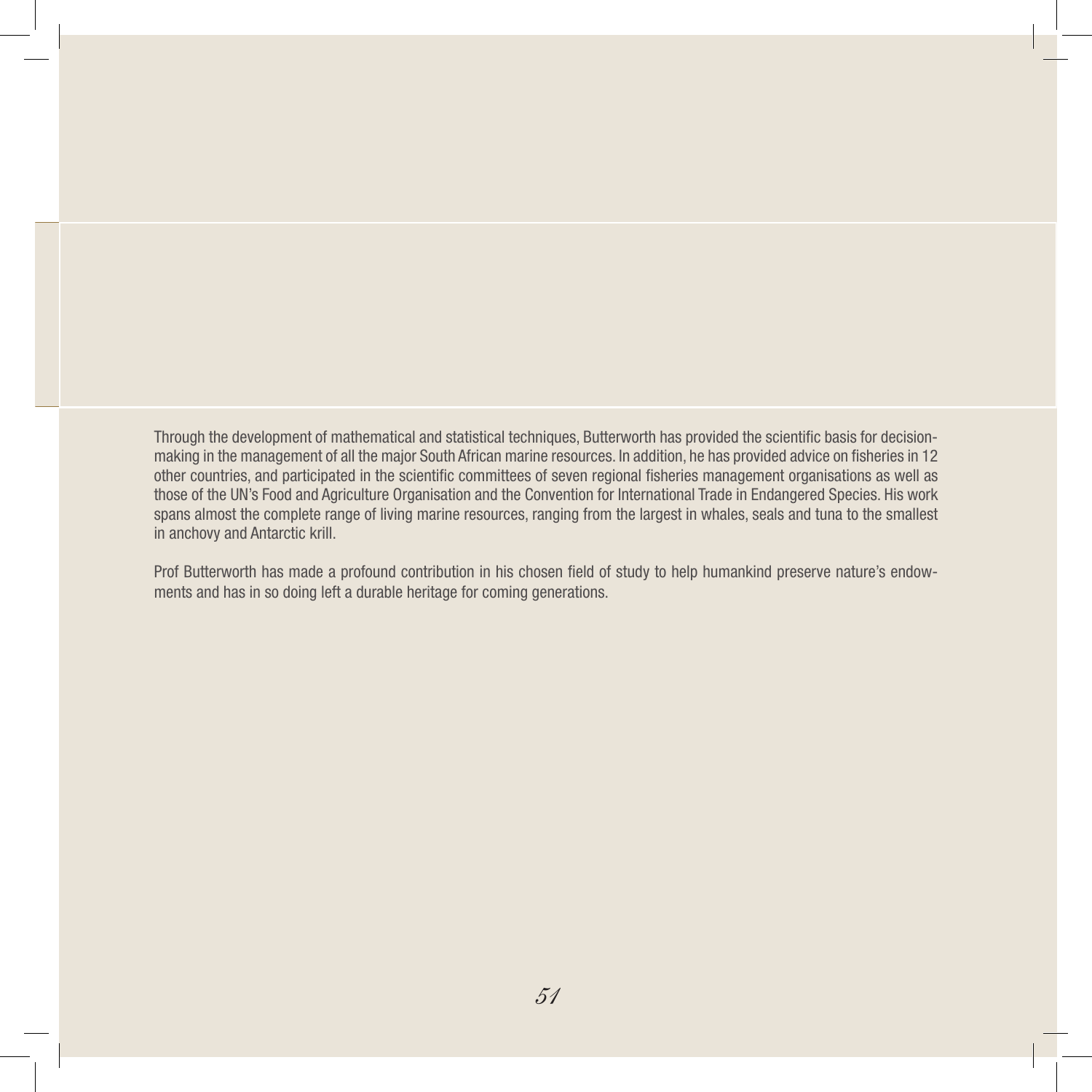Through the development of mathematical and statistical techniques, Butterworth has provided the scientific basis for decision-making in the management of all the major South African marine resources. In addition, he has provided advice on fisheries in 12 other countries, and participated in the scientific committees of seven regional fisheries management organisations as well as those of the UN's Food and Agriculture Organisation and the Convention for International Trade in Endangered Species. His work spans almost the complete range of living marine resources, ranging from the largest in whales, seals and tuna to the smallest in anchovy and Antarctic krill.

Prof Butterworth has made a profound contribution in his chosen field of study to help humankind preserve nature's endowments and has in so doing left a durable heritage for coming generations.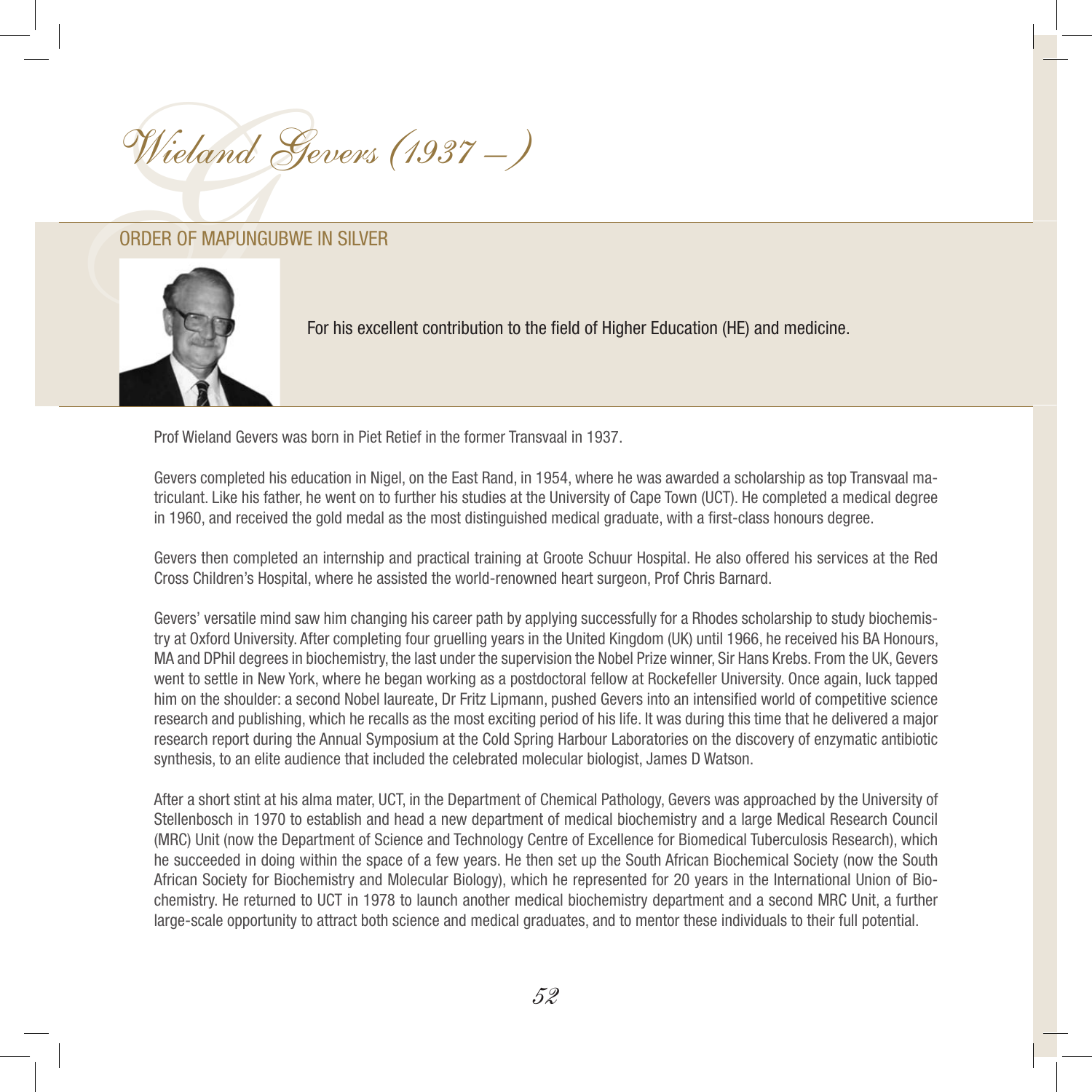# Wieland Gevers (1937 – )

## ORDER OF MAPUNGUBWE IN SILVER

For his excellent contribution to the field of Higher Education (HE) and medicine.

Prof Wieland Gevers was born in Piet Retief in the former Transvaal in 1937.

Gevers completed his education in Nigel, on the East Rand, in 1954, where he was awarded a scholarship as top Transvaal matriculant. Like his father, he went on to further his studies at the University of Cape Town (UCT). He completed a medical degree in 1960, and received the gold medal as the most distinguished medical graduate, with a first-class honours degree.

Gevers then completed an internship and practical training at Groote Schuur Hospital. He also offered his services at the Red Cross Children's Hospital, where he assisted the world-renowned heart surgeon, Prof Chris Barnard.

Gevers' versatile mind saw him changing his career path by applying successfully for a Rhodes scholarship to study biochemistry at Oxford University. After completing four gruelling years in the United Kingdom (UK) until 1966, he received his BA Honours, MA and DPhil degrees in biochemistry, the last under the supervision the Nobel Prize winner, Sir Hans Krebs. From the UK, Gevers went to settle in New York, where he began working as a postdoctoral fellow at Rockefeller University. Once again, luck tapped him on the shoulder: a second Nobel laureate, Dr Fritz Lipmann, pushed Gevers into an intensified world of competitive science research and publishing, which he recalls as the most exciting period of his life. It was during this time that he delivered a major research report during the Annual Symposium at the Cold Spring Harbour Laboratories on the discovery of enzymatic antibiotic synthesis, to an elite audience that included the celebrated molecular biologist, James D Watson.

After a short stint at his alma mater, UCT, in the Department of Chemical Pathology, Gevers was approached by the University of Stellenbosch in 1970 to establish and head a new department of medical biochemistry and a large Medical Research Council (MRC) Unit (now the Department of Science and Technology Centre of Excellence for Biomedical Tuberculosis Research), which he succeeded in doing within the space of a few years. He then set up the South African Biochemical Society (now the South African Society for Biochemistry and Molecular Biology), which he represented for 20 years in the International Union of Biochemistry. He returned to UCT in 1978 to launch another medical biochemistry department and a second MRC Unit, a further large-scale opportunity to attract both science and medical graduates, and to mentor these individuals to their full potential.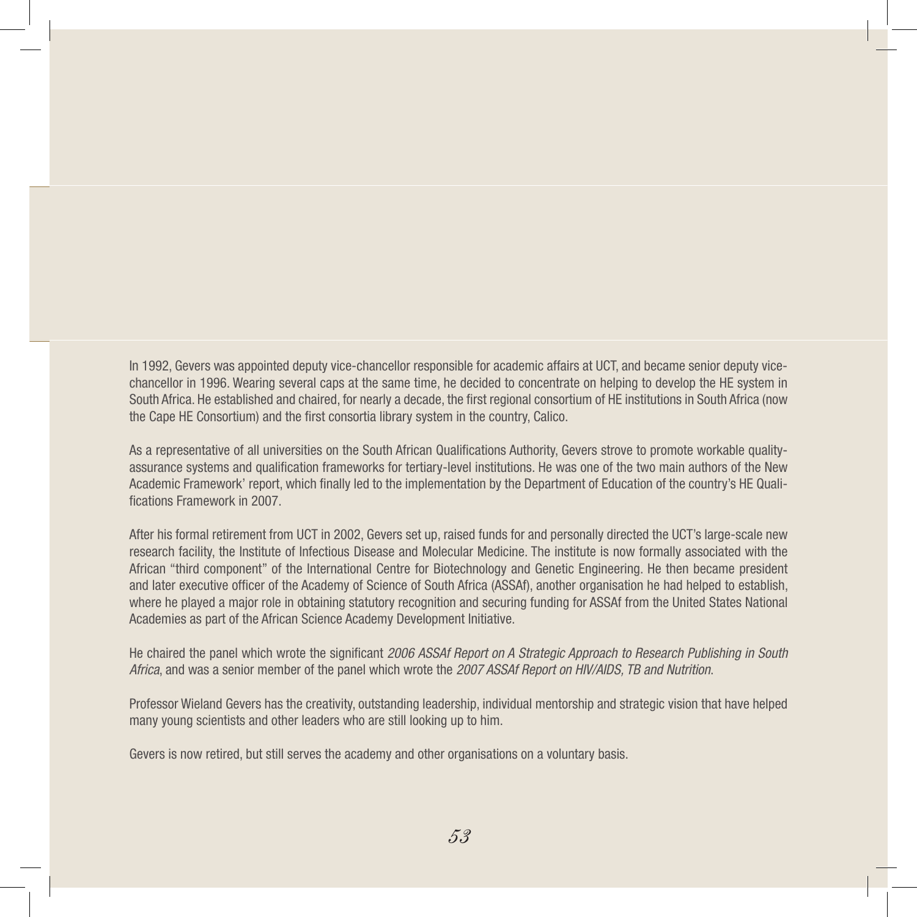In 1992, Gevers was appointed deputy vice-chancellor responsible for academic affairs at UCT, and became senior deputy vice-chancellor in 1996. Wearing several caps at the same time, he decided to concentrate on helping to develop the HE system in South Africa. He established and chaired, for nearly a decade, the first regional consortium of HE institutions in South Africa (now the Cape HE Consortium) and the first consortia library system in the country, Calico.

As a representative of all universities on the South African Qualifications Authority, Gevers strove to promote workable quality-assurance systems and qualification frameworks for tertiary-level institutions. He was one of the two main authors of the New Academic Framework' report, which finally led to the implementation by the Department of Education of the country's HE Qualifications Framework in 2007.

After his formal retirement from UCT in 2002, Gevers set up, raised funds for and personally directed the UCT's large-scale new research facility, the Institute of Infectious Disease and Molecular Medicine. The institute is now formally associated with the African "third component" of the International Centre for Biotechnology and Genetic Engineering. He then became president and later executive officer of the Academy of Science of South Africa (ASSAf), another organisation he had helped to establish, where he played a major role in obtaining statutory recognition and securing funding for ASSAf from the United States National Academies as part of the African Science Academy Development Initiative.

He chaired the panel which wrote the significant *2006 ASSAf Report on A Strategic Approach to Research Publishing in South Africa*, and was a senior member of the panel which wrote the *2007 ASSAf Report on HIV/AIDS, TB and Nutrition.*

Professor Wieland Gevers has the creativity, outstanding leadership, individual mentorship and strategic vision that have helped many young scientists and other leaders who are still looking up to him.

Gevers is now retired, but still serves the academy and other organisations on a voluntary basis.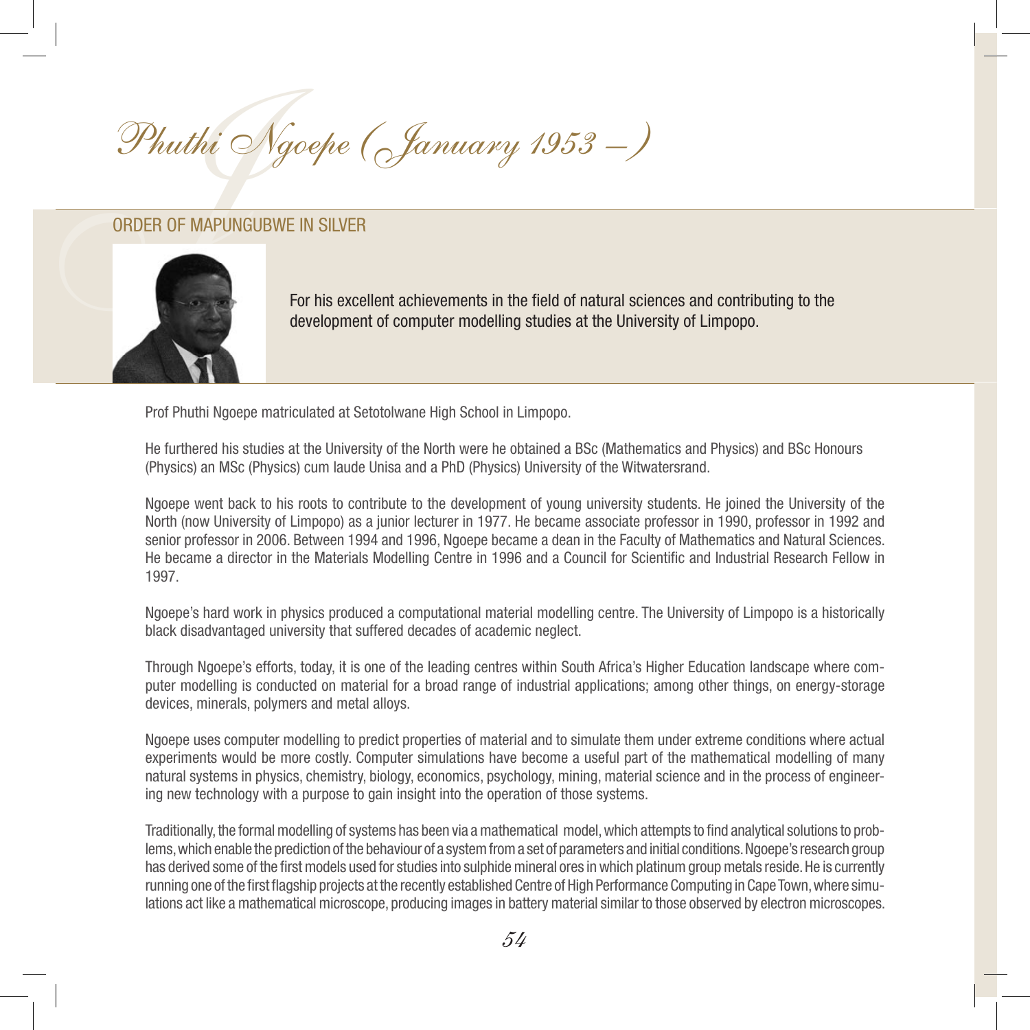# Phuthi Ngoepe (January 1953 – )

## ORDER OF MAPUNGUBWE IN SILVER

For his excellent achievements in the field of natural sciences and contributing to the development of computer modelling studies at the University of Limpopo.

Prof Phuthi Ngoepe matriculated at Setotolwane High School in Limpopo.

He furthered his studies at the University of the North were he obtained a BSc (Mathematics and Physics) and BSc Honours (Physics) an MSc (Physics) cum laude Unisa and a PhD (Physics) University of the Witwatersrand.

Ngoepe went back to his roots to contribute to the development of young university students. He joined the University of the North (now University of Limpopo) as a junior lecturer in 1977. He became associate professor in 1990, professor in 1992 and senior professor in 2006. Between 1994 and 1996, Ngoepe became a dean in the Faculty of Mathematics and Natural Sciences. He became a director in the Materials Modelling Centre in 1996 and a Council for Scientific and Industrial Research Fellow in 1997.

Ngoepe's hard work in physics produced a computational material modelling centre. The University of Limpopo is a historically black disadvantaged university that suffered decades of academic neglect.

Through Ngoepe's efforts, today, it is one of the leading centres within South Africa's Higher Education landscape where computer modelling is conducted on material for a broad range of industrial applications; among other things, on energy-storage devices, minerals, polymers and metal alloys.

Ngoepe uses computer modelling to predict properties of material and to simulate them under extreme conditions where actual experiments would be more costly. Computer simulations have become a useful part of the mathematical modelling of many natural systems in physics, chemistry, biology, economics, psychology, mining, material science and in the process of engineering new technology with a purpose to gain insight into the operation of those systems.

Traditionally, the formal modelling of systems has been via a mathematical model, which attempts to find analytical solutions to problems, which enable the prediction of the behaviour of a system from a set of parameters and initial conditions. Ngoepe's research group has derived some of the first models used for studies into sulphide mineral ores in which platinum group metals reside. He is currently running one of the first flagship projects at the recently established Centre of High Performance Computing in Cape Town, where simulations act like a mathematical microscope, producing images in battery material similar to those observed by electron microscopes.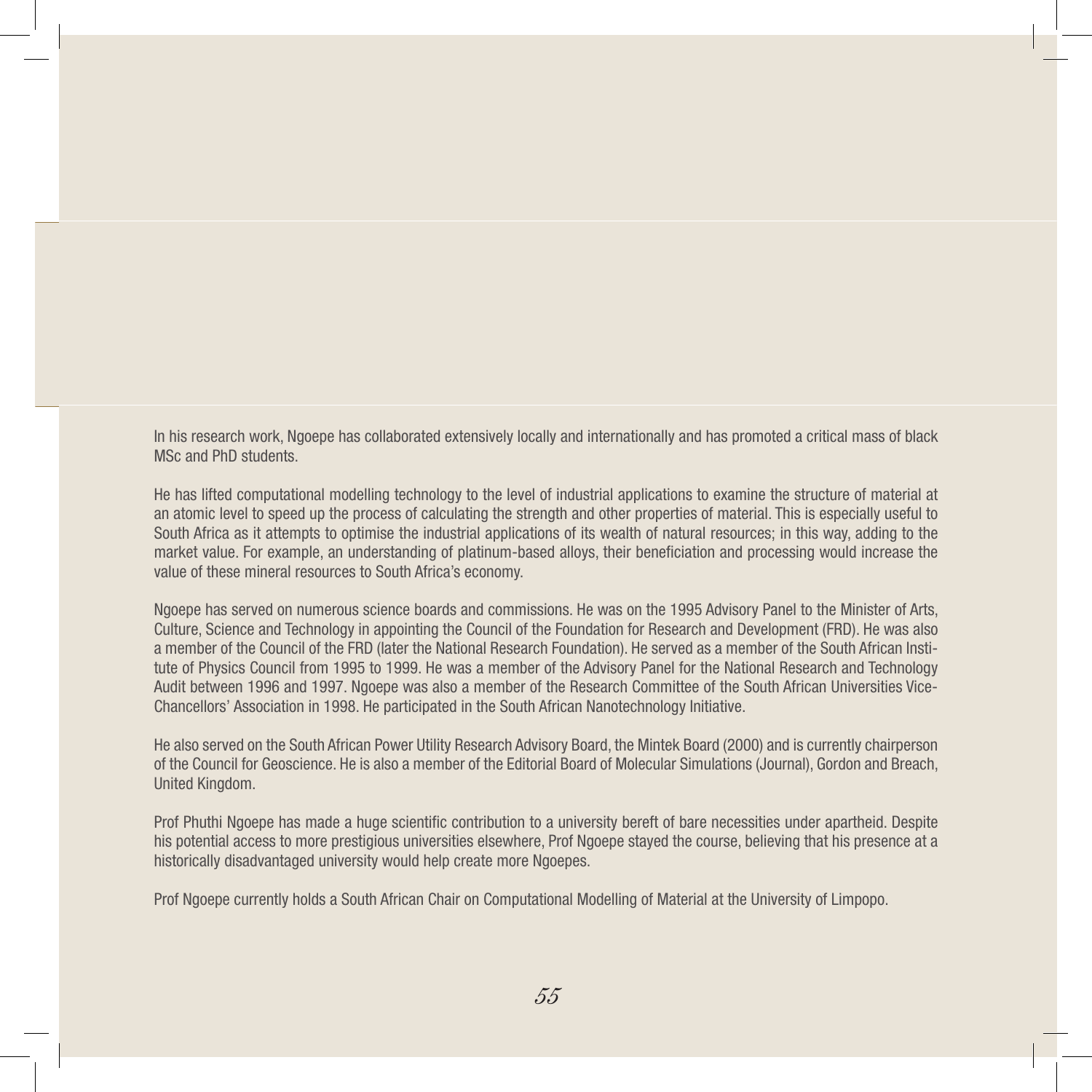In his research work, Ngoepe has collaborated extensively locally and internationally and has promoted a critical mass of black MSc and PhD students.

He has lifted computational modelling technology to the level of industrial applications to examine the structure of material at an atomic level to speed up the process of calculating the strength and other properties of material. This is especially useful to South Africa as it attempts to optimise the industrial applications of its wealth of natural resources; in this way, adding to the market value. For example, an understanding of platinum-based alloys, their beneficiation and processing would increase the value of these mineral resources to South Africa's economy.

Ngoepe has served on numerous science boards and commissions. He was on the 1995 Advisory Panel to the Minister of Arts, Culture, Science and Technology in appointing the Council of the Foundation for Research and Development (FRD). He was also a member of the Council of the FRD (later the National Research Foundation). He served as a member of the South African Institute of Physics Council from 1995 to 1999. He was a member of the Advisory Panel for the National Research and Technology Audit between 1996 and 1997. Ngoepe was also a member of the Research Committee of the South African Universities Vice-Chancellors' Association in 1998. He participated in the South African Nanotechnology Initiative.

He also served on the South African Power Utility Research Advisory Board, the Mintek Board (2000) and is currently chairperson of the Council for Geoscience. He is also a member of the Editorial Board of Molecular Simulations (Journal), Gordon and Breach, United Kingdom.

Prof Phuthi Ngoepe has made a huge scientific contribution to a university bereft of bare necessities under apartheid. Despite his potential access to more prestigious universities elsewhere, Prof Ngoepe stayed the course, believing that his presence at a historically disadvantaged university would help create more Ngoepes.

Prof Ngoepe currently holds a South African Chair on Computational Modelling of Material at the University of Limpopo.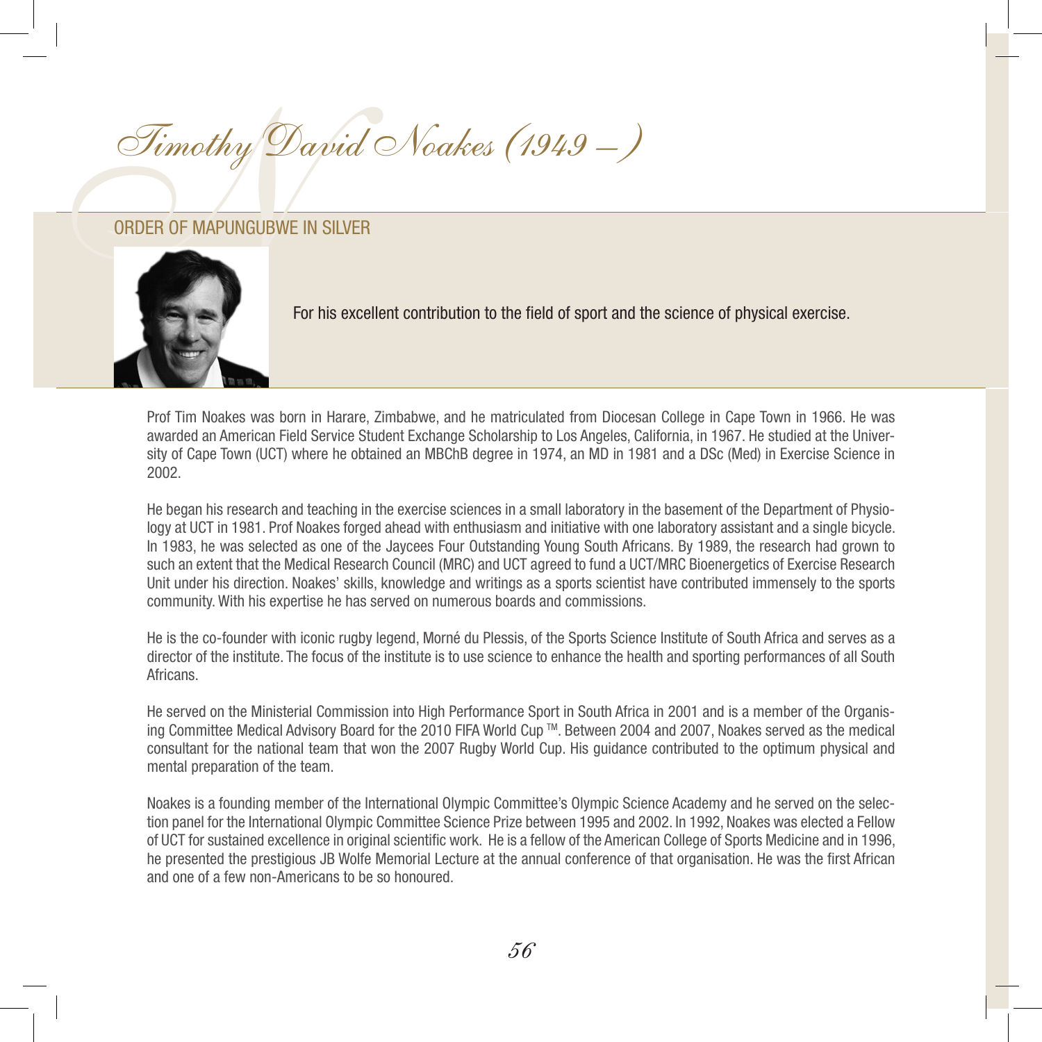# Timothy David Noakes (1949 – )

## ORDER OF MAPUNGUBWE IN SILVER

For his excellent contribution to the field of sport and the science of physical exercise.

Prof Tim Noakes was born in Harare, Zimbabwe, and he matriculated from Diocesan College in Cape Town in 1966. He was awarded an American Field Service Student Exchange Scholarship to Los Angeles, California, in 1967. He studied at the University of Cape Town (UCT) where he obtained an MBChB degree in 1974, an MD in 1981 and a DSc (Med) in Exercise Science in 2002.

He began his research and teaching in the exercise sciences in a small laboratory in the basement of the Department of Physiology at UCT in 1981. Prof Noakes forged ahead with enthusiasm and initiative with one laboratory assistant and a single bicycle. In 1983, he was selected as one of the Jaycees Four Outstanding Young South Africans. By 1989, the research had grown to such an extent that the Medical Research Council (MRC) and UCT agreed to fund a UCT/MRC Bioenergetics of Exercise Research Unit under his direction. Noakes' skills, knowledge and writings as a sports scientist have contributed immensely to the sports community. With his expertise he has served on numerous boards and commissions.

He is the co-founder with iconic rugby legend, Morné du Plessis, of the Sports Science Institute of South Africa and serves as a director of the institute. The focus of the institute is to use science to enhance the health and sporting performances of all South Africans.

He served on the Ministerial Commission into High Performance Sport in South Africa in 2001 and is a member of the Organising Committee Medical Advisory Board for the 2010 FIFA World Cup ™. Between 2004 and 2007, Noakes served as the medical consultant for the national team that won the 2007 Rugby World Cup. His guidance contributed to the optimum physical and mental preparation of the team.

Noakes is a founding member of the International Olympic Committee's Olympic Science Academy and he served on the selection panel for the International Olympic Committee Science Prize between 1995 and 2002. In 1992, Noakes was elected a Fellow of UCT for sustained excellence in original scientific work. He is a fellow of the American College of Sports Medicine and in 1996, he presented the prestigious JB Wolfe Memorial Lecture at the annual conference of that organisation. He was the first African and one of a few non-Americans to be so honoured.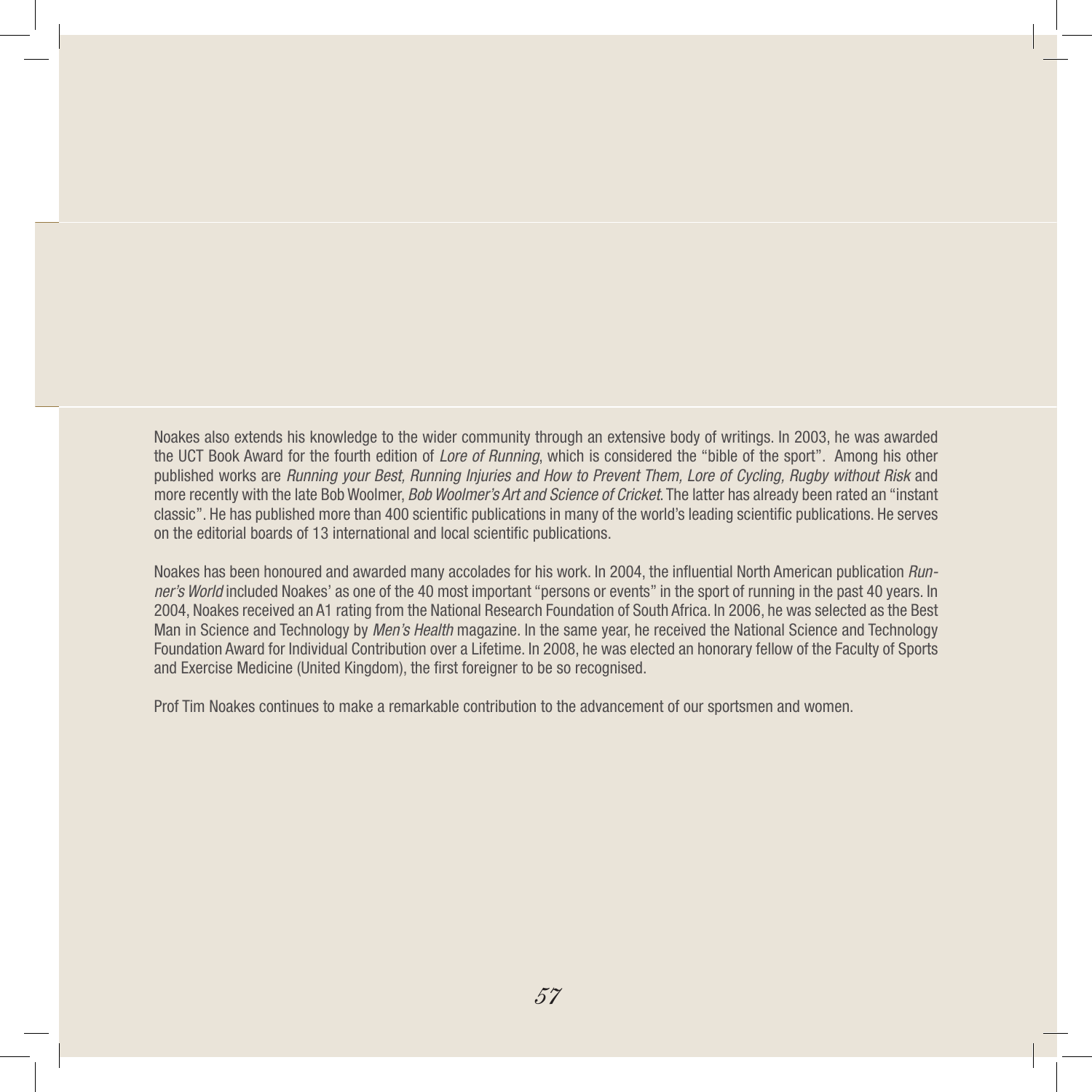Noakes also extends his knowledge to the wider community through an extensive body of writings. In 2003, he was awarded the UCT Book Award for the fourth edition of *Lore of Running*, which is considered the "bible of the sport". Among his other published works are *Running your Best, Running Injuries and How to Prevent Them, Lore of Cycling, Rugby without Risk* and more recently with the late Bob Woolmer, *Bob Woolmer's Art and Science of Cricket.* The latter has already been rated an "instant classic". He has published more than 400 scientific publications in many of the world's leading scientific publications. He serves on the editorial boards of 13 international and local scientific publications.

Noakes has been honoured and awarded many accolades for his work. In 2004, the influential North American publication *Runner's World* included Noakes' as one of the 40 most important "persons or events" in the sport of running in the past 40 years. In 2004, Noakes received an A1 rating from the National Research Foundation of South Africa. In 2006, he was selected as the Best Man in Science and Technology by *Men's Health* magazine. In the same year, he received the National Science and Technology Foundation Award for Individual Contribution over a Lifetime. In 2008, he was elected an honorary fellow of the Faculty of Sports and Exercise Medicine (United Kingdom), the first foreigner to be so recognised.

Prof Tim Noakes continues to make a remarkable contribution to the advancement of our sportsmen and women.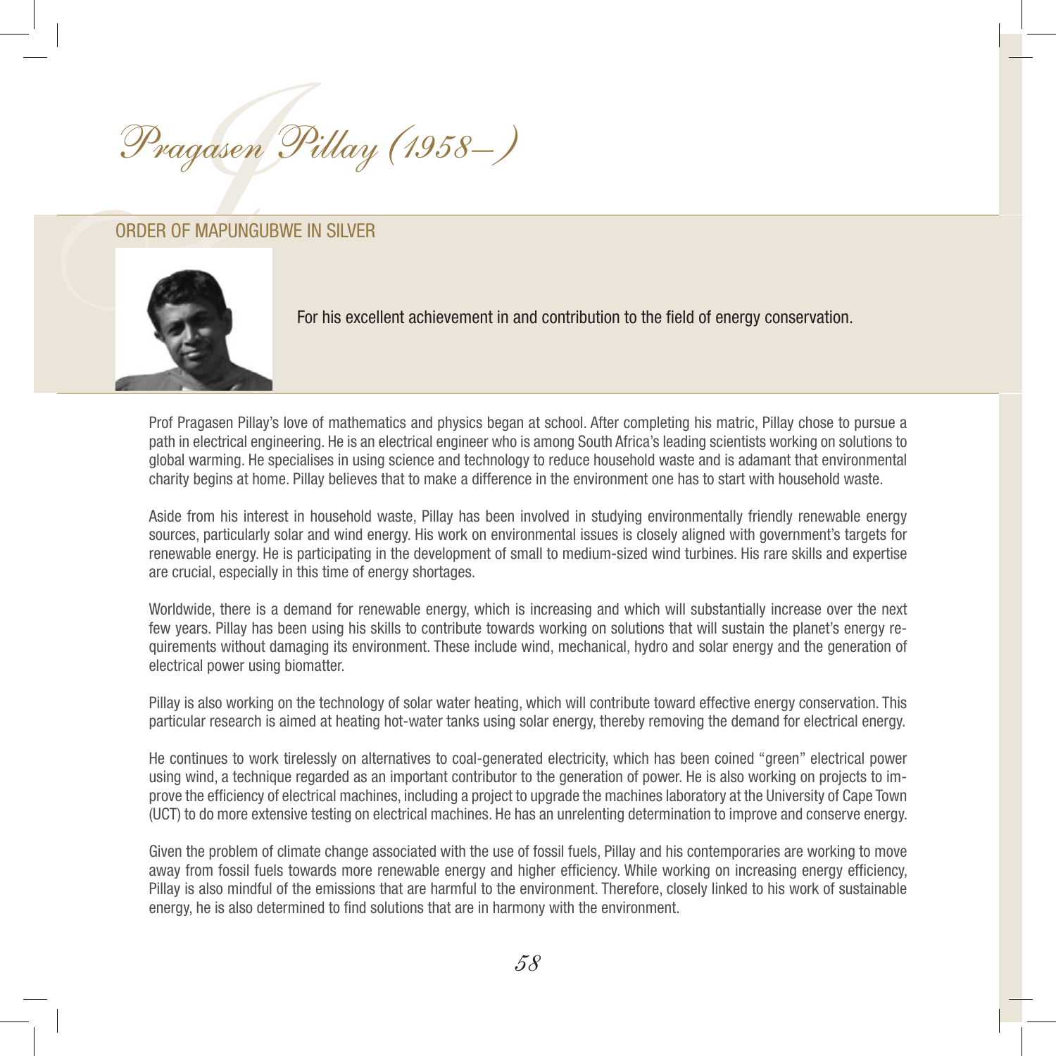# Pragasen Pillay (1958–)

## ORDER OF MAPUNGUBWE IN SILVER

For his excellent achievement in and contribution to the field of energy conservation.

Prof Pragasen Pillay's love of mathematics and physics began at school. After completing his matric, Pillay chose to pursue a path in electrical engineering. He is an electrical engineer who is among South Africa's leading scientists working on solutions to global warming. He specialises in using science and technology to reduce household waste and is adamant that environmental charity begins at home. Pillay believes that to make a difference in the environment one has to start with household waste.

Aside from his interest in household waste, Pillay has been involved in studying environmentally friendly renewable energy sources, particularly solar and wind energy. His work on environmental issues is closely aligned with government's targets for renewable energy. He is participating in the development of small to medium-sized wind turbines. His rare skills and expertise are crucial, especially in this time of energy shortages.

Worldwide, there is a demand for renewable energy, which is increasing and which will substantially increase over the next few years. Pillay has been using his skills to contribute towards working on solutions that will sustain the planet's energy requirements without damaging its environment. These include wind, mechanical, hydro and solar energy and the generation of electrical power using biomatter.

Pillay is also working on the technology of solar water heating, which will contribute toward effective energy conservation. This particular research is aimed at heating hot-water tanks using solar energy, thereby removing the demand for electrical energy.

He continues to work tirelessly on alternatives to coal-generated electricity, which has been coined "green" electrical power using wind, a technique regarded as an important contributor to the generation of power. He is also working on projects to improve the efficiency of electrical machines, including a project to upgrade the machines laboratory at the University of Cape Town (UCT) to do more extensive testing on electrical machines. He has an unrelenting determination to improve and conserve energy.

Given the problem of climate change associated with the use of fossil fuels, Pillay and his contemporaries are working to move away from fossil fuels towards more renewable energy and higher efficiency. While working on increasing energy efficiency, Pillay is also mindful of the emissions that are harmful to the environment. Therefore, closely linked to his work of sustainable energy, he is also determined to find solutions that are in harmony with the environment.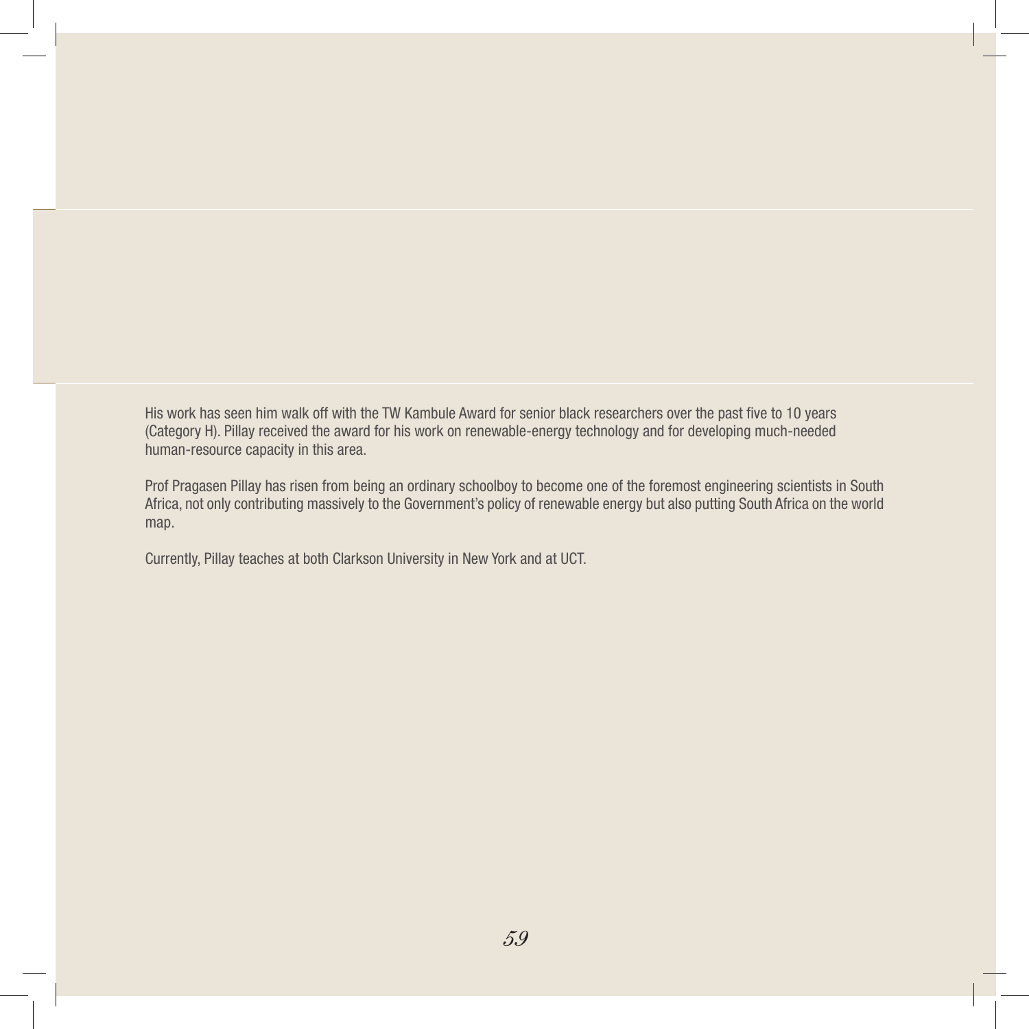His work has seen him walk off with the TW Kambule Award for senior black researchers over the past five to 10 years (Category H). Pillay received the award for his work on renewable-energy technology and for developing much-needed human-resource capacity in this area.

Prof Pragasen Pillay has risen from being an ordinary schoolboy to become one of the foremost engineering scientists in South Africa, not only contributing massively to the Government's policy of renewable energy but also putting South Africa on the world map.

Currently, Pillay teaches at both Clarkson University in New York and at UCT.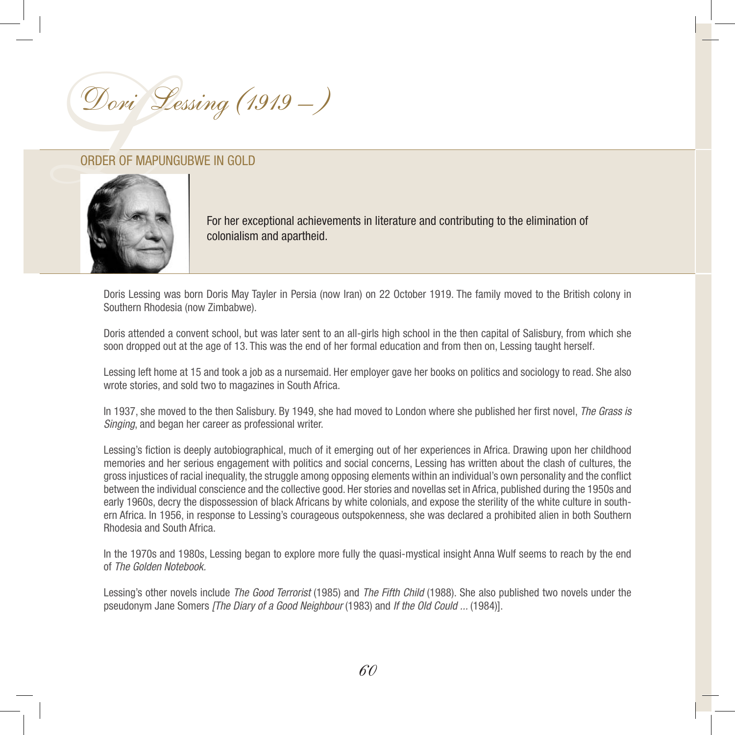# Dori Lessing (1919 – )

## ORDER OF MAPUNGUBWE IN GOLD

For her exceptional achievements in literature and contributing to the elimination of colonialism and apartheid.

Doris Lessing was born Doris May Tayler in Persia (now Iran) on 22 October 1919. The family moved to the British colony in Southern Rhodesia (now Zimbabwe).

Doris attended a convent school, but was later sent to an all-girls high school in the then capital of Salisbury, from which she soon dropped out at the age of 13. This was the end of her formal education and from then on, Lessing taught herself.

Lessing left home at 15 and took a job as a nursemaid. Her employer gave her books on politics and sociology to read. She also wrote stories, and sold two to magazines in South Africa.

In 1937, she moved to the then Salisbury. By 1949, she had moved to London where she published her first novel, *The Grass is Singing*, and began her career as professional writer.

Lessing's fiction is deeply autobiographical, much of it emerging out of her experiences in Africa. Drawing upon her childhood memories and her serious engagement with politics and social concerns, Lessing has written about the clash of cultures, the gross injustices of racial inequality, the struggle among opposing elements within an individual's own personality and the conflict between the individual conscience and the collective good. Her stories and novellas set in Africa, published during the 1950s and early 1960s, decry the dispossession of black Africans by white colonials, and expose the sterility of the white culture in southern Africa. In 1956, in response to Lessing's courageous outspokenness, she was declared a prohibited alien in both Southern Rhodesia and South Africa.

In the 1970s and 1980s, Lessing began to explore more fully the quasi-mystical insight Anna Wulf seems to reach by the end of *The Golden Notebook.*

Lessing's other novels include *The Good Terrorist* (1985) and *The Fifth Child* (1988). She also published two novels under the pseudonym Jane Somers *[The Diary of a Good Neighbour* (1983) and *If the Old Could ...* (1984)].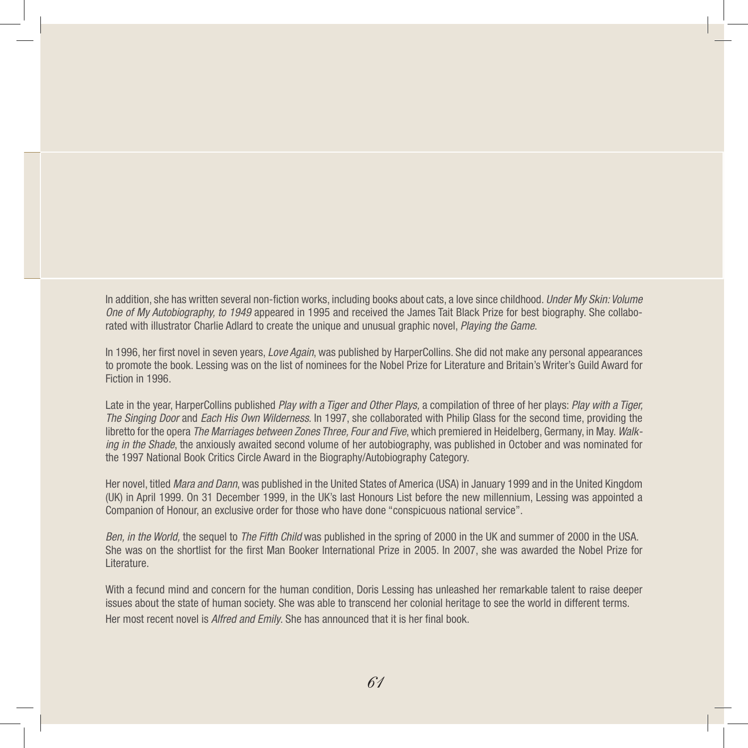In addition, she has written several non-fiction works, including books about cats, a love since childhood. *Under My Skin: Volume One of My Autobiography, to 1949* appeared in 1995 and received the James Tait Black Prize for best biography. She collaborated with illustrator Charlie Adlard to create the unique and unusual graphic novel, *Playing the Game*.

In 1996, her first novel in seven years, *Love Again*, was published by HarperCollins. She did not make any personal appearances to promote the book. Lessing was on the list of nominees for the Nobel Prize for Literature and Britain's Writer's Guild Award for Fiction in 1996.

Late in the year, HarperCollins published *Play with a Tiger and Other Plays,* a compilation of three of her plays: *Play with a Tiger, The Singing Door* and *Each His Own Wilderness*. In 1997, she collaborated with Philip Glass for the second time, providing the libretto for the opera *The Marriages between Zones Three, Four and Five*, which premiered in Heidelberg, Germany, in May. *Walking in the Shade*, the anxiously awaited second volume of her autobiography, was published in October and was nominated for the 1997 National Book Critics Circle Award in the Biography/Autobiography Category.

Her novel, titled *Mara and Dann*, was published in the United States of America (USA) in January 1999 and in the United Kingdom (UK) in April 1999. On 31 December 1999, in the UK's last Honours List before the new millennium, Lessing was appointed a Companion of Honour, an exclusive order for those who have done "conspicuous national service".

*Ben, in the World,* the sequel to *The Fifth Child* was published in the spring of 2000 in the UK and summer of 2000 in the USA. She was on the shortlist for the first Man Booker International Prize in 2005. In 2007, she was awarded the Nobel Prize for Literature.

With a fecund mind and concern for the human condition, Doris Lessing has unleashed her remarkable talent to raise deeper issues about the state of human society. She was able to transcend her colonial heritage to see the world in different terms. Her most recent novel is *Alfred and Emily*. She has announced that it is her final book.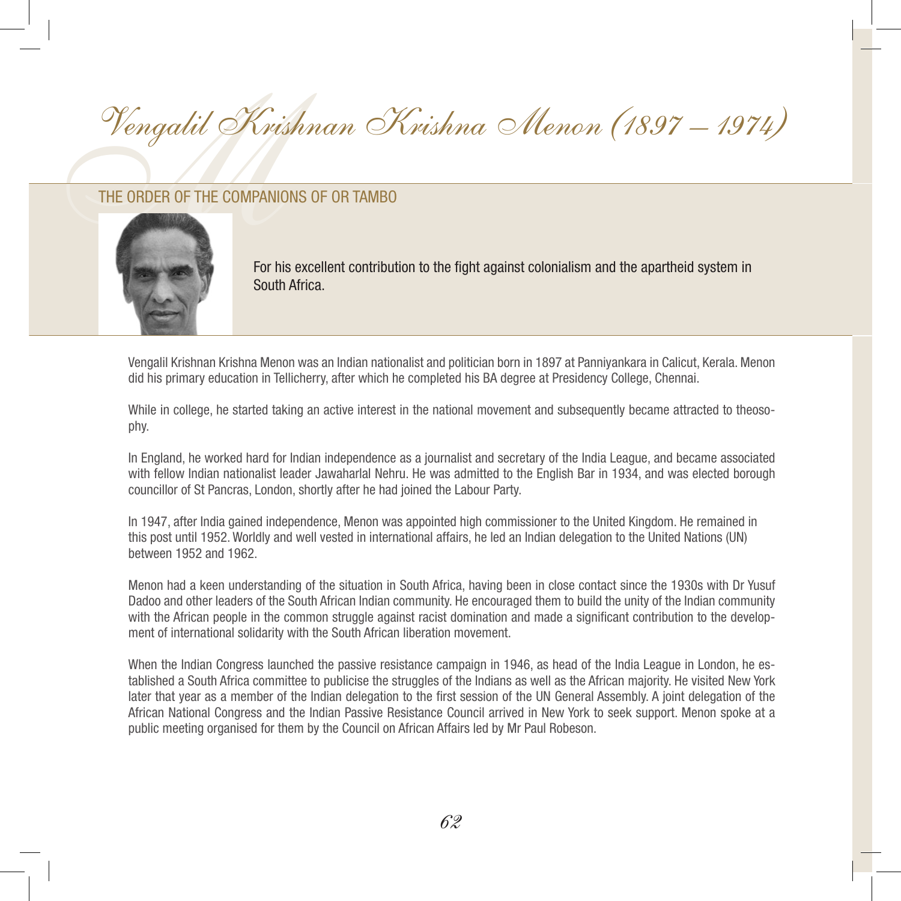# Vengalil Krishnan Krishna Menon (1897 – 1974)

## THE ORDER OF THE COMPANIONS OF OR TAMBO

For his excellent contribution to the fight against colonialism and the apartheid system in South Africa.

Vengalil Krishnan Krishna Menon was an Indian nationalist and politician born in 1897 at Panniyankara in Calicut, Kerala. Menon did his primary education in Tellicherry, after which he completed his BA degree at Presidency College, Chennai.

While in college, he started taking an active interest in the national movement and subsequently became attracted to theosophy.

In England, he worked hard for Indian independence as a journalist and secretary of the India League, and became associated with fellow Indian nationalist leader Jawaharlal Nehru. He was admitted to the English Bar in 1934, and was elected borough councillor of St Pancras, London, shortly after he had joined the Labour Party.

In 1947, after India gained independence, Menon was appointed high commissioner to the United Kingdom. He remained in this post until 1952. Worldly and well vested in international affairs, he led an Indian delegation to the United Nations (UN) between 1952 and 1962.

Menon had a keen understanding of the situation in South Africa, having been in close contact since the 1930s with Dr Yusuf Dadoo and other leaders of the South African Indian community. He encouraged them to build the unity of the Indian community with the African people in the common struggle against racist domination and made a significant contribution to the development of international solidarity with the South African liberation movement.

When the Indian Congress launched the passive resistance campaign in 1946, as head of the India League in London, he established a South Africa committee to publicise the struggles of the Indians as well as the African majority. He visited New York later that year as a member of the Indian delegation to the first session of the UN General Assembly. A joint delegation of the African National Congress and the Indian Passive Resistance Council arrived in New York to seek support. Menon spoke at a public meeting organised for them by the Council on African Affairs led by Mr Paul Robeson.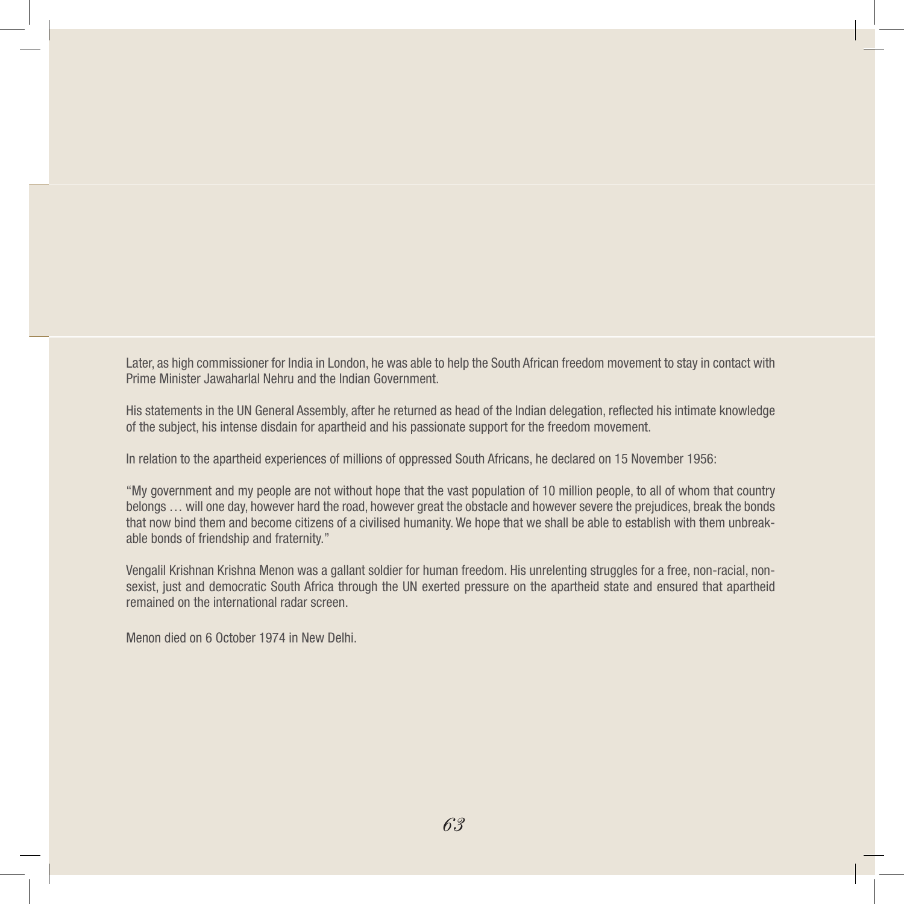Later, as high commissioner for India in London, he was able to help the South African freedom movement to stay in contact with Prime Minister Jawaharlal Nehru and the Indian Government.

His statements in the UN General Assembly, after he returned as head of the Indian delegation, reflected his intimate knowledge of the subject, his intense disdain for apartheid and his passionate support for the freedom movement.

In relation to the apartheid experiences of millions of oppressed South Africans, he declared on 15 November 1956:

"My government and my people are not without hope that the vast population of 10 million people, to all of whom that country belongs … will one day, however hard the road, however great the obstacle and however severe the prejudices, break the bonds that now bind them and become citizens of a civilised humanity. We hope that we shall be able to establish with them unbreakable bonds of friendship and fraternity."

Vengalil Krishnan Krishna Menon was a gallant soldier for human freedom. His unrelenting struggles for a free, non-racial, non-sexist, just and democratic South Africa through the UN exerted pressure on the apartheid state and ensured that apartheid remained on the international radar screen.

Menon died on 6 October 1974 in New Delhi.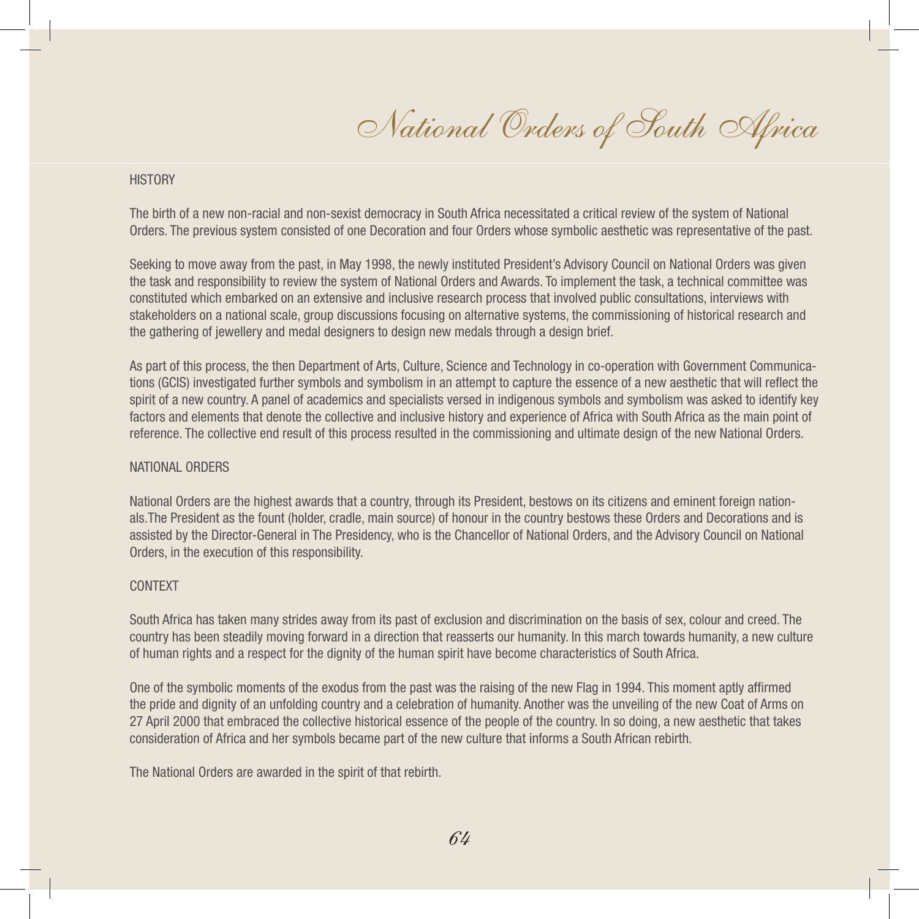# National Orders of South Africa

## HISTORY

The birth of a new non-racial and non-sexist democracy in South Africa necessitated a critical review of the system of National Orders. The previous system consisted of one Decoration and four Orders whose symbolic aesthetic was representative of the past.

Seeking to move away from the past, in May 1998, the newly instituted President's Advisory Council on National Orders was given the task and responsibility to review the system of National Orders and Awards. To implement the task, a technical committee was constituted which embarked on an extensive and inclusive research process that involved public consultations, interviews with stakeholders on a national scale, group discussions focusing on alternative systems, the commissioning of historical research and the gathering of jewellery and medal designers to design new medals through a design brief.

As part of this process, the then Department of Arts, Culture, Science and Technology in co-operation with Government Communications (GCIS) investigated further symbols and symbolism in an attempt to capture the essence of a new aesthetic that will reflect the spirit of a new country. A panel of academics and specialists versed in indigenous symbols and symbolism was asked to identify key factors and elements that denote the collective and inclusive history and experience of Africa with South Africa as the main point of reference. The collective end result of this process resulted in the commissioning and ultimate design of the new National Orders.

## NATIONAL ORDERS

National Orders are the highest awards that a country, through its President, bestows on its citizens and eminent foreign nationals.The President as the fount (holder, cradle, main source) of honour in the country bestows these Orders and Decorations and is assisted by the Director-General in The Presidency, who is the Chancellor of National Orders, and the Advisory Council on National Orders, in the execution of this responsibility.

## CONTEXT

South Africa has taken many strides away from its past of exclusion and discrimination on the basis of sex, colour and creed. The country has been steadily moving forward in a direction that reasserts our humanity. In this march towards humanity, a new culture of human rights and a respect for the dignity of the human spirit have become characteristics of South Africa.

One of the symbolic moments of the exodus from the past was the raising of the new Flag in 1994. This moment aptly affirmed the pride and dignity of an unfolding country and a celebration of humanity. Another was the unveiling of the new Coat of Arms on 27 April 2000 that embraced the collective historical essence of the people of the country. In so doing, a new aesthetic that takes consideration of Africa and her symbols became part of the new culture that informs a South African rebirth.

The National Orders are awarded in the spirit of that rebirth.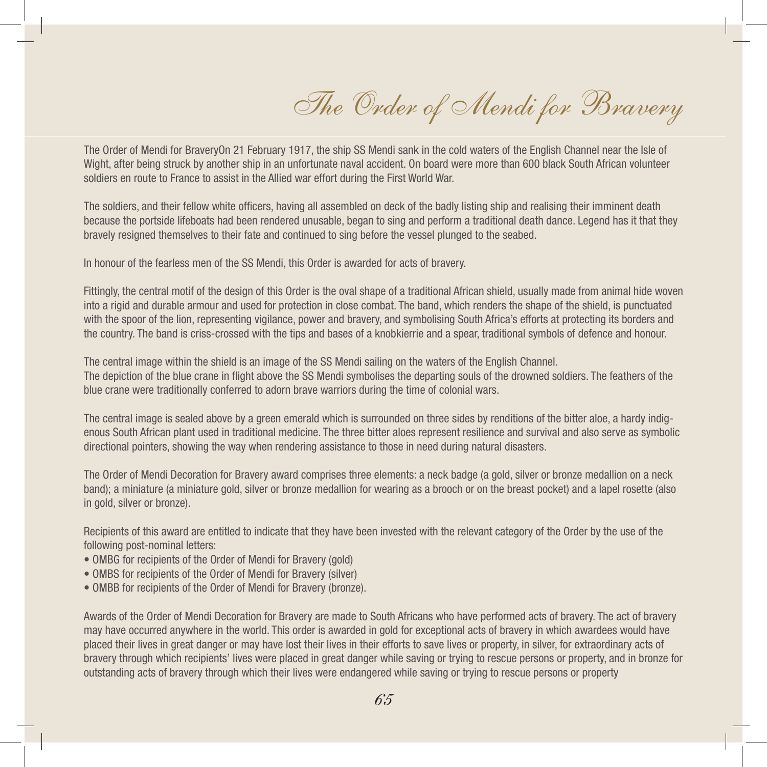# The Order of Mendi for Bravery

The Order of Mendi for BraveryOn 21 February 1917, the ship SS Mendi sank in the cold waters of the English Channel near the Isle of Wight, after being struck by another ship in an unfortunate naval accident. On board were more than 600 black South African volunteer soldiers en route to France to assist in the Allied war effort during the First World War.

The soldiers, and their fellow white officers, having all assembled on deck of the badly listing ship and realising their imminent death because the portside lifeboats had been rendered unusable, began to sing and perform a traditional death dance. Legend has it that they bravely resigned themselves to their fate and continued to sing before the vessel plunged to the seabed.

In honour of the fearless men of the SS Mendi, this Order is awarded for acts of bravery.

Fittingly, the central motif of the design of this Order is the oval shape of a traditional African shield, usually made from animal hide woven into a rigid and durable armour and used for protection in close combat. The band, which renders the shape of the shield, is punctuated with the spoor of the lion, representing vigilance, power and bravery, and symbolising South Africa's efforts at protecting its borders and the country. The band is criss-crossed with the tips and bases of a knobkierrie and a spear, traditional symbols of defence and honour.

The central image within the shield is an image of the SS Mendi sailing on the waters of the English Channel.
The depiction of the blue crane in flight above the SS Mendi symbolises the departing souls of the drowned soldiers. The feathers of the blue crane were traditionally conferred to adorn brave warriors during the time of colonial wars.

The central image is sealed above by a green emerald which is surrounded on three sides by renditions of the bitter aloe, a hardy indigenous South African plant used in traditional medicine. The three bitter aloes represent resilience and survival and also serve as symbolic directional pointers, showing the way when rendering assistance to those in need during natural disasters.

The Order of Mendi Decoration for Bravery award comprises three elements: a neck badge (a gold, silver or bronze medallion on a neck band); a miniature (a miniature gold, silver or bronze medallion for wearing as a brooch or on the breast pocket) and a lapel rosette (also in gold, silver or bronze).

Recipients of this award are entitled to indicate that they have been invested with the relevant category of the Order by the use of the following post-nominal letters:

- OMBG for recipients of the Order of Mendi for Bravery (gold)
- OMBS for recipients of the Order of Mendi for Bravery (silver)
- OMBB for recipients of the Order of Mendi for Bravery (bronze).

Awards of the Order of Mendi Decoration for Bravery are made to South Africans who have performed acts of bravery. The act of bravery may have occurred anywhere in the world. This order is awarded in gold for exceptional acts of bravery in which awardees would have placed their lives in great danger or may have lost their lives in their efforts to save lives or property, in silver, for extraordinary acts of bravery through which recipients' lives were placed in great danger while saving or trying to rescue persons or property, and in bronze for outstanding acts of bravery through which their lives were endangered while saving or trying to rescue persons or property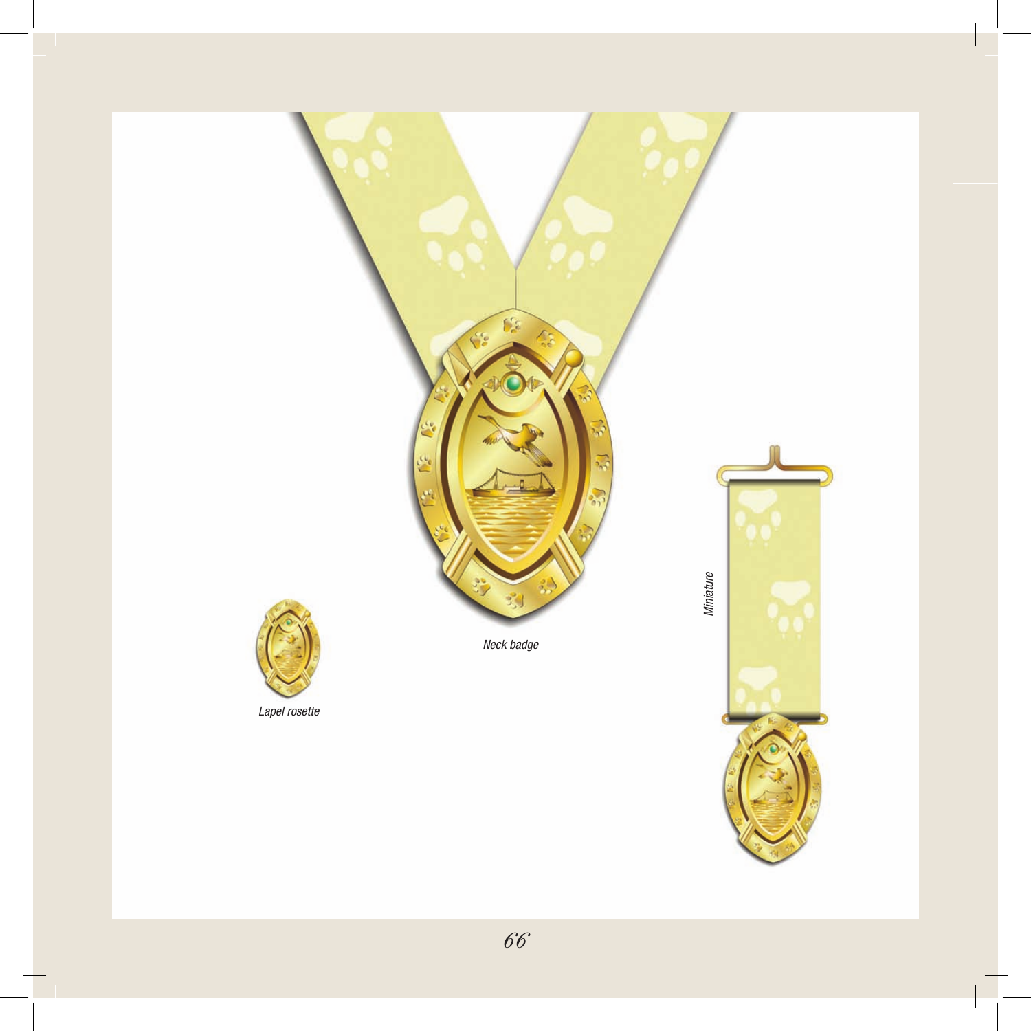Neck badge

Lapel rosette

Miniature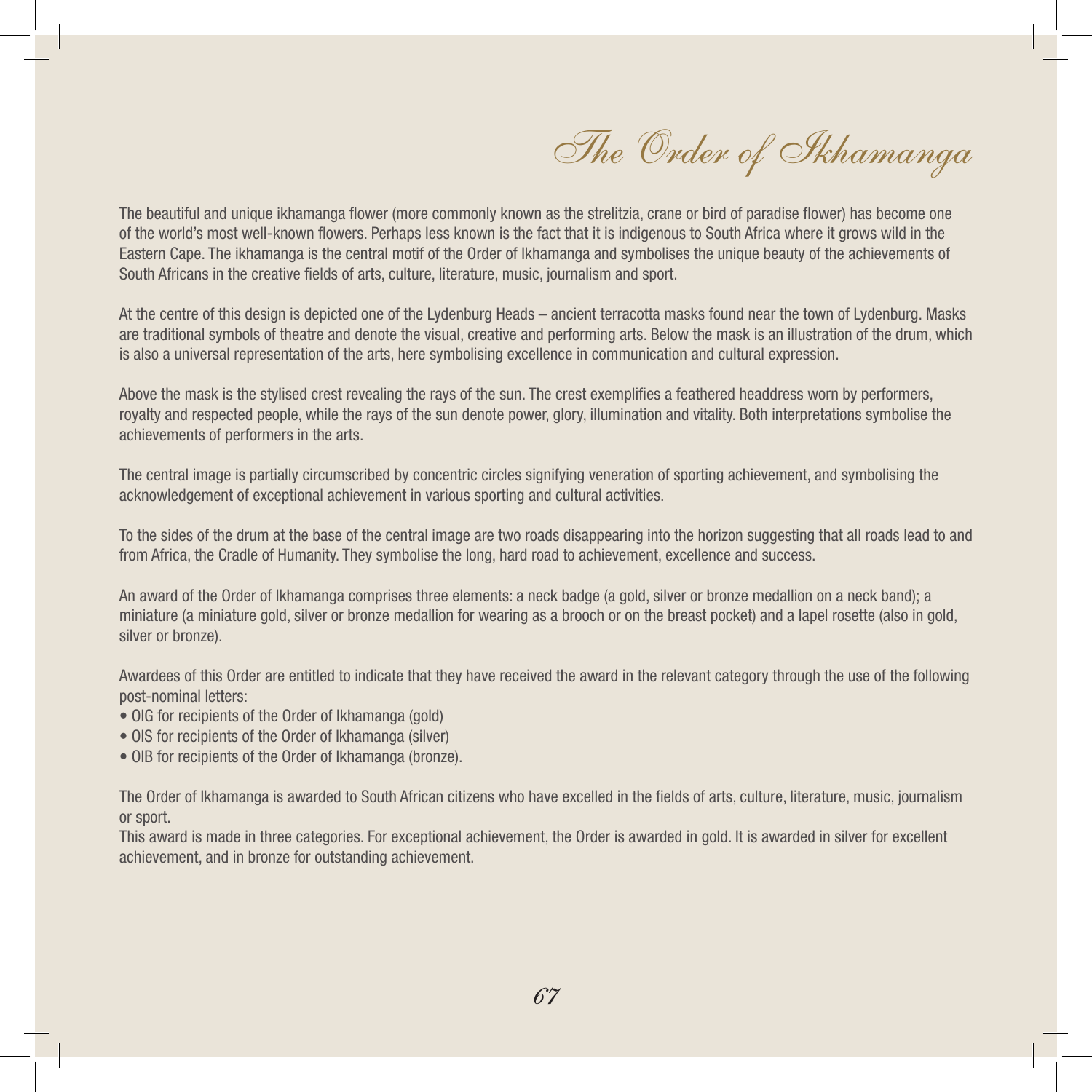# The Order of Ikhamanga

The beautiful and unique ikhamanga flower (more commonly known as the strelitzia, crane or bird of paradise flower) has become one of the world's most well-known flowers. Perhaps less known is the fact that it is indigenous to South Africa where it grows wild in the Eastern Cape. The ikhamanga is the central motif of the Order of Ikhamanga and symbolises the unique beauty of the achievements of South Africans in the creative fields of arts, culture, literature, music, journalism and sport.

At the centre of this design is depicted one of the Lydenburg Heads – ancient terracotta masks found near the town of Lydenburg. Masks are traditional symbols of theatre and denote the visual, creative and performing arts. Below the mask is an illustration of the drum, which is also a universal representation of the arts, here symbolising excellence in communication and cultural expression.

Above the mask is the stylised crest revealing the rays of the sun. The crest exemplifies a feathered headdress worn by performers, royalty and respected people, while the rays of the sun denote power, glory, illumination and vitality. Both interpretations symbolise the achievements of performers in the arts.

The central image is partially circumscribed by concentric circles signifying veneration of sporting achievement, and symbolising the acknowledgement of exceptional achievement in various sporting and cultural activities.

To the sides of the drum at the base of the central image are two roads disappearing into the horizon suggesting that all roads lead to and from Africa, the Cradle of Humanity. They symbolise the long, hard road to achievement, excellence and success.

An award of the Order of Ikhamanga comprises three elements: a neck badge (a gold, silver or bronze medallion on a neck band); a miniature (a miniature gold, silver or bronze medallion for wearing as a brooch or on the breast pocket) and a lapel rosette (also in gold, silver or bronze).

Awardees of this Order are entitled to indicate that they have received the award in the relevant category through the use of the following post-nominal letters:

- OIG for recipients of the Order of Ikhamanga (gold)
- OIS for recipients of the Order of Ikhamanga (silver)
- OIB for recipients of the Order of Ikhamanga (bronze).

The Order of Ikhamanga is awarded to South African citizens who have excelled in the fields of arts, culture, literature, music, journalism or sport.

This award is made in three categories. For exceptional achievement, the Order is awarded in gold. It is awarded in silver for excellent achievement, and in bronze for outstanding achievement.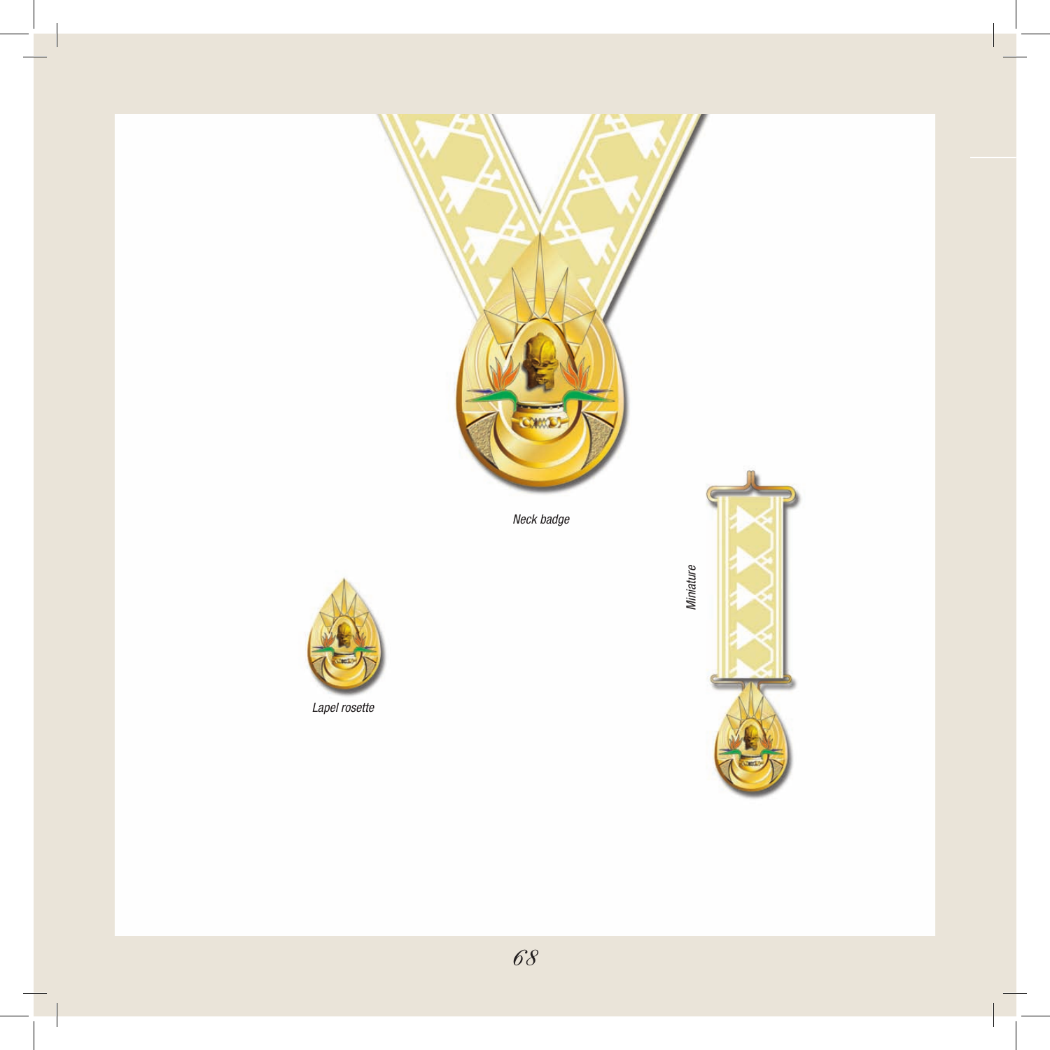Neck badge

Miniature

Lapel rosette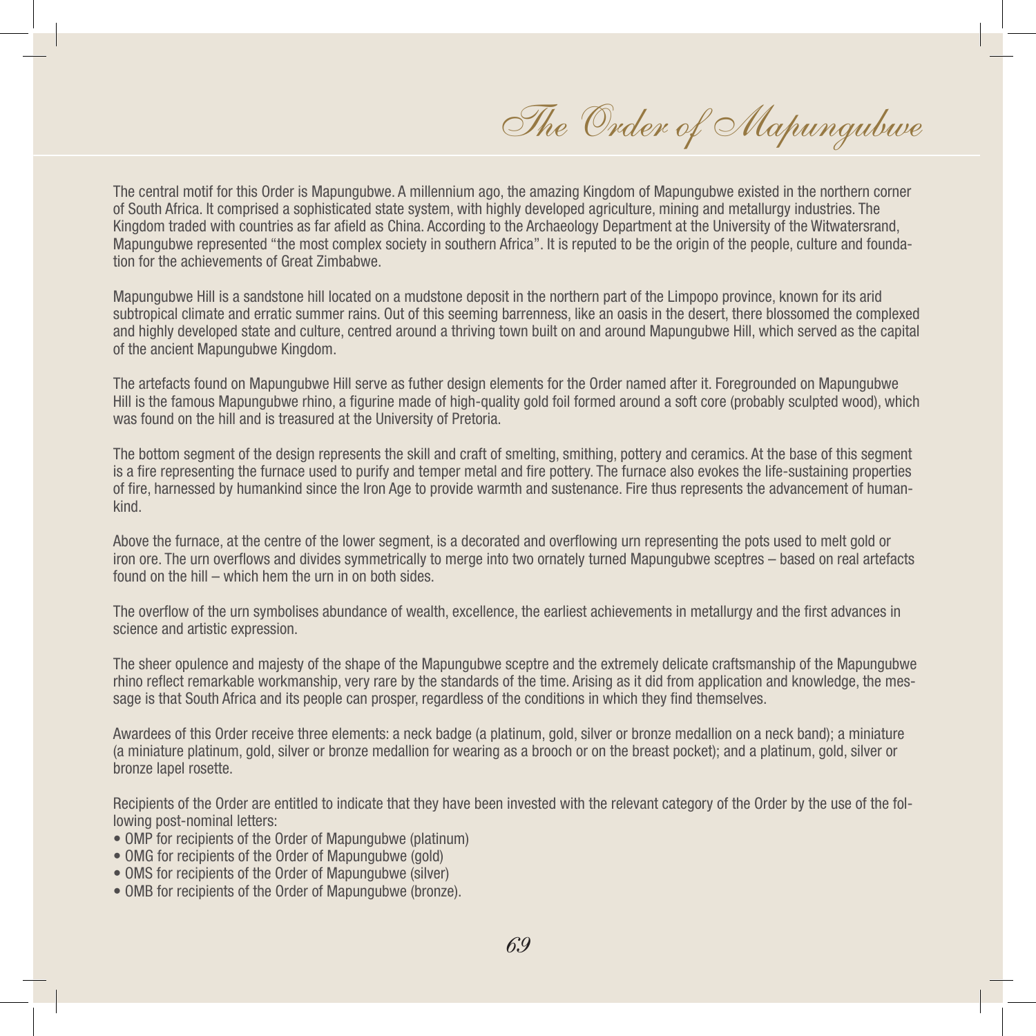# The Order of Mapungubwe

The central motif for this Order is Mapungubwe. A millennium ago, the amazing Kingdom of Mapungubwe existed in the northern corner of South Africa. It comprised a sophisticated state system, with highly developed agriculture, mining and metallurgy industries. The Kingdom traded with countries as far afield as China. According to the Archaeology Department at the University of the Witwatersrand, Mapungubwe represented "the most complex society in southern Africa". It is reputed to be the origin of the people, culture and foundation for the achievements of Great Zimbabwe.

Mapungubwe Hill is a sandstone hill located on a mudstone deposit in the northern part of the Limpopo province, known for its arid subtropical climate and erratic summer rains. Out of this seeming barrenness, like an oasis in the desert, there blossomed the complexed and highly developed state and culture, centred around a thriving town built on and around Mapungubwe Hill, which served as the capital of the ancient Mapungubwe Kingdom.

The artefacts found on Mapungubwe Hill serve as futher design elements for the Order named after it. Foregrounded on Mapungubwe Hill is the famous Mapungubwe rhino, a figurine made of high-quality gold foil formed around a soft core (probably sculpted wood), which was found on the hill and is treasured at the University of Pretoria.

The bottom segment of the design represents the skill and craft of smelting, smithing, pottery and ceramics. At the base of this segment is a fire representing the furnace used to purify and temper metal and fire pottery. The furnace also evokes the life-sustaining properties of fire, harnessed by humankind since the Iron Age to provide warmth and sustenance. Fire thus represents the advancement of humankind.

Above the furnace, at the centre of the lower segment, is a decorated and overflowing urn representing the pots used to melt gold or iron ore. The urn overflows and divides symmetrically to merge into two ornately turned Mapungubwe sceptres – based on real artefacts found on the hill – which hem the urn in on both sides.

The overflow of the urn symbolises abundance of wealth, excellence, the earliest achievements in metallurgy and the first advances in science and artistic expression.

The sheer opulence and majesty of the shape of the Mapungubwe sceptre and the extremely delicate craftsmanship of the Mapungubwe rhino reflect remarkable workmanship, very rare by the standards of the time. Arising as it did from application and knowledge, the message is that South Africa and its people can prosper, regardless of the conditions in which they find themselves.

Awardees of this Order receive three elements: a neck badge (a platinum, gold, silver or bronze medallion on a neck band); a miniature (a miniature platinum, gold, silver or bronze medallion for wearing as a brooch or on the breast pocket); and a platinum, gold, silver or bronze lapel rosette.

Recipients of the Order are entitled to indicate that they have been invested with the relevant category of the Order by the use of the following post-nominal letters:

- OMP for recipients of the Order of Mapungubwe (platinum)
- OMG for recipients of the Order of Mapungubwe (gold)
- OMS for recipients of the Order of Mapungubwe (silver)
- OMB for recipients of the Order of Mapungubwe (bronze).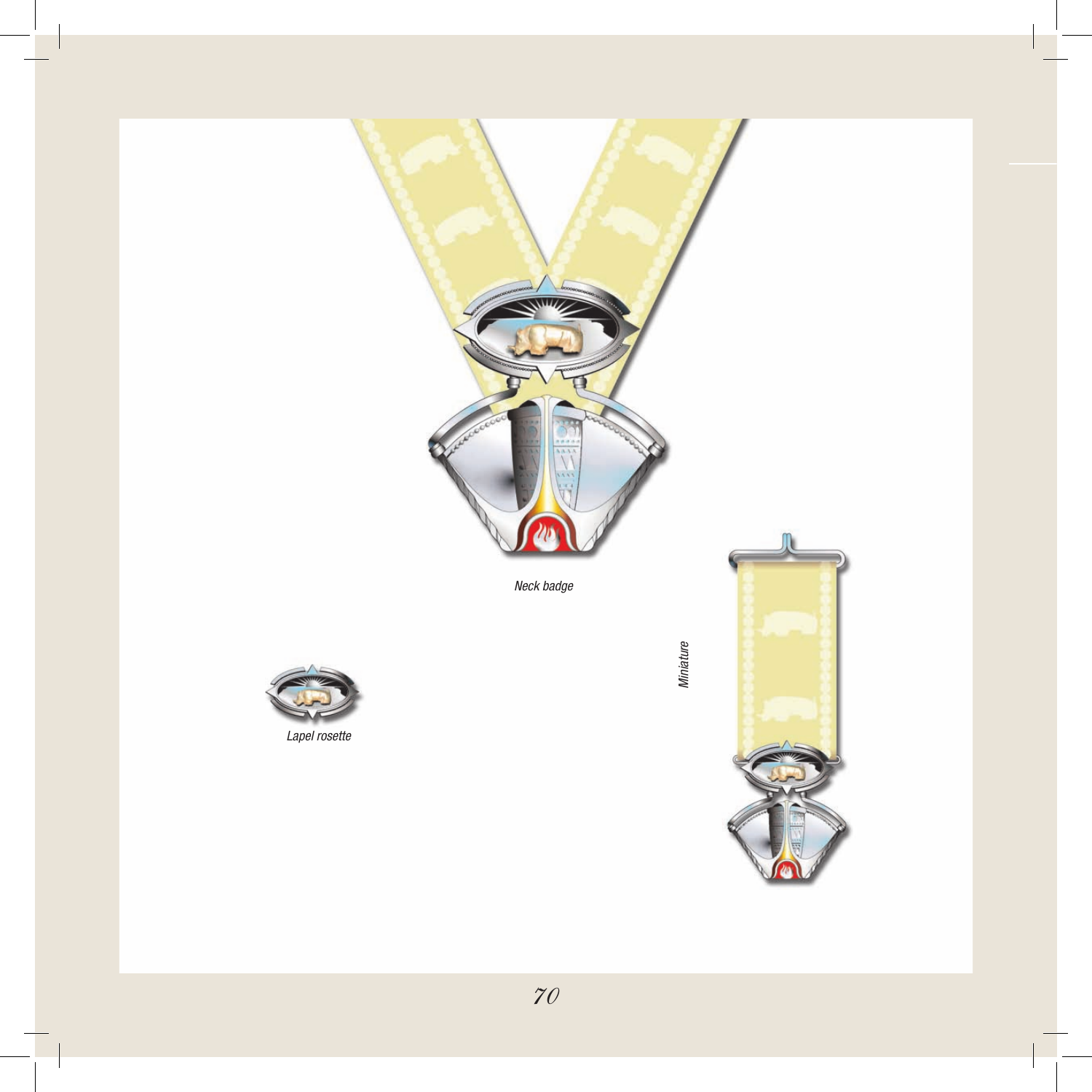*Neck badge*

*Lapel rosette*

*Miniature*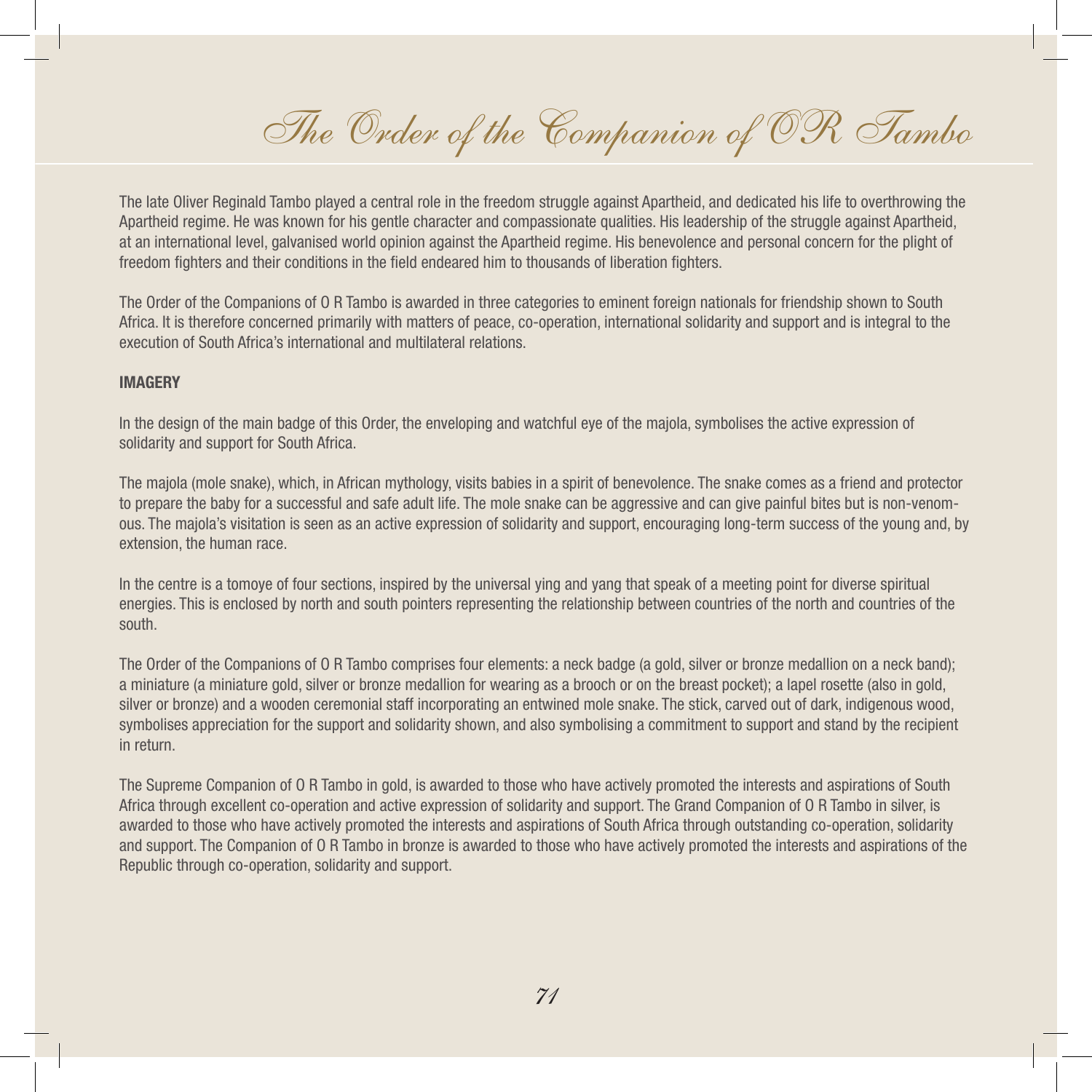# The Order of the Companion of OR Tambo

The late Oliver Reginald Tambo played a central role in the freedom struggle against Apartheid, and dedicated his life to overthrowing the Apartheid regime. He was known for his gentle character and compassionate qualities. His leadership of the struggle against Apartheid, at an international level, galvanised world opinion against the Apartheid regime. His benevolence and personal concern for the plight of freedom fighters and their conditions in the field endeared him to thousands of liberation fighters.

The Order of the Companions of O R Tambo is awarded in three categories to eminent foreign nationals for friendship shown to South Africa. It is therefore concerned primarily with matters of peace, co-operation, international solidarity and support and is integral to the execution of South Africa's international and multilateral relations.

**IMAGERY**

In the design of the main badge of this Order, the enveloping and watchful eye of the majola, symbolises the active expression of solidarity and support for South Africa.

The majola (mole snake), which, in African mythology, visits babies in a spirit of benevolence. The snake comes as a friend and protector to prepare the baby for a successful and safe adult life. The mole snake can be aggressive and can give painful bites but is non-venomous. The majola's visitation is seen as an active expression of solidarity and support, encouraging long-term success of the young and, by extension, the human race.

In the centre is a tomoye of four sections, inspired by the universal ying and yang that speak of a meeting point for diverse spiritual energies. This is enclosed by north and south pointers representing the relationship between countries of the north and countries of the south.

The Order of the Companions of O R Tambo comprises four elements: a neck badge (a gold, silver or bronze medallion on a neck band); a miniature (a miniature gold, silver or bronze medallion for wearing as a brooch or on the breast pocket); a lapel rosette (also in gold, silver or bronze) and a wooden ceremonial staff incorporating an entwined mole snake. The stick, carved out of dark, indigenous wood, symbolises appreciation for the support and solidarity shown, and also symbolising a commitment to support and stand by the recipient in return.

The Supreme Companion of O R Tambo in gold, is awarded to those who have actively promoted the interests and aspirations of South Africa through excellent co-operation and active expression of solidarity and support. The Grand Companion of O R Tambo in silver, is awarded to those who have actively promoted the interests and aspirations of South Africa through outstanding co-operation, solidarity and support. The Companion of O R Tambo in bronze is awarded to those who have actively promoted the interests and aspirations of the Republic through co-operation, solidarity and support.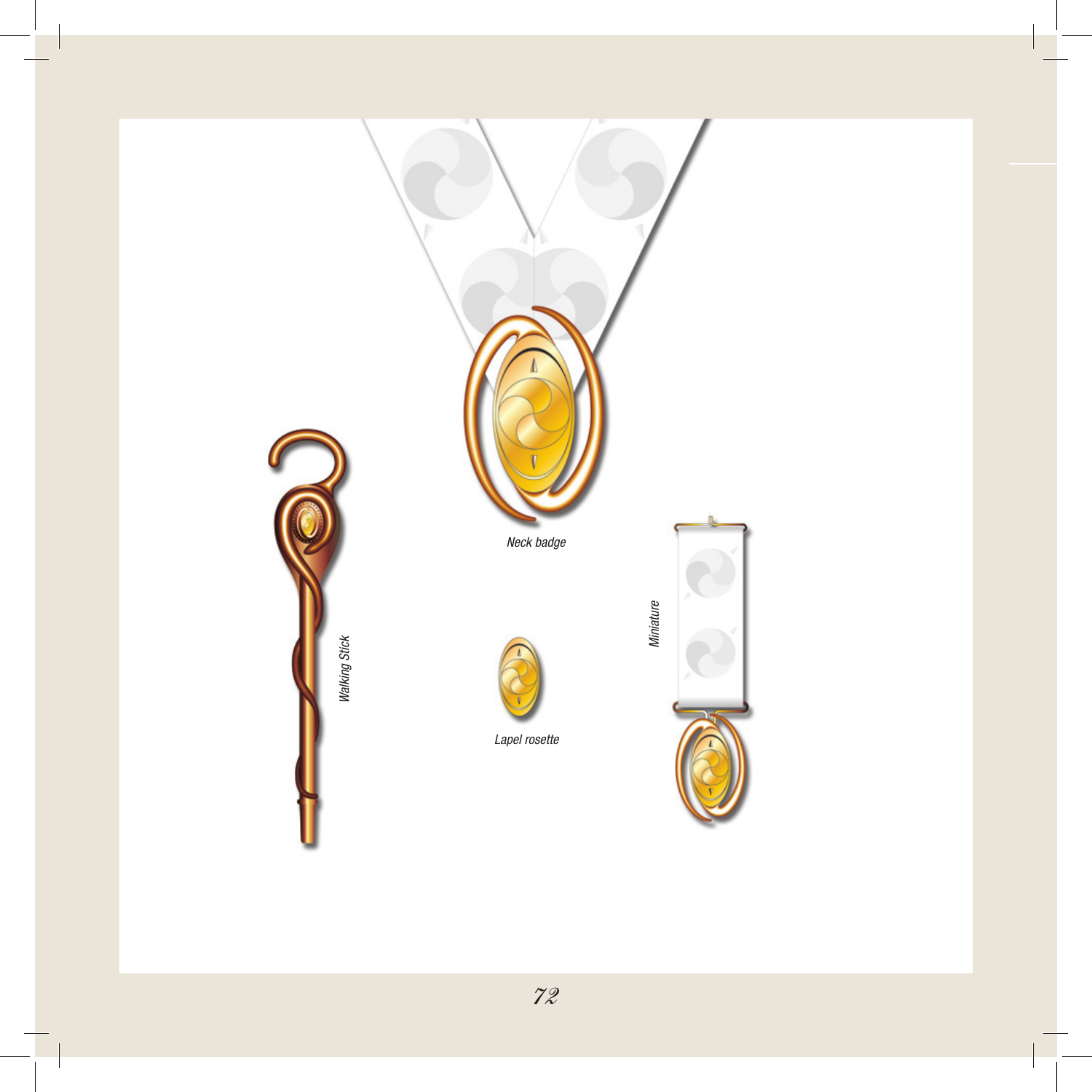Neck badge

Walking Stick

Lapel rosette

Miniature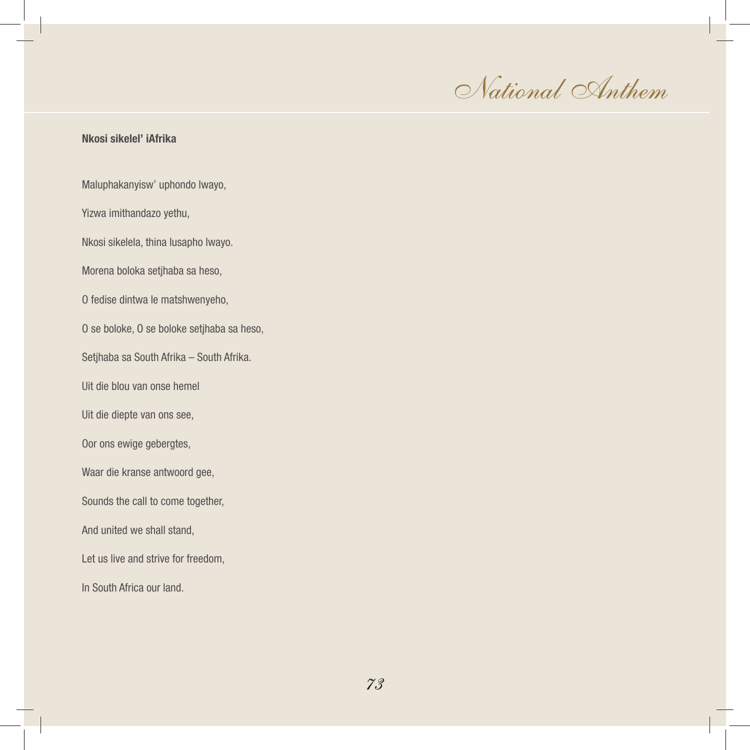# National Anthem

**Nkosi sikelel' iAfrika**

Maluphakanyisw' uphondo lwayo,

Yizwa imithandazo yethu,

Nkosi sikelela, thina lusapho lwayo.

Morena boloka setjhaba sa heso,

O fedise dintwa le matshwenyeho,

O se boloke, O se boloke setjhaba sa heso,

Setjhaba sa South Afrika – South Afrika.

Uit die blou van onse hemel

Uit die diepte van ons see,

Oor ons ewige gebergtes,

Waar die kranse antwoord gee,

Sounds the call to come together,

And united we shall stand,

Let us live and strive for freedom,

In South Africa our land.